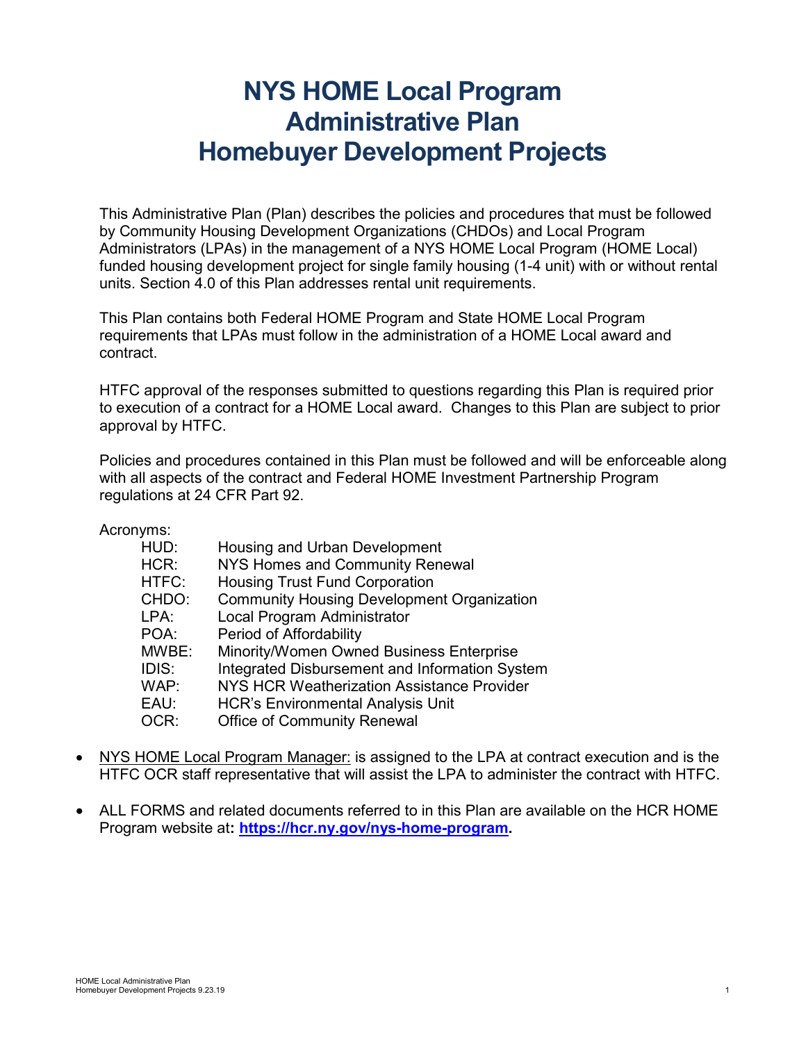# NYS HOME Local Program Administrative Plan Homebuyer Development Projects

This Administrative Plan (Plan) describes the policies and procedures that must be followed by Community Housing Development Organizations (CHDOs) and Local Program Administrators (LPAs) in the management of a NYS HOME Local Program (HOME Local) funded housing development project for single family housing (1-4 unit) with or without rental units. Section 4.0 of this Plan addresses rental unit requirements.

This Plan contains both Federal HOME Program and State HOME Local Program requirements that LPAs must follow in the administration of a HOME Local award and contract.

HTFC approval of the responses submitted to questions regarding this Plan is required prior to execution of a contract for a HOME Local award. Changes to this Plan are subject to prior approval by HTFC.

Policies and procedures contained in this Plan must be followed and will be enforceable along with all aspects of the contract and Federal HOME Investment Partnership Program regulations at 24 CFR Part 92.

Acronyms:

| | |
|---|---|
| HUD: | Housing and Urban Development |
| HCR: | NYS Homes and Community Renewal |
| HTFC: | Housing Trust Fund Corporation |
| CHDO: | Community Housing Development Organization |
| LPA: | Local Program Administrator |
| POA: | Period of Affordability |
| MWBE: | Minority/Women Owned Business Enterprise |
| IDIS: | Integrated Disbursement and Information System |
| WAP: | NYS HCR Weatherization Assistance Provider |
| EAU: | HCR's Environmental Analysis Unit |
| OCR: | Office of Community Renewal |

- NYS HOME Local Program Manager: is assigned to the LPA at contract execution and is the HTFC OCR staff representative that will assist the LPA to administer the contract with HTFC.
- ALL FORMS and related documents referred to in this Plan are available on the HCR HOME Program website at: **https://hcr.ny.gov/nys-home-program.**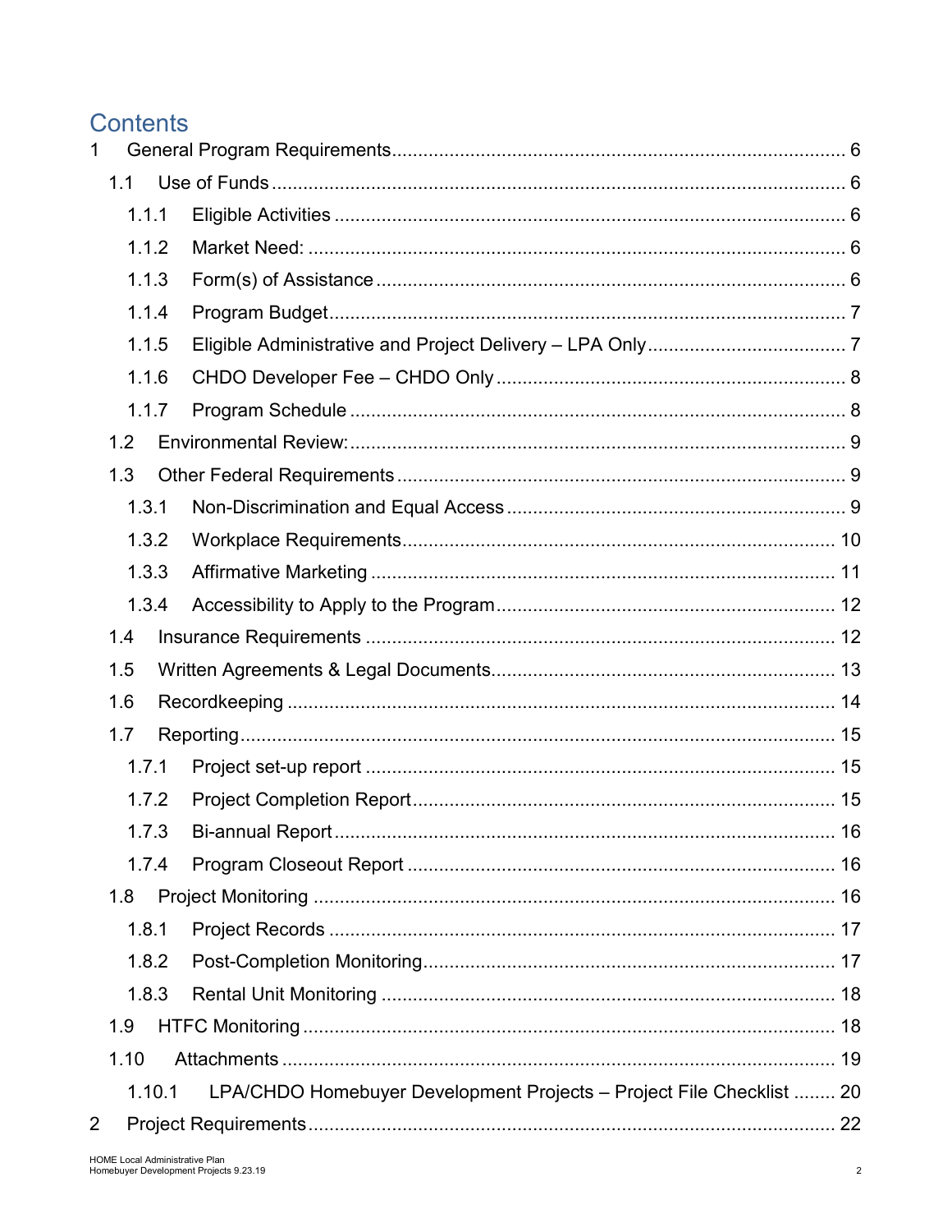# Contents

1 General Program Requirements ..... 6
- 1.1 Use of Funds ..... 6
  - 1.1.1 Eligible Activities ..... 6
  - 1.1.2 Market Need: ..... 6
  - 1.1.3 Form(s) of Assistance ..... 6
  - 1.1.4 Program Budget ..... 7
  - 1.1.5 Eligible Administrative and Project Delivery – LPA Only ..... 7
  - 1.1.6 CHDO Developer Fee – CHDO Only ..... 8
  - 1.1.7 Program Schedule ..... 8
- 1.2 Environmental Review: ..... 9
- 1.3 Other Federal Requirements ..... 9
  - 1.3.1 Non-Discrimination and Equal Access ..... 9
  - 1.3.2 Workplace Requirements ..... 10
  - 1.3.3 Affirmative Marketing ..... 11
  - 1.3.4 Accessibility to Apply to the Program ..... 12
- 1.4 Insurance Requirements ..... 12
- 1.5 Written Agreements & Legal Documents ..... 13
- 1.6 Recordkeeping ..... 14
- 1.7 Reporting ..... 15
  - 1.7.1 Project set-up report ..... 15
  - 1.7.2 Project Completion Report ..... 15
  - 1.7.3 Bi-annual Report ..... 16
  - 1.7.4 Program Closeout Report ..... 16
- 1.8 Project Monitoring ..... 16
  - 1.8.1 Project Records ..... 17
  - 1.8.2 Post-Completion Monitoring ..... 17
  - 1.8.3 Rental Unit Monitoring ..... 18
- 1.9 HTFC Monitoring ..... 18
- 1.10 Attachments ..... 19
  - 1.10.1 LPA/CHDO Homebuyer Development Projects – Project File Checklist ..... 20

2 Project Requirements ..... 22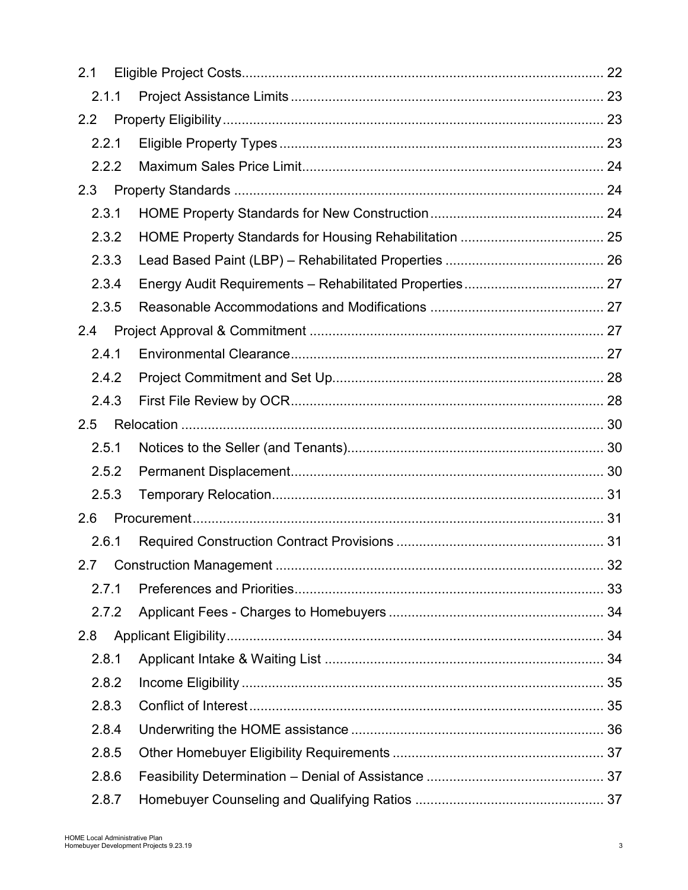- 2.1 Eligible Project Costs ........................................ 22
  - 2.1.1 Project Assistance Limits ........................................ 23
- 2.2 Property Eligibility ........................................ 23
  - 2.2.1 Eligible Property Types ........................................ 23
  - 2.2.2 Maximum Sales Price Limit ........................................ 24
- 2.3 Property Standards ........................................ 24
  - 2.3.1 HOME Property Standards for New Construction ........................................ 24
  - 2.3.2 HOME Property Standards for Housing Rehabilitation ........................................ 25
  - 2.3.3 Lead Based Paint (LBP) – Rehabilitated Properties ........................................ 26
  - 2.3.4 Energy Audit Requirements – Rehabilitated Properties ........................................ 27
  - 2.3.5 Reasonable Accommodations and Modifications ........................................ 27
- 2.4 Project Approval & Commitment ........................................ 27
  - 2.4.1 Environmental Clearance ........................................ 27
  - 2.4.2 Project Commitment and Set Up ........................................ 28
  - 2.4.3 First File Review by OCR ........................................ 28
- 2.5 Relocation ........................................ 30
  - 2.5.1 Notices to the Seller (and Tenants) ........................................ 30
  - 2.5.2 Permanent Displacement ........................................ 30
  - 2.5.3 Temporary Relocation ........................................ 31
- 2.6 Procurement ........................................ 31
  - 2.6.1 Required Construction Contract Provisions ........................................ 31
- 2.7 Construction Management ........................................ 32
  - 2.7.1 Preferences and Priorities ........................................ 33
  - 2.7.2 Applicant Fees - Charges to Homebuyers ........................................ 34
- 2.8 Applicant Eligibility ........................................ 34
  - 2.8.1 Applicant Intake & Waiting List ........................................ 34
  - 2.8.2 Income Eligibility ........................................ 35
  - 2.8.3 Conflict of Interest ........................................ 35
  - 2.8.4 Underwriting the HOME assistance ........................................ 36
  - 2.8.5 Other Homebuyer Eligibility Requirements ........................................ 37
  - 2.8.6 Feasibility Determination – Denial of Assistance ........................................ 37
  - 2.8.7 Homebuyer Counseling and Qualifying Ratios ........................................ 37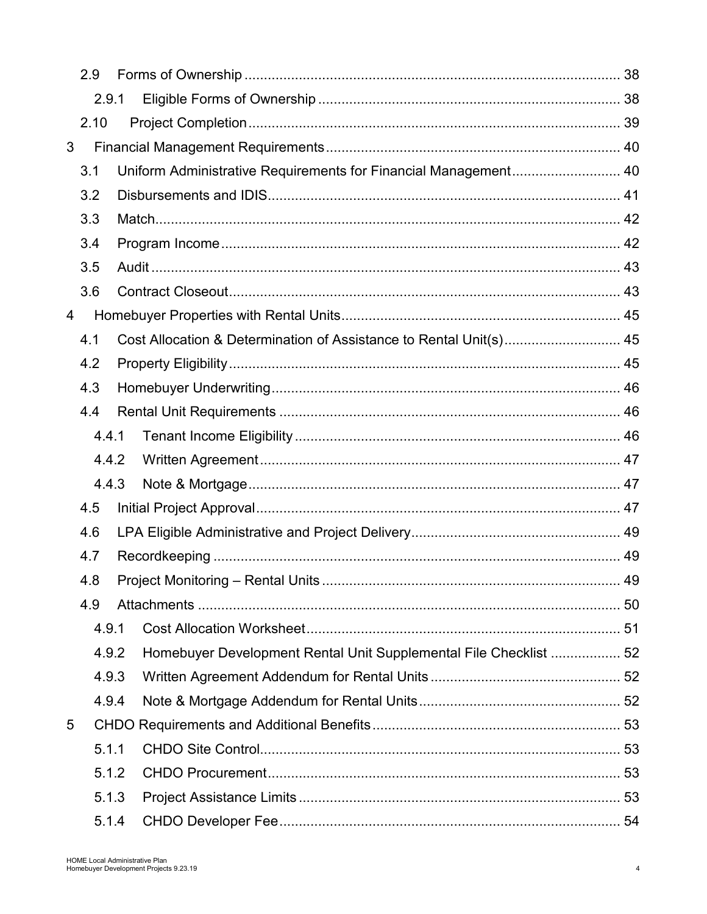2.9 Forms of Ownership ........................................................................................ 38

2.9.1 Eligible Forms of Ownership ..................................................................... 38

2.10 Project Completion ........................................................................................ 39

3 Financial Management Requirements ..................................................................... 40

3.1 Uniform Administrative Requirements for Financial Management ........................... 40

3.2 Disbursements and IDIS ..................................................................................... 41

3.3 Match ............................................................................................................... 42

3.4 Program Income ................................................................................................ 42

3.5 Audit ................................................................................................................. 43

3.6 Contract Closeout .............................................................................................. 43

4 Homebuyer Properties with Rental Units .................................................................. 45

4.1 Cost Allocation & Determination of Assistance to Rental Unit(s) ............................. 45

4.2 Property Eligibility .............................................................................................. 45

4.3 Homebuyer Underwriting .................................................................................... 46

4.4 Rental Unit Requirements ................................................................................... 46

4.4.1 Tenant Income Eligibility ................................................................................ 46

4.4.2 Written Agreement ......................................................................................... 47

4.4.3 Note & Mortgage ............................................................................................ 47

4.5 Initial Project Approval ....................................................................................... 47

4.6 LPA Eligible Administrative and Project Delivery ..................................................... 49

4.7 Recordkeeping ................................................................................................... 49

4.8 Project Monitoring – Rental Units ......................................................................... 49

4.9 Attachments ...................................................................................................... 50

4.9.1 Cost Allocation Worksheet .............................................................................. 51

4.9.2 Homebuyer Development Rental Unit Supplemental File Checklist ..................... 52

4.9.3 Written Agreement Addendum for Rental Units ................................................ 52

4.9.4 Note & Mortgage Addendum for Rental Units ................................................... 52

5 CHDO Requirements and Additional Benefits ........................................................... 53

5.1.1 CHDO Site Control ........................................................................................... 53

5.1.2 CHDO Procurement .......................................................................................... 53

5.1.3 Project Assistance Limits .................................................................................. 53

5.1.4 CHDO Developer Fee ........................................................................................ 54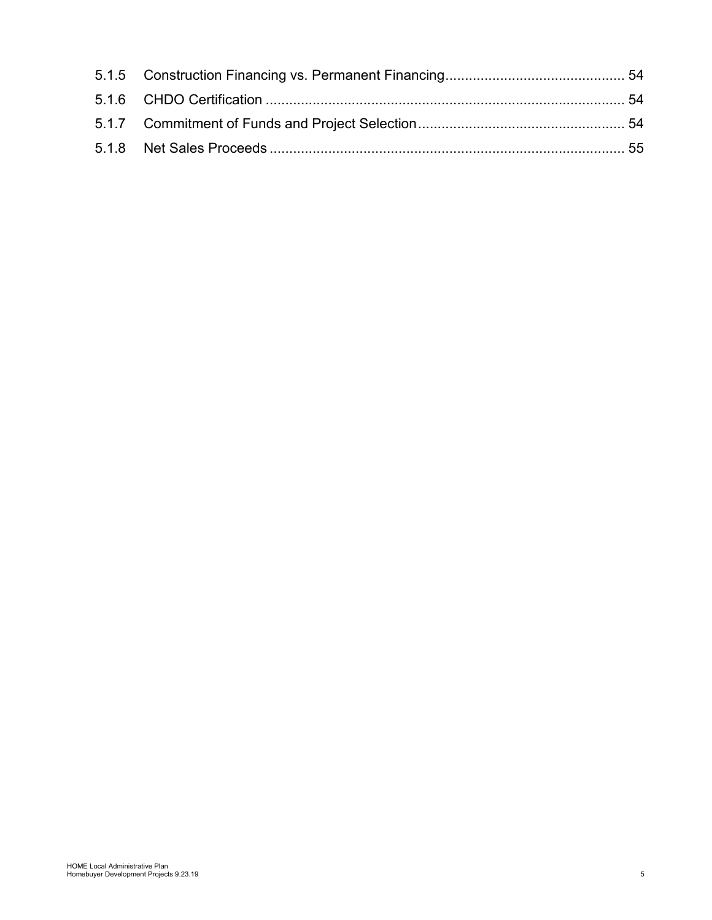5.1.5 Construction Financing vs. Permanent Financing ............................................. 54
5.1.6 CHDO Certification ............................................................................................ 54
5.1.7 Commitment of Funds and Project Selection .................................................... 54
5.1.8 Net Sales Proceeds ........................................................................................... 55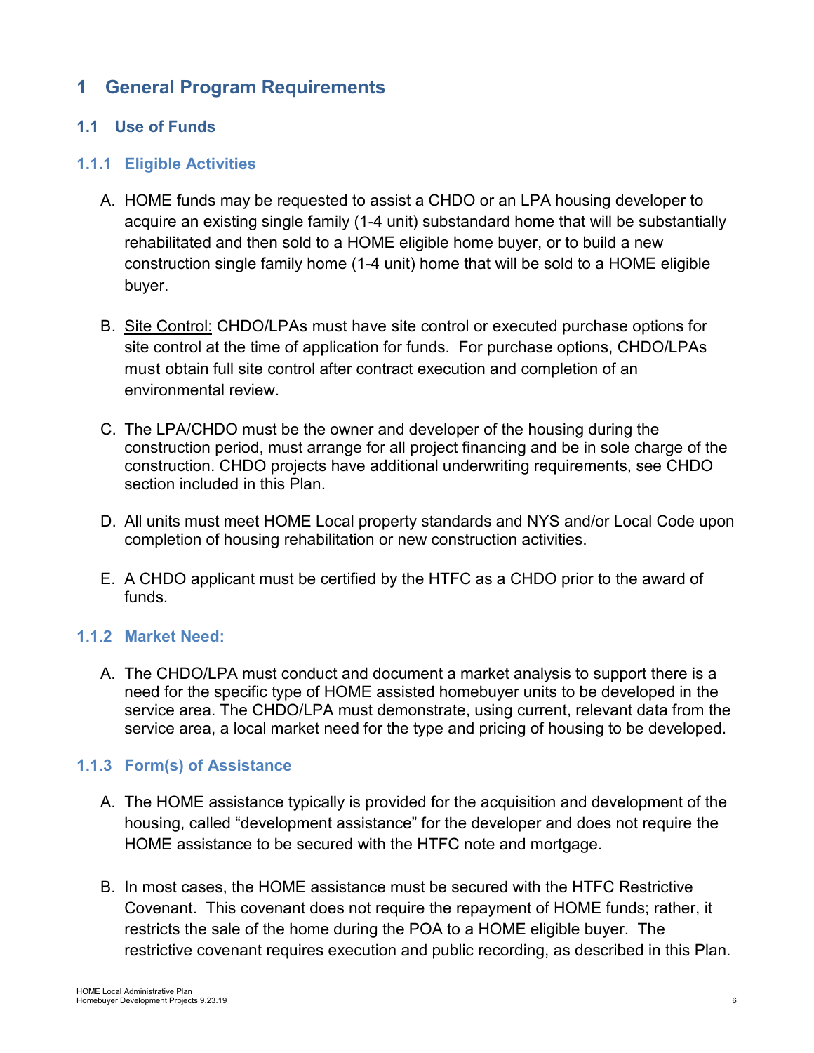# 1 General Program Requirements

## 1.1 Use of Funds

### 1.1.1 Eligible Activities

A. HOME funds may be requested to assist a CHDO or an LPA housing developer to acquire an existing single family (1-4 unit) substandard home that will be substantially rehabilitated and then sold to a HOME eligible home buyer, or to build a new construction single family home (1-4 unit) home that will be sold to a HOME eligible buyer.

B. Site Control: CHDO/LPAs must have site control or executed purchase options for site control at the time of application for funds. For purchase options, CHDO/LPAs must obtain full site control after contract execution and completion of an environmental review.

C. The LPA/CHDO must be the owner and developer of the housing during the construction period, must arrange for all project financing and be in sole charge of the construction. CHDO projects have additional underwriting requirements, see CHDO section included in this Plan.

D. All units must meet HOME Local property standards and NYS and/or Local Code upon completion of housing rehabilitation or new construction activities.

E. A CHDO applicant must be certified by the HTFC as a CHDO prior to the award of funds.

### 1.1.2 Market Need:

A. The CHDO/LPA must conduct and document a market analysis to support there is a need for the specific type of HOME assisted homebuyer units to be developed in the service area. The CHDO/LPA must demonstrate, using current, relevant data from the service area, a local market need for the type and pricing of housing to be developed.

### 1.1.3 Form(s) of Assistance

A. The HOME assistance typically is provided for the acquisition and development of the housing, called "development assistance" for the developer and does not require the HOME assistance to be secured with the HTFC note and mortgage.

B. In most cases, the HOME assistance must be secured with the HTFC Restrictive Covenant. This covenant does not require the repayment of HOME funds; rather, it restricts the sale of the home during the POA to a HOME eligible buyer. The restrictive covenant requires execution and public recording, as described in this Plan.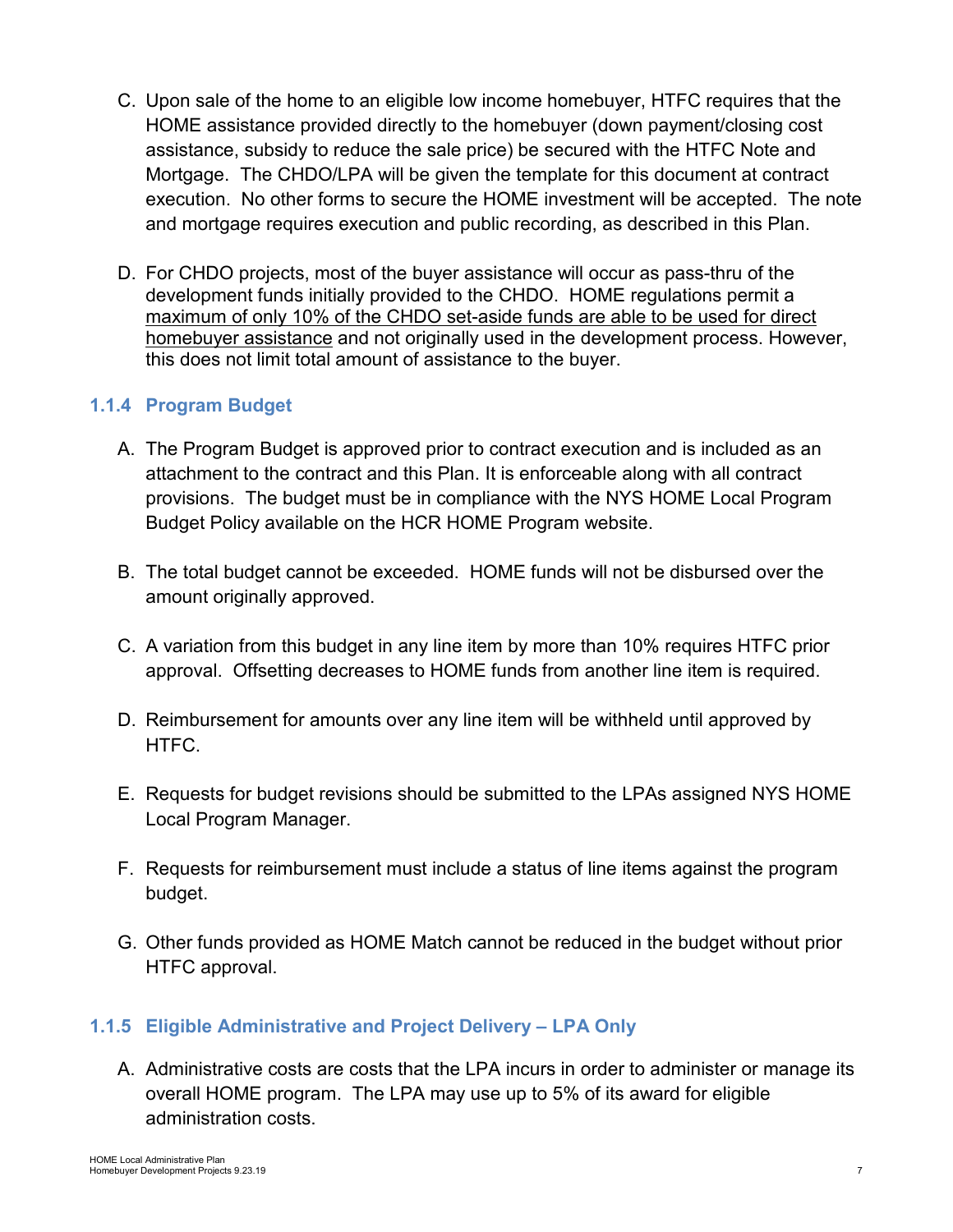C. Upon sale of the home to an eligible low income homebuyer, HTFC requires that the HOME assistance provided directly to the homebuyer (down payment/closing cost assistance, subsidy to reduce the sale price) be secured with the HTFC Note and Mortgage. The CHDO/LPA will be given the template for this document at contract execution. No other forms to secure the HOME investment will be accepted. The note and mortgage requires execution and public recording, as described in this Plan.

D. For CHDO projects, most of the buyer assistance will occur as pass-thru of the development funds initially provided to the CHDO. HOME regulations permit a <u>maximum of only 10% of the CHDO set-aside funds are able to be used for direct homebuyer assistance</u> and not originally used in the development process. However, this does not limit total amount of assistance to the buyer.

### 1.1.4 Program Budget

A. The Program Budget is approved prior to contract execution and is included as an attachment to the contract and this Plan. It is enforceable along with all contract provisions. The budget must be in compliance with the NYS HOME Local Program Budget Policy available on the HCR HOME Program website.

B. The total budget cannot be exceeded. HOME funds will not be disbursed over the amount originally approved.

C. A variation from this budget in any line item by more than 10% requires HTFC prior approval. Offsetting decreases to HOME funds from another line item is required.

D. Reimbursement for amounts over any line item will be withheld until approved by HTFC.

E. Requests for budget revisions should be submitted to the LPAs assigned NYS HOME Local Program Manager.

F. Requests for reimbursement must include a status of line items against the program budget.

G. Other funds provided as HOME Match cannot be reduced in the budget without prior HTFC approval.

### 1.1.5 Eligible Administrative and Project Delivery – LPA Only

A. Administrative costs are costs that the LPA incurs in order to administer or manage its overall HOME program. The LPA may use up to 5% of its award for eligible administration costs.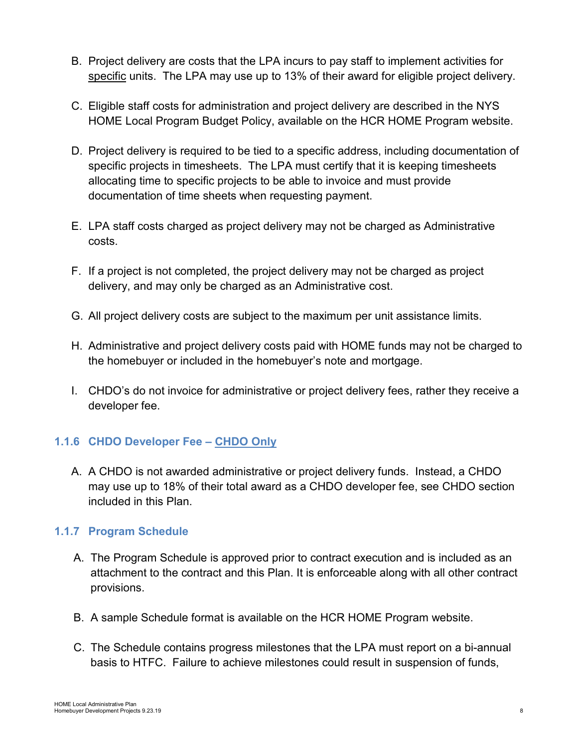B. Project delivery are costs that the LPA incurs to pay staff to implement activities for specific units. The LPA may use up to 13% of their award for eligible project delivery.

C. Eligible staff costs for administration and project delivery are described in the NYS HOME Local Program Budget Policy, available on the HCR HOME Program website.

D. Project delivery is required to be tied to a specific address, including documentation of specific projects in timesheets. The LPA must certify that it is keeping timesheets allocating time to specific projects to be able to invoice and must provide documentation of time sheets when requesting payment.

E. LPA staff costs charged as project delivery may not be charged as Administrative costs.

F. If a project is not completed, the project delivery may not be charged as project delivery, and may only be charged as an Administrative cost.

G. All project delivery costs are subject to the maximum per unit assistance limits.

H. Administrative and project delivery costs paid with HOME funds may not be charged to the homebuyer or included in the homebuyer's note and mortgage.

I. CHDO's do not invoice for administrative or project delivery fees, rather they receive a developer fee.

### 1.1.6 CHDO Developer Fee – CHDO Only

A. A CHDO is not awarded administrative or project delivery funds. Instead, a CHDO may use up to 18% of their total award as a CHDO developer fee, see CHDO section included in this Plan.

### 1.1.7 Program Schedule

A. The Program Schedule is approved prior to contract execution and is included as an attachment to the contract and this Plan. It is enforceable along with all other contract provisions.

B. A sample Schedule format is available on the HCR HOME Program website.

C. The Schedule contains progress milestones that the LPA must report on a bi-annual basis to HTFC. Failure to achieve milestones could result in suspension of funds,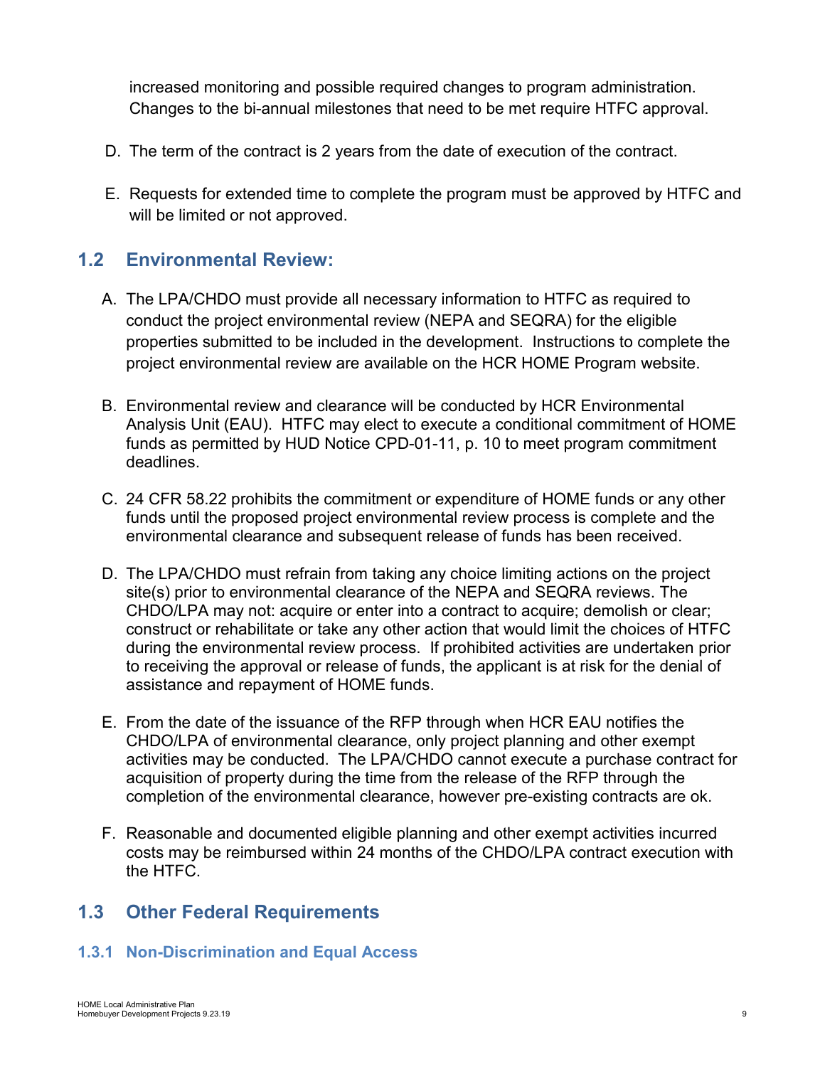increased monitoring and possible required changes to program administration. Changes to the bi-annual milestones that need to be met require HTFC approval.

D. The term of the contract is 2 years from the date of execution of the contract.

E. Requests for extended time to complete the program must be approved by HTFC and will be limited or not approved.

## 1.2 Environmental Review:

A. The LPA/CHDO must provide all necessary information to HTFC as required to conduct the project environmental review (NEPA and SEQRA) for the eligible properties submitted to be included in the development. Instructions to complete the project environmental review are available on the HCR HOME Program website.

B. Environmental review and clearance will be conducted by HCR Environmental Analysis Unit (EAU). HTFC may elect to execute a conditional commitment of HOME funds as permitted by HUD Notice CPD-01-11, p. 10 to meet program commitment deadlines.

C. 24 CFR 58.22 prohibits the commitment or expenditure of HOME funds or any other funds until the proposed project environmental review process is complete and the environmental clearance and subsequent release of funds has been received.

D. The LPA/CHDO must refrain from taking any choice limiting actions on the project site(s) prior to environmental clearance of the NEPA and SEQRA reviews. The CHDO/LPA may not: acquire or enter into a contract to acquire; demolish or clear; construct or rehabilitate or take any other action that would limit the choices of HTFC during the environmental review process. If prohibited activities are undertaken prior to receiving the approval or release of funds, the applicant is at risk for the denial of assistance and repayment of HOME funds.

E. From the date of the issuance of the RFP through when HCR EAU notifies the CHDO/LPA of environmental clearance, only project planning and other exempt activities may be conducted. The LPA/CHDO cannot execute a purchase contract for acquisition of property during the time from the release of the RFP through the completion of the environmental clearance, however pre-existing contracts are ok.

F. Reasonable and documented eligible planning and other exempt activities incurred costs may be reimbursed within 24 months of the CHDO/LPA contract execution with the HTFC.

## 1.3 Other Federal Requirements

### 1.3.1 Non-Discrimination and Equal Access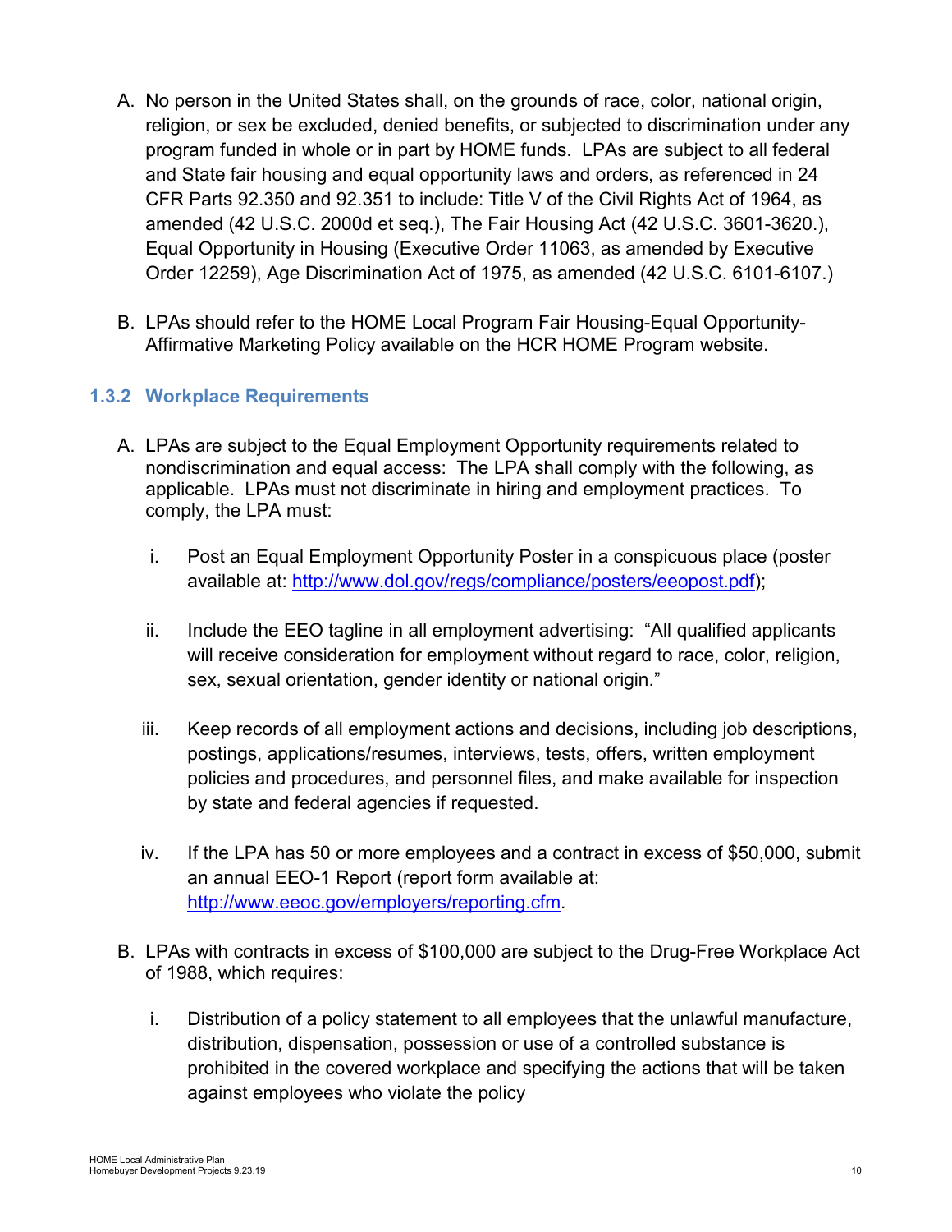A. No person in the United States shall, on the grounds of race, color, national origin, religion, or sex be excluded, denied benefits, or subjected to discrimination under any program funded in whole or in part by HOME funds. LPAs are subject to all federal and State fair housing and equal opportunity laws and orders, as referenced in 24 CFR Parts 92.350 and 92.351 to include: Title V of the Civil Rights Act of 1964, as amended (42 U.S.C. 2000d et seq.), The Fair Housing Act (42 U.S.C. 3601-3620.), Equal Opportunity in Housing (Executive Order 11063, as amended by Executive Order 12259), Age Discrimination Act of 1975, as amended (42 U.S.C. 6101-6107.)

B. LPAs should refer to the HOME Local Program Fair Housing-Equal Opportunity-Affirmative Marketing Policy available on the HCR HOME Program website.

### 1.3.2 Workplace Requirements

A. LPAs are subject to the Equal Employment Opportunity requirements related to nondiscrimination and equal access: The LPA shall comply with the following, as applicable. LPAs must not discriminate in hiring and employment practices. To comply, the LPA must:

   i. Post an Equal Employment Opportunity Poster in a conspicuous place (poster available at: [http://www.dol.gov/regs/compliance/posters/eeopost.pdf](http://www.dol.gov/regs/compliance/posters/eeopost.pdf));

   ii. Include the EEO tagline in all employment advertising: "All qualified applicants will receive consideration for employment without regard to race, color, religion, sex, sexual orientation, gender identity or national origin."

   iii. Keep records of all employment actions and decisions, including job descriptions, postings, applications/resumes, interviews, tests, offers, written employment policies and procedures, and personnel files, and make available for inspection by state and federal agencies if requested.

   iv. If the LPA has 50 or more employees and a contract in excess of $50,000, submit an annual EEO-1 Report (report form available at: [http://www.eeoc.gov/employers/reporting.cfm](http://www.eeoc.gov/employers/reporting.cfm).

B. LPAs with contracts in excess of $100,000 are subject to the Drug-Free Workplace Act of 1988, which requires:

   i. Distribution of a policy statement to all employees that the unlawful manufacture, distribution, dispensation, possession or use of a controlled substance is prohibited in the covered workplace and specifying the actions that will be taken against employees who violate the policy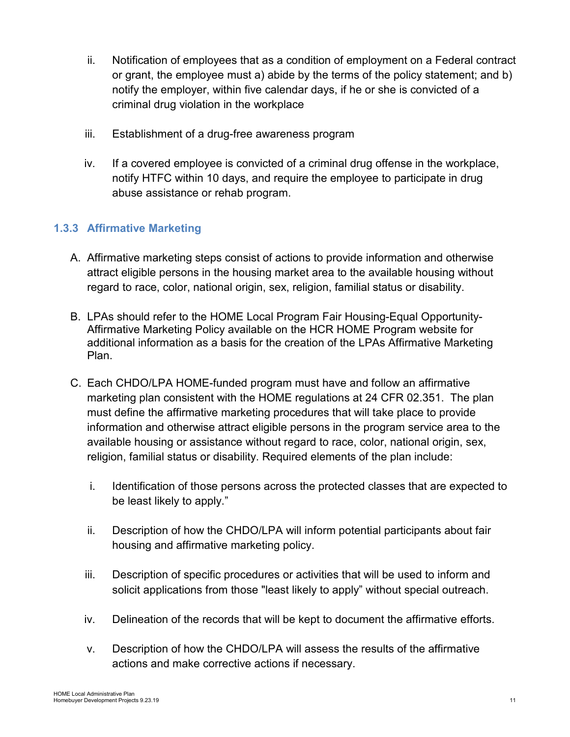ii. Notification of employees that as a condition of employment on a Federal contract or grant, the employee must a) abide by the terms of the policy statement; and b) notify the employer, within five calendar days, if he or she is convicted of a criminal drug violation in the workplace

iii. Establishment of a drug-free awareness program

iv. If a covered employee is convicted of a criminal drug offense in the workplace, notify HTFC within 10 days, and require the employee to participate in drug abuse assistance or rehab program.

### 1.3.3 Affirmative Marketing

A. Affirmative marketing steps consist of actions to provide information and otherwise attract eligible persons in the housing market area to the available housing without regard to race, color, national origin, sex, religion, familial status or disability.

B. LPAs should refer to the HOME Local Program Fair Housing-Equal Opportunity-Affirmative Marketing Policy available on the HCR HOME Program website for additional information as a basis for the creation of the LPAs Affirmative Marketing Plan.

C. Each CHDO/LPA HOME-funded program must have and follow an affirmative marketing plan consistent with the HOME regulations at 24 CFR 02.351. The plan must define the affirmative marketing procedures that will take place to provide information and otherwise attract eligible persons in the program service area to the available housing or assistance without regard to race, color, national origin, sex, religion, familial status or disability. Required elements of the plan include:

   i. Identification of those persons across the protected classes that are expected to be least likely to apply."

   ii. Description of how the CHDO/LPA will inform potential participants about fair housing and affirmative marketing policy.

   iii. Description of specific procedures or activities that will be used to inform and solicit applications from those "least likely to apply" without special outreach.

   iv. Delineation of the records that will be kept to document the affirmative efforts.

   v. Description of how the CHDO/LPA will assess the results of the affirmative actions and make corrective actions if necessary.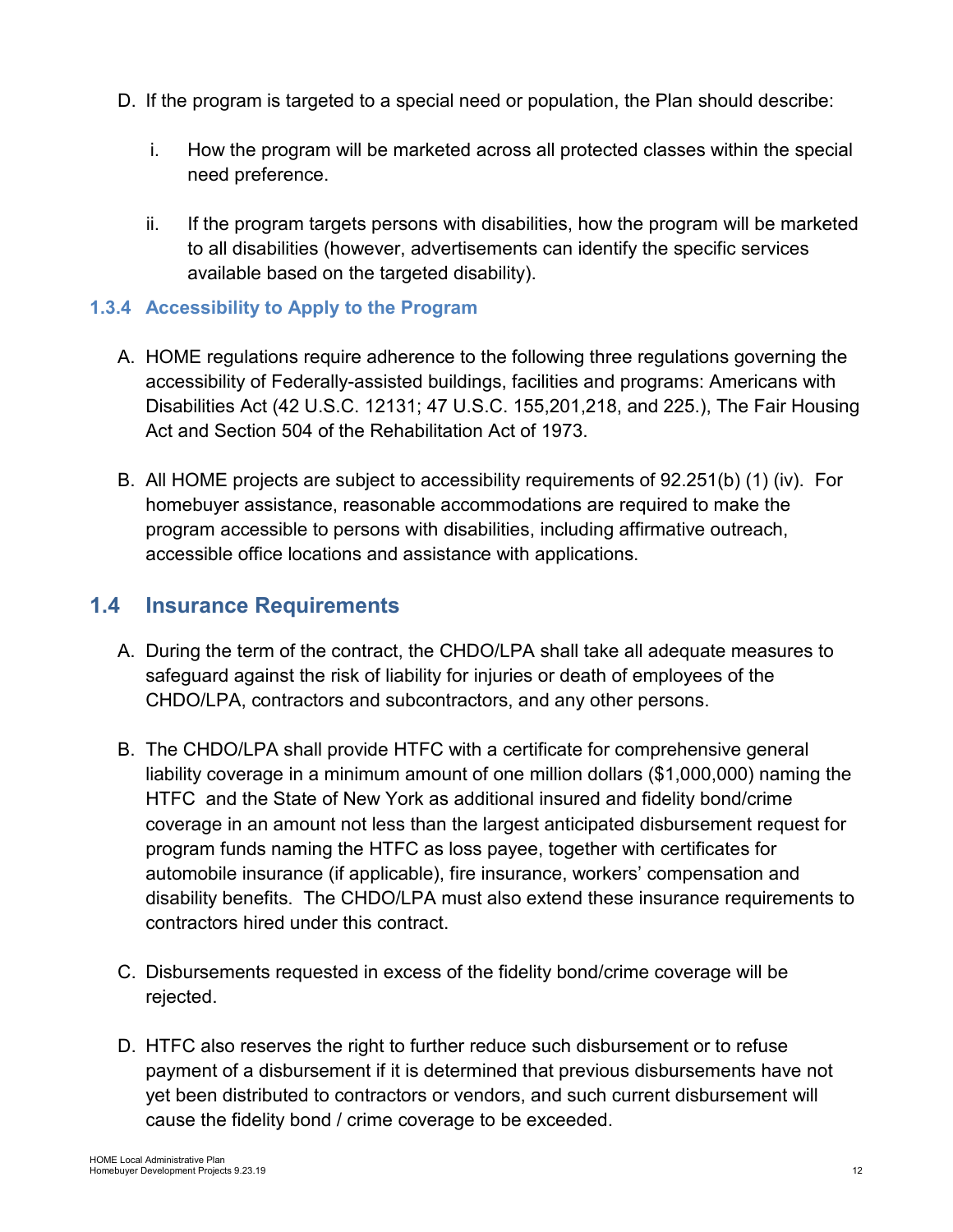D. If the program is targeted to a special need or population, the Plan should describe:

   i. How the program will be marketed across all protected classes within the special need preference.

   ii. If the program targets persons with disabilities, how the program will be marketed to all disabilities (however, advertisements can identify the specific services available based on the targeted disability).

### 1.3.4 Accessibility to Apply to the Program

A. HOME regulations require adherence to the following three regulations governing the accessibility of Federally-assisted buildings, facilities and programs: Americans with Disabilities Act (42 U.S.C. 12131; 47 U.S.C. 155,201,218, and 225.), The Fair Housing Act and Section 504 of the Rehabilitation Act of 1973.

B. All HOME projects are subject to accessibility requirements of 92.251(b) (1) (iv). For homebuyer assistance, reasonable accommodations are required to make the program accessible to persons with disabilities, including affirmative outreach, accessible office locations and assistance with applications.

## 1.4 Insurance Requirements

A. During the term of the contract, the CHDO/LPA shall take all adequate measures to safeguard against the risk of liability for injuries or death of employees of the CHDO/LPA, contractors and subcontractors, and any other persons.

B. The CHDO/LPA shall provide HTFC with a certificate for comprehensive general liability coverage in a minimum amount of one million dollars ($1,000,000) naming the HTFC and the State of New York as additional insured and fidelity bond/crime coverage in an amount not less than the largest anticipated disbursement request for program funds naming the HTFC as loss payee, together with certificates for automobile insurance (if applicable), fire insurance, workers' compensation and disability benefits. The CHDO/LPA must also extend these insurance requirements to contractors hired under this contract.

C. Disbursements requested in excess of the fidelity bond/crime coverage will be rejected.

D. HTFC also reserves the right to further reduce such disbursement or to refuse payment of a disbursement if it is determined that previous disbursements have not yet been distributed to contractors or vendors, and such current disbursement will cause the fidelity bond / crime coverage to be exceeded.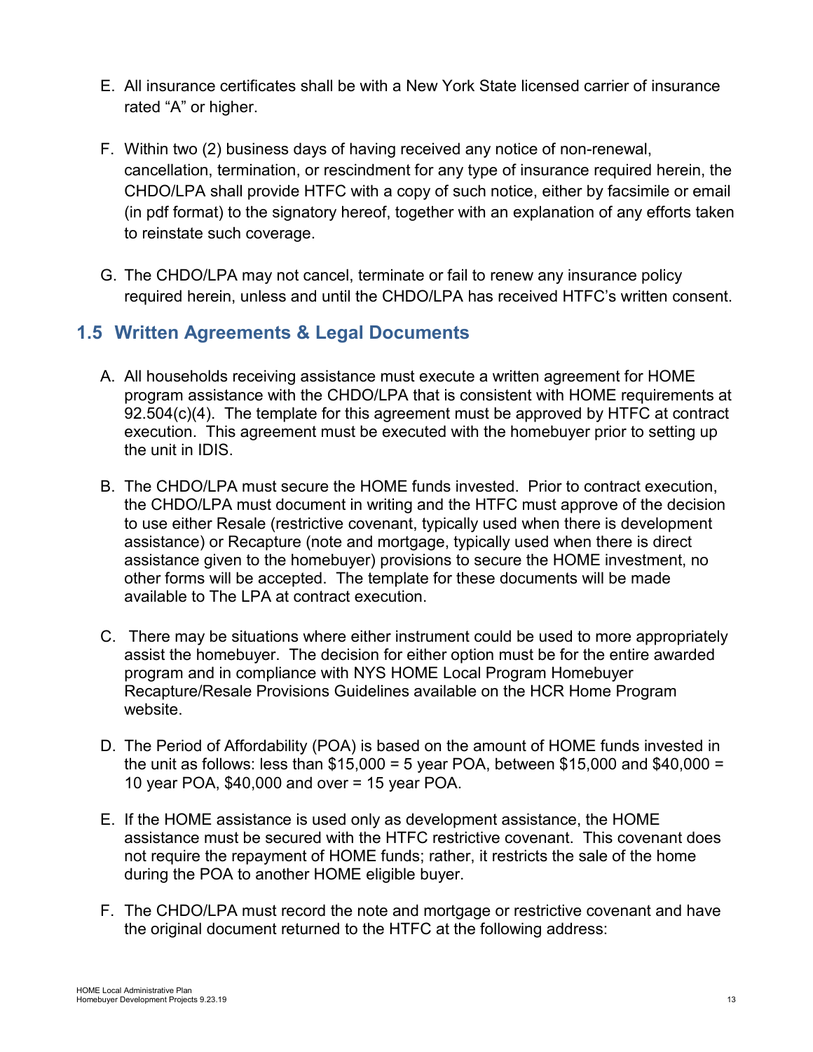E. All insurance certificates shall be with a New York State licensed carrier of insurance rated “A” or higher.

F. Within two (2) business days of having received any notice of non-renewal, cancellation, termination, or rescindment for any type of insurance required herein, the CHDO/LPA shall provide HTFC with a copy of such notice, either by facsimile or email (in pdf format) to the signatory hereof, together with an explanation of any efforts taken to reinstate such coverage.

G. The CHDO/LPA may not cancel, terminate or fail to renew any insurance policy required herein, unless and until the CHDO/LPA has received HTFC’s written consent.

## 1.5 Written Agreements & Legal Documents

A. All households receiving assistance must execute a written agreement for HOME program assistance with the CHDO/LPA that is consistent with HOME requirements at 92.504(c)(4). The template for this agreement must be approved by HTFC at contract execution. This agreement must be executed with the homebuyer prior to setting up the unit in IDIS.

B. The CHDO/LPA must secure the HOME funds invested. Prior to contract execution, the CHDO/LPA must document in writing and the HTFC must approve of the decision to use either Resale (restrictive covenant, typically used when there is development assistance) or Recapture (note and mortgage, typically used when there is direct assistance given to the homebuyer) provisions to secure the HOME investment, no other forms will be accepted. The template for these documents will be made available to The LPA at contract execution.

C. There may be situations where either instrument could be used to more appropriately assist the homebuyer. The decision for either option must be for the entire awarded program and in compliance with NYS HOME Local Program Homebuyer Recapture/Resale Provisions Guidelines available on the HCR Home Program website.

D. The Period of Affordability (POA) is based on the amount of HOME funds invested in the unit as follows: less than $15,000 = 5 year POA, between $15,000 and $40,000 = 10 year POA, $40,000 and over = 15 year POA.

E. If the HOME assistance is used only as development assistance, the HOME assistance must be secured with the HTFC restrictive covenant. This covenant does not require the repayment of HOME funds; rather, it restricts the sale of the home during the POA to another HOME eligible buyer.

F. The CHDO/LPA must record the note and mortgage or restrictive covenant and have the original document returned to the HTFC at the following address: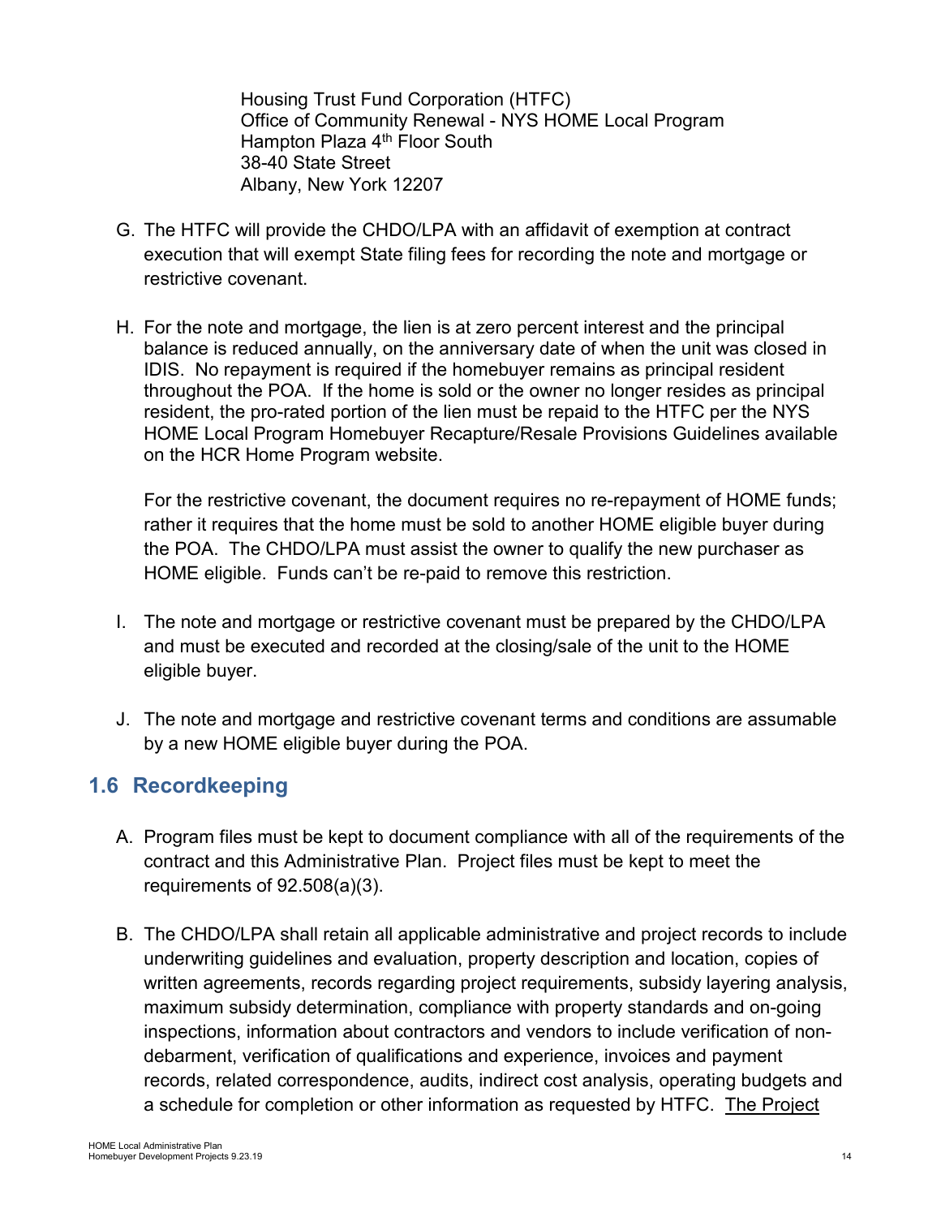Housing Trust Fund Corporation (HTFC)  
Office of Community Renewal - NYS HOME Local Program  
Hampton Plaza 4th Floor South  
38-40 State Street  
Albany, New York 12207

G. The HTFC will provide the CHDO/LPA with an affidavit of exemption at contract execution that will exempt State filing fees for recording the note and mortgage or restrictive covenant.

H. For the note and mortgage, the lien is at zero percent interest and the principal balance is reduced annually, on the anniversary date of when the unit was closed in IDIS. No repayment is required if the homebuyer remains as principal resident throughout the POA. If the home is sold or the owner no longer resides as principal resident, the pro-rated portion of the lien must be repaid to the HTFC per the NYS HOME Local Program Homebuyer Recapture/Resale Provisions Guidelines available on the HCR Home Program website.

   For the restrictive covenant, the document requires no re-repayment of HOME funds; rather it requires that the home must be sold to another HOME eligible buyer during the POA. The CHDO/LPA must assist the owner to qualify the new purchaser as HOME eligible. Funds can't be re-paid to remove this restriction.

I. The note and mortgage or restrictive covenant must be prepared by the CHDO/LPA and must be executed and recorded at the closing/sale of the unit to the HOME eligible buyer.

J. The note and mortgage and restrictive covenant terms and conditions are assumable by a new HOME eligible buyer during the POA.

## 1.6 Recordkeeping

A. Program files must be kept to document compliance with all of the requirements of the contract and this Administrative Plan. Project files must be kept to meet the requirements of 92.508(a)(3).

B. The CHDO/LPA shall retain all applicable administrative and project records to include underwriting guidelines and evaluation, property description and location, copies of written agreements, records regarding project requirements, subsidy layering analysis, maximum subsidy determination, compliance with property standards and on-going inspections, information about contractors and vendors to include verification of non-debarment, verification of qualifications and experience, invoices and payment records, related correspondence, audits, indirect cost analysis, operating budgets and a schedule for completion or other information as requested by HTFC. <u>The Project</u>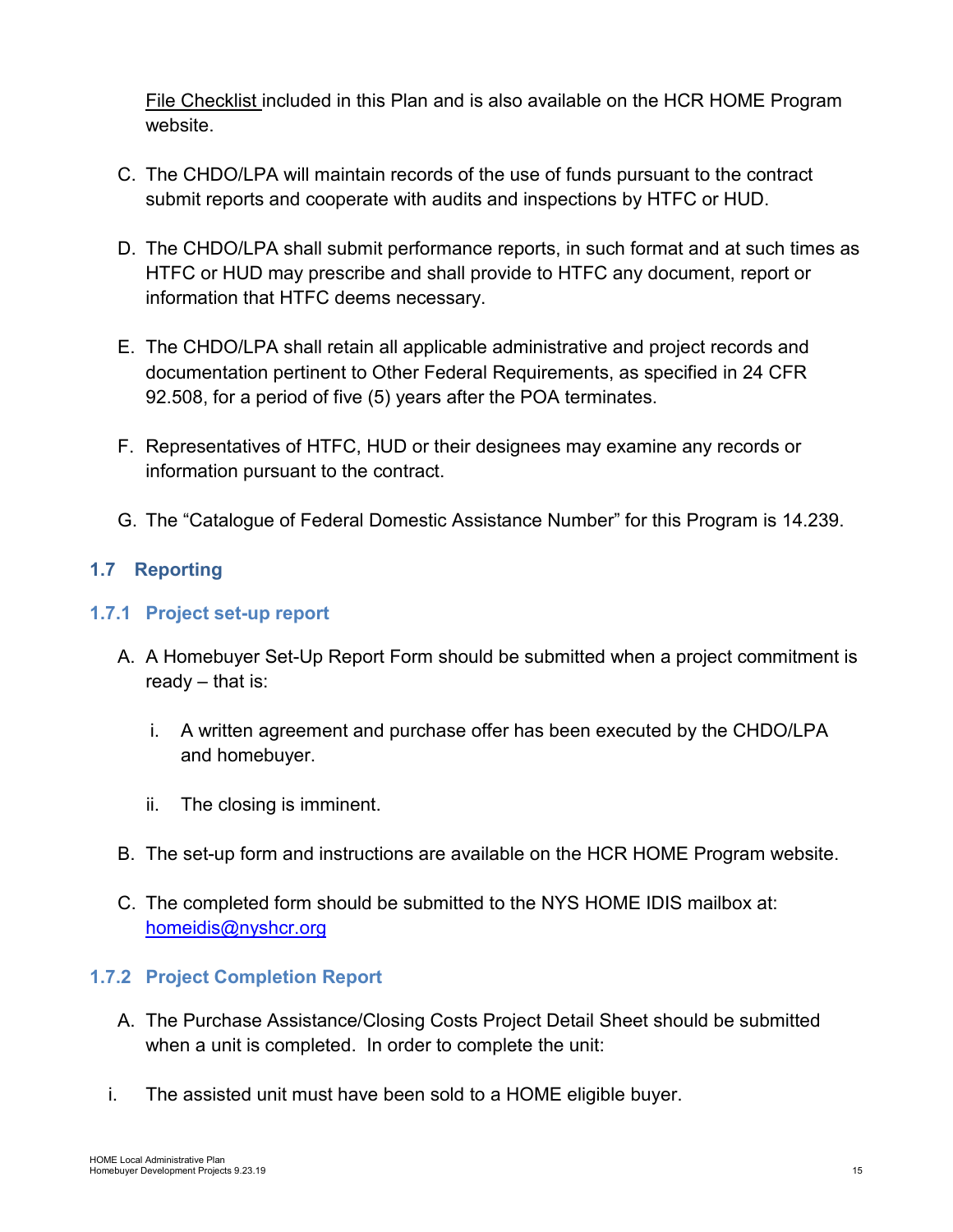File Checklist included in this Plan and is also available on the HCR HOME Program website.

C. The CHDO/LPA will maintain records of the use of funds pursuant to the contract submit reports and cooperate with audits and inspections by HTFC or HUD.

D. The CHDO/LPA shall submit performance reports, in such format and at such times as HTFC or HUD may prescribe and shall provide to HTFC any document, report or information that HTFC deems necessary.

E. The CHDO/LPA shall retain all applicable administrative and project records and documentation pertinent to Other Federal Requirements, as specified in 24 CFR 92.508, for a period of five (5) years after the POA terminates.

F. Representatives of HTFC, HUD or their designees may examine any records or information pursuant to the contract.

G. The "Catalogue of Federal Domestic Assistance Number" for this Program is 14.239.

## 1.7 Reporting

### 1.7.1 Project set-up report

A. A Homebuyer Set-Up Report Form should be submitted when a project commitment is ready – that is:

   i. A written agreement and purchase offer has been executed by the CHDO/LPA and homebuyer.

   ii. The closing is imminent.

B. The set-up form and instructions are available on the HCR HOME Program website.

C. The completed form should be submitted to the NYS HOME IDIS mailbox at: homeidis@nyshcr.org

### 1.7.2 Project Completion Report

A. The Purchase Assistance/Closing Costs Project Detail Sheet should be submitted when a unit is completed. In order to complete the unit:

i. The assisted unit must have been sold to a HOME eligible buyer.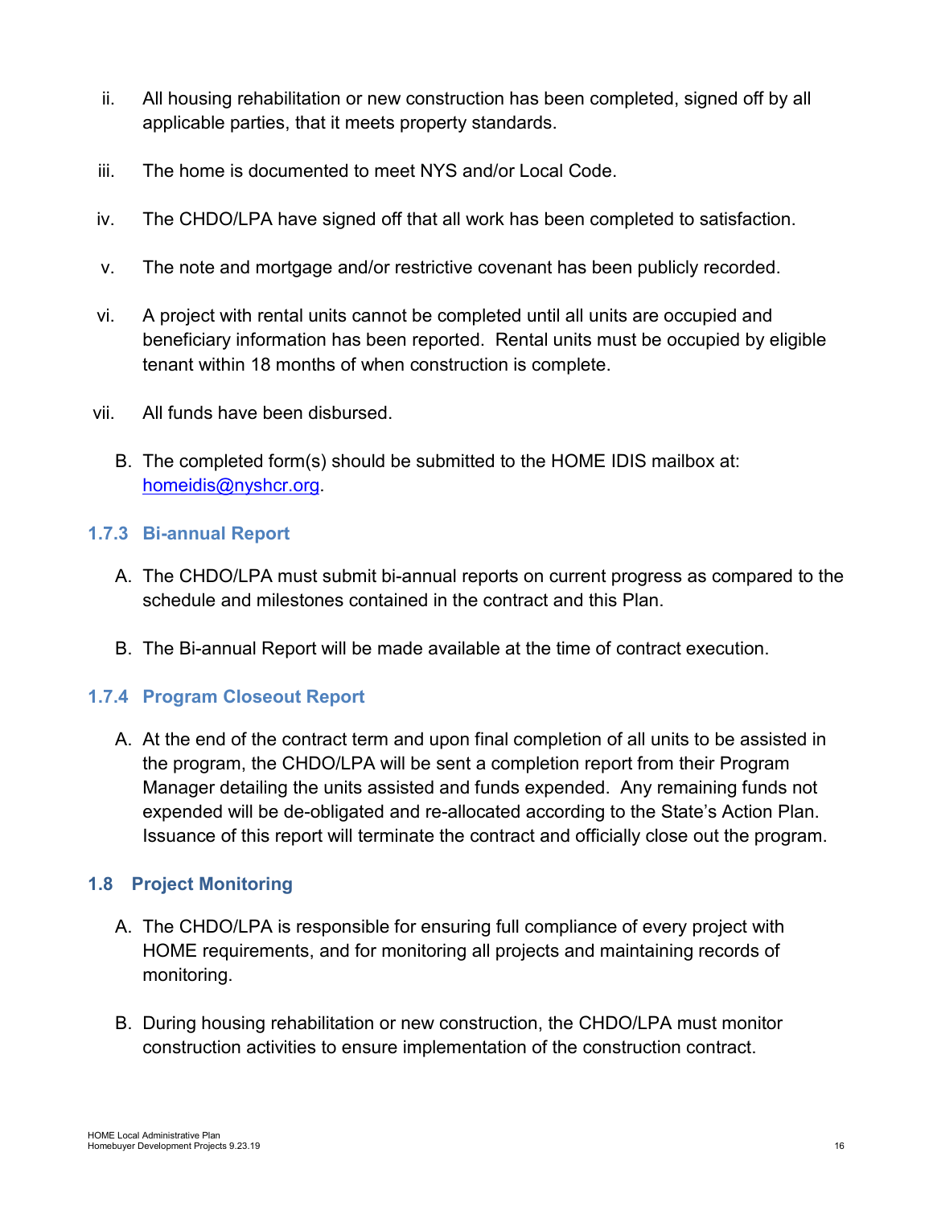ii. All housing rehabilitation or new construction has been completed, signed off by all applicable parties, that it meets property standards.

iii. The home is documented to meet NYS and/or Local Code.

iv. The CHDO/LPA have signed off that all work has been completed to satisfaction.

v. The note and mortgage and/or restrictive covenant has been publicly recorded.

vi. A project with rental units cannot be completed until all units are occupied and beneficiary information has been reported. Rental units must be occupied by eligible tenant within 18 months of when construction is complete.

vii. All funds have been disbursed.

B. The completed form(s) should be submitted to the HOME IDIS mailbox at: homeidis@nyshcr.org.

### 1.7.3 Bi-annual Report

A. The CHDO/LPA must submit bi-annual reports on current progress as compared to the schedule and milestones contained in the contract and this Plan.

B. The Bi-annual Report will be made available at the time of contract execution.

### 1.7.4 Program Closeout Report

A. At the end of the contract term and upon final completion of all units to be assisted in the program, the CHDO/LPA will be sent a completion report from their Program Manager detailing the units assisted and funds expended. Any remaining funds not expended will be de-obligated and re-allocated according to the State's Action Plan. Issuance of this report will terminate the contract and officially close out the program.

## 1.8 Project Monitoring

A. The CHDO/LPA is responsible for ensuring full compliance of every project with HOME requirements, and for monitoring all projects and maintaining records of monitoring.

B. During housing rehabilitation or new construction, the CHDO/LPA must monitor construction activities to ensure implementation of the construction contract.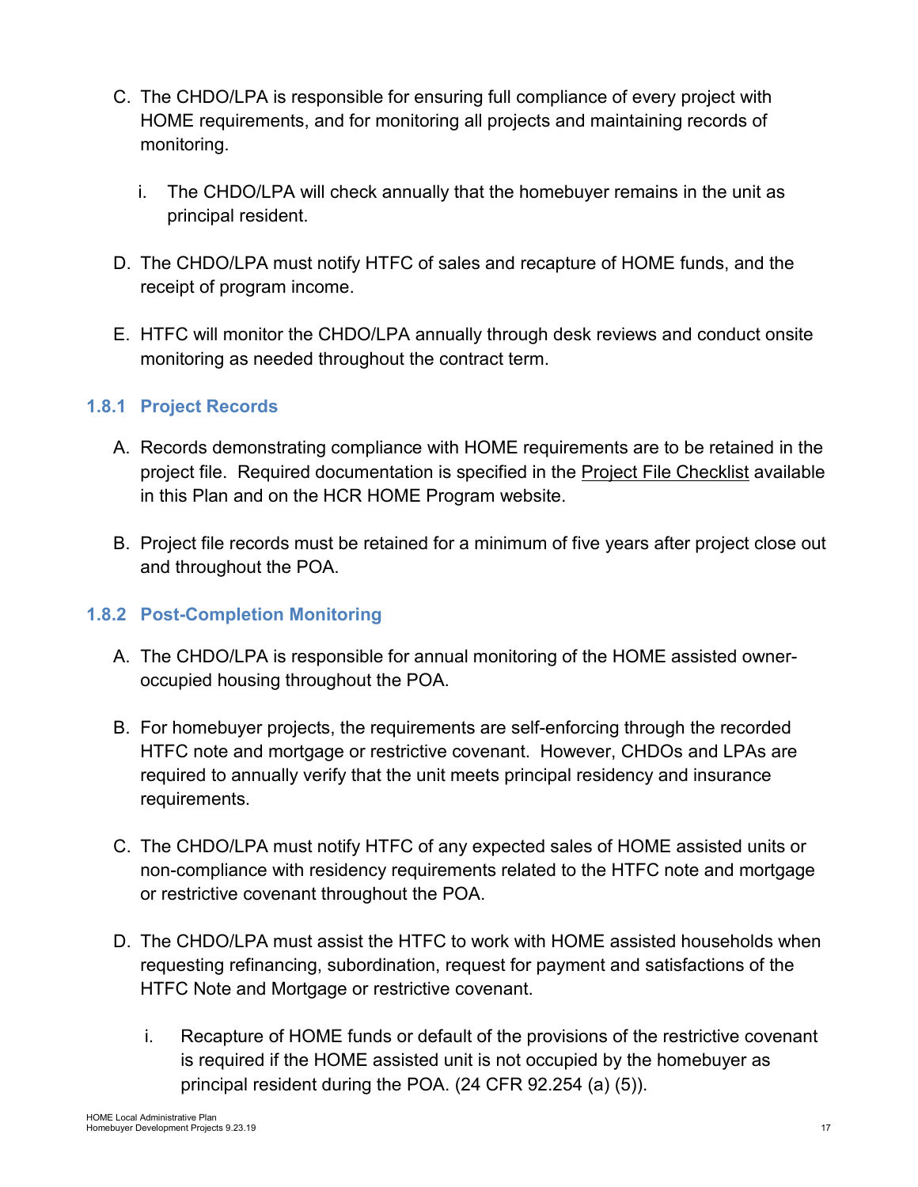C. The CHDO/LPA is responsible for ensuring full compliance of every project with HOME requirements, and for monitoring all projects and maintaining records of monitoring.

   i. The CHDO/LPA will check annually that the homebuyer remains in the unit as principal resident.

D. The CHDO/LPA must notify HTFC of sales and recapture of HOME funds, and the receipt of program income.

E. HTFC will monitor the CHDO/LPA annually through desk reviews and conduct onsite monitoring as needed throughout the contract term.

### 1.8.1 Project Records

A. Records demonstrating compliance with HOME requirements are to be retained in the project file. Required documentation is specified in the Project File Checklist available in this Plan and on the HCR HOME Program website.

B. Project file records must be retained for a minimum of five years after project close out and throughout the POA.

### 1.8.2 Post-Completion Monitoring

A. The CHDO/LPA is responsible for annual monitoring of the HOME assisted owner-occupied housing throughout the POA.

B. For homebuyer projects, the requirements are self-enforcing through the recorded HTFC note and mortgage or restrictive covenant. However, CHDOs and LPAs are required to annually verify that the unit meets principal residency and insurance requirements.

C. The CHDO/LPA must notify HTFC of any expected sales of HOME assisted units or non-compliance with residency requirements related to the HTFC note and mortgage or restrictive covenant throughout the POA.

D. The CHDO/LPA must assist the HTFC to work with HOME assisted households when requesting refinancing, subordination, request for payment and satisfactions of the HTFC Note and Mortgage or restrictive covenant.

   i. Recapture of HOME funds or default of the provisions of the restrictive covenant is required if the HOME assisted unit is not occupied by the homebuyer as principal resident during the POA. (24 CFR 92.254 (a) (5)).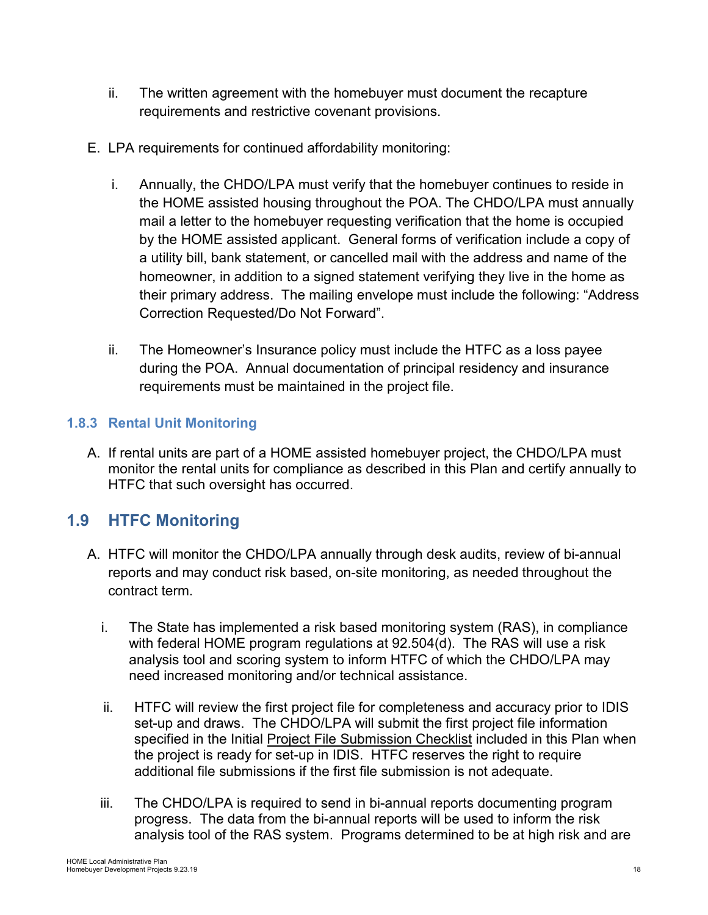ii. The written agreement with the homebuyer must document the recapture requirements and restrictive covenant provisions.

E. LPA requirements for continued affordability monitoring:

i. Annually, the CHDO/LPA must verify that the homebuyer continues to reside in the HOME assisted housing throughout the POA. The CHDO/LPA must annually mail a letter to the homebuyer requesting verification that the home is occupied by the HOME assisted applicant. General forms of verification include a copy of a utility bill, bank statement, or cancelled mail with the address and name of the homeowner, in addition to a signed statement verifying they live in the home as their primary address. The mailing envelope must include the following: "Address Correction Requested/Do Not Forward".

ii. The Homeowner's Insurance policy must include the HTFC as a loss payee during the POA. Annual documentation of principal residency and insurance requirements must be maintained in the project file.

### 1.8.3 Rental Unit Monitoring

A. If rental units are part of a HOME assisted homebuyer project, the CHDO/LPA must monitor the rental units for compliance as described in this Plan and certify annually to HTFC that such oversight has occurred.

## 1.9 HTFC Monitoring

A. HTFC will monitor the CHDO/LPA annually through desk audits, review of bi-annual reports and may conduct risk based, on-site monitoring, as needed throughout the contract term.

i. The State has implemented a risk based monitoring system (RAS), in compliance with federal HOME program regulations at 92.504(d). The RAS will use a risk analysis tool and scoring system to inform HTFC of which the CHDO/LPA may need increased monitoring and/or technical assistance.

ii. HTFC will review the first project file for completeness and accuracy prior to IDIS set-up and draws. The CHDO/LPA will submit the first project file information specified in the Initial Project File Submission Checklist included in this Plan when the project is ready for set-up in IDIS. HTFC reserves the right to require additional file submissions if the first file submission is not adequate.

iii. The CHDO/LPA is required to send in bi-annual reports documenting program progress. The data from the bi-annual reports will be used to inform the risk analysis tool of the RAS system. Programs determined to be at high risk and are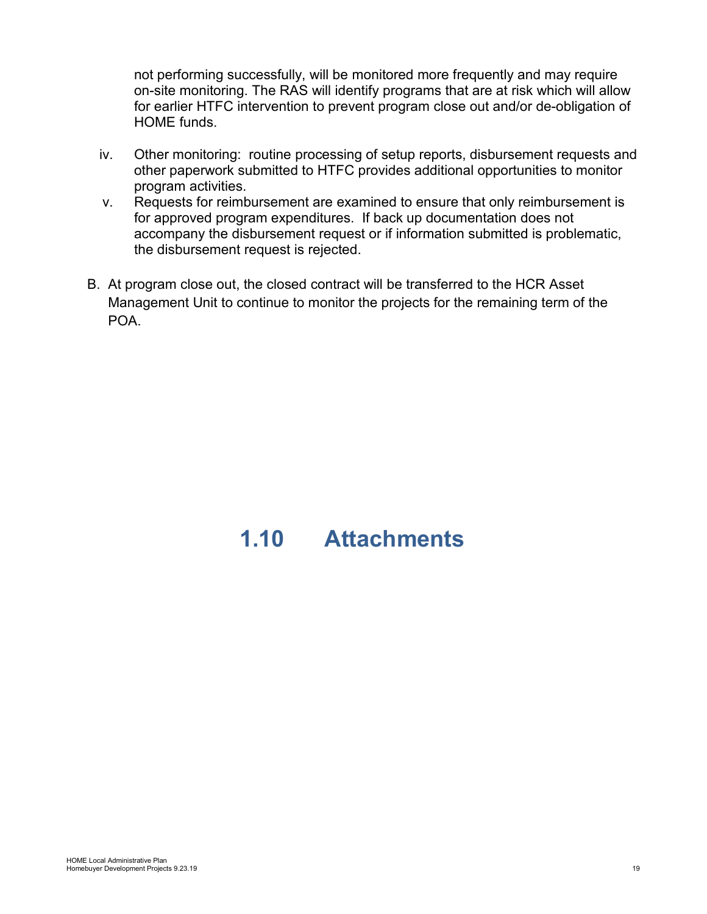not performing successfully, will be monitored more frequently and may require on-site monitoring. The RAS will identify programs that are at risk which will allow for earlier HTFC intervention to prevent program close out and/or de-obligation of HOME funds.

iv. Other monitoring: routine processing of setup reports, disbursement requests and other paperwork submitted to HTFC provides additional opportunities to monitor program activities.

v. Requests for reimbursement are examined to ensure that only reimbursement is for approved program expenditures. If back up documentation does not accompany the disbursement request or if information submitted is problematic, the disbursement request is rejected.

B. At program close out, the closed contract will be transferred to the HCR Asset Management Unit to continue to monitor the projects for the remaining term of the POA.

# 1.10 Attachments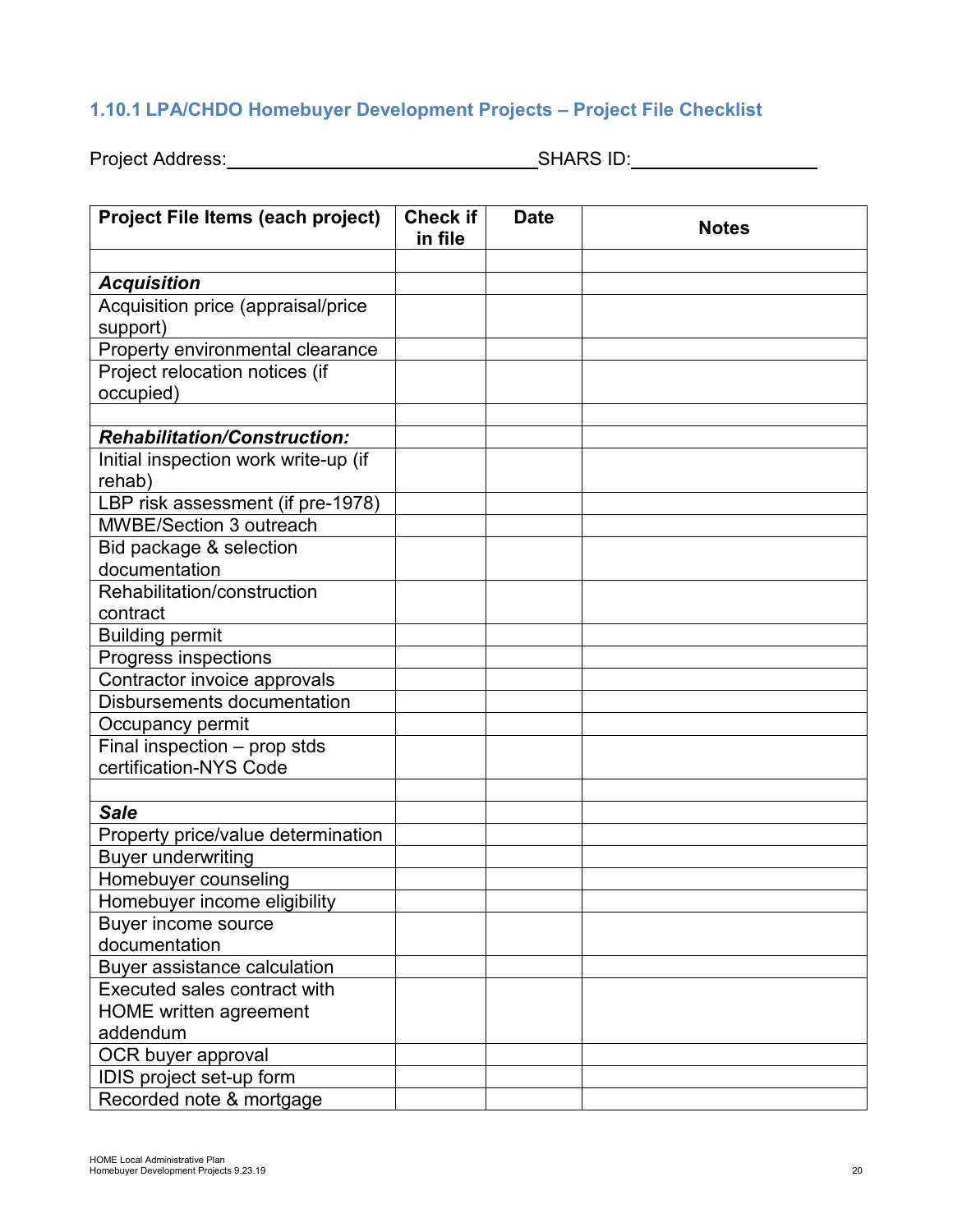### 1.10.1 LPA/CHDO Homebuyer Development Projects – Project File Checklist

Project Address:_______________________________SHARS ID:__________________

| Project File Items (each project) | Check if in file | Date | Notes |
|---|---|---|---|
| | | | |
| ***Acquisition*** | | | |
| Acquisition price (appraisal/price support) | | | |
| Property environmental clearance | | | |
| Project relocation notices (if occupied) | | | |
| | | | |
| ***Rehabilitation/Construction:*** | | | |
| Initial inspection work write-up (if rehab) | | | |
| LBP risk assessment (if pre-1978) | | | |
| MWBE/Section 3 outreach | | | |
| Bid package & selection documentation | | | |
| Rehabilitation/construction contract | | | |
| Building permit | | | |
| Progress inspections | | | |
| Contractor invoice approvals | | | |
| Disbursements documentation | | | |
| Occupancy permit | | | |
| Final inspection – prop stds certification-NYS Code | | | |
| | | | |
| ***Sale*** | | | |
| Property price/value determination | | | |
| Buyer underwriting | | | |
| Homebuyer counseling | | | |
| Homebuyer income eligibility | | | |
| Buyer income source documentation | | | |
| Buyer assistance calculation | | | |
| Executed sales contract with HOME written agreement addendum | | | |
| OCR buyer approval | | | |
| IDIS project set-up form | | | |
| Recorded note & mortgage | | | |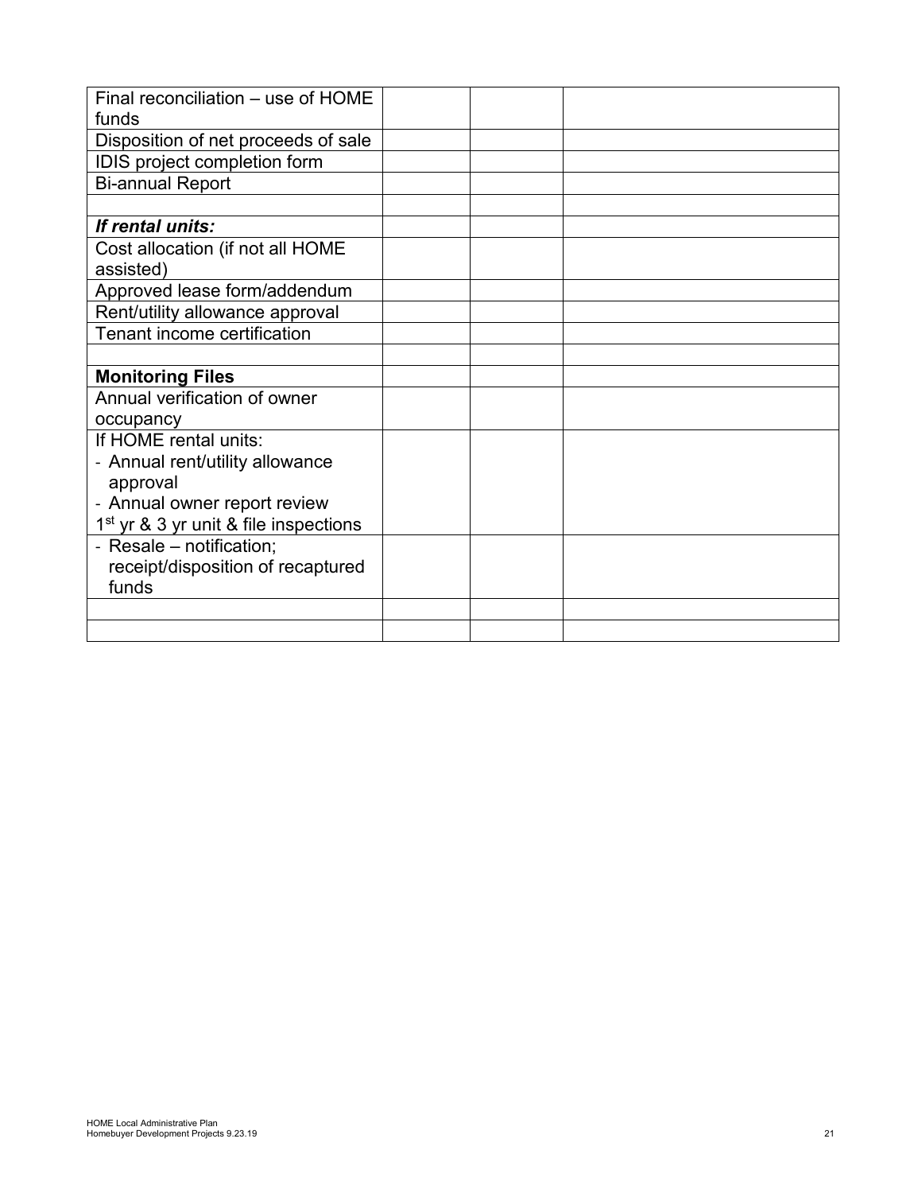| | | | |
|---|---|---|---|
| Final reconciliation – use of HOME funds | | | |
| Disposition of net proceeds of sale | | | |
| IDIS project completion form | | | |
| Bi-annual Report | | | |
| | | | |
| ***If rental units:*** | | | |
| Cost allocation (if not all HOME assisted) | | | |
| Approved lease form/addendum | | | |
| Rent/utility allowance approval | | | |
| Tenant income certification | | | |
| | | | |
| **Monitoring Files** | | | |
| Annual verification of owner occupancy | | | |
| If HOME rental units:<br>- Annual rent/utility allowance approval<br>- Annual owner report review<br>1st yr & 3 yr unit & file inspections | | | |
| - Resale – notification; receipt/disposition of recaptured funds | | | |
| | | | |
| | | | |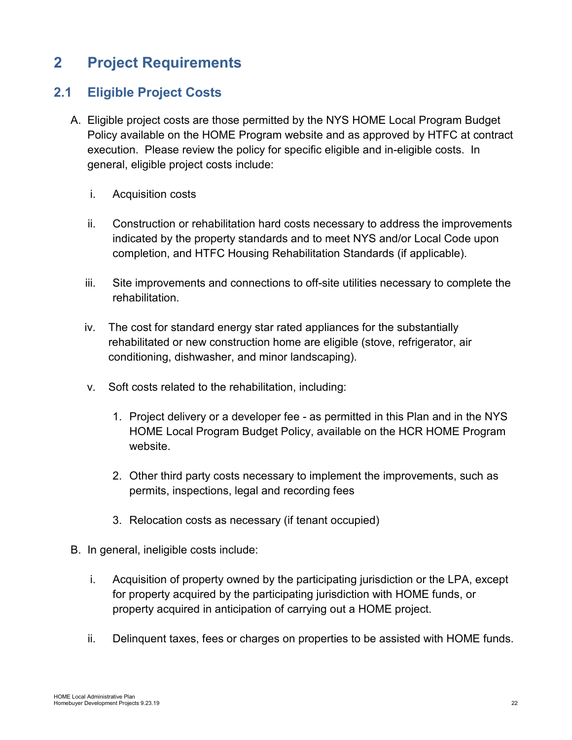# 2 Project Requirements

## 2.1 Eligible Project Costs

A. Eligible project costs are those permitted by the NYS HOME Local Program Budget Policy available on the HOME Program website and as approved by HTFC at contract execution. Please review the policy for specific eligible and in-eligible costs. In general, eligible project costs include:

   i. Acquisition costs

   ii. Construction or rehabilitation hard costs necessary to address the improvements indicated by the property standards and to meet NYS and/or Local Code upon completion, and HTFC Housing Rehabilitation Standards (if applicable).

   iii. Site improvements and connections to off-site utilities necessary to complete the rehabilitation.

   iv. The cost for standard energy star rated appliances for the substantially rehabilitated or new construction home are eligible (stove, refrigerator, air conditioning, dishwasher, and minor landscaping).

   v. Soft costs related to the rehabilitation, including:

      1. Project delivery or a developer fee - as permitted in this Plan and in the NYS HOME Local Program Budget Policy, available on the HCR HOME Program website.

      2. Other third party costs necessary to implement the improvements, such as permits, inspections, legal and recording fees

      3. Relocation costs as necessary (if tenant occupied)

B. In general, ineligible costs include:

   i. Acquisition of property owned by the participating jurisdiction or the LPA, except for property acquired by the participating jurisdiction with HOME funds, or property acquired in anticipation of carrying out a HOME project.

   ii. Delinquent taxes, fees or charges on properties to be assisted with HOME funds.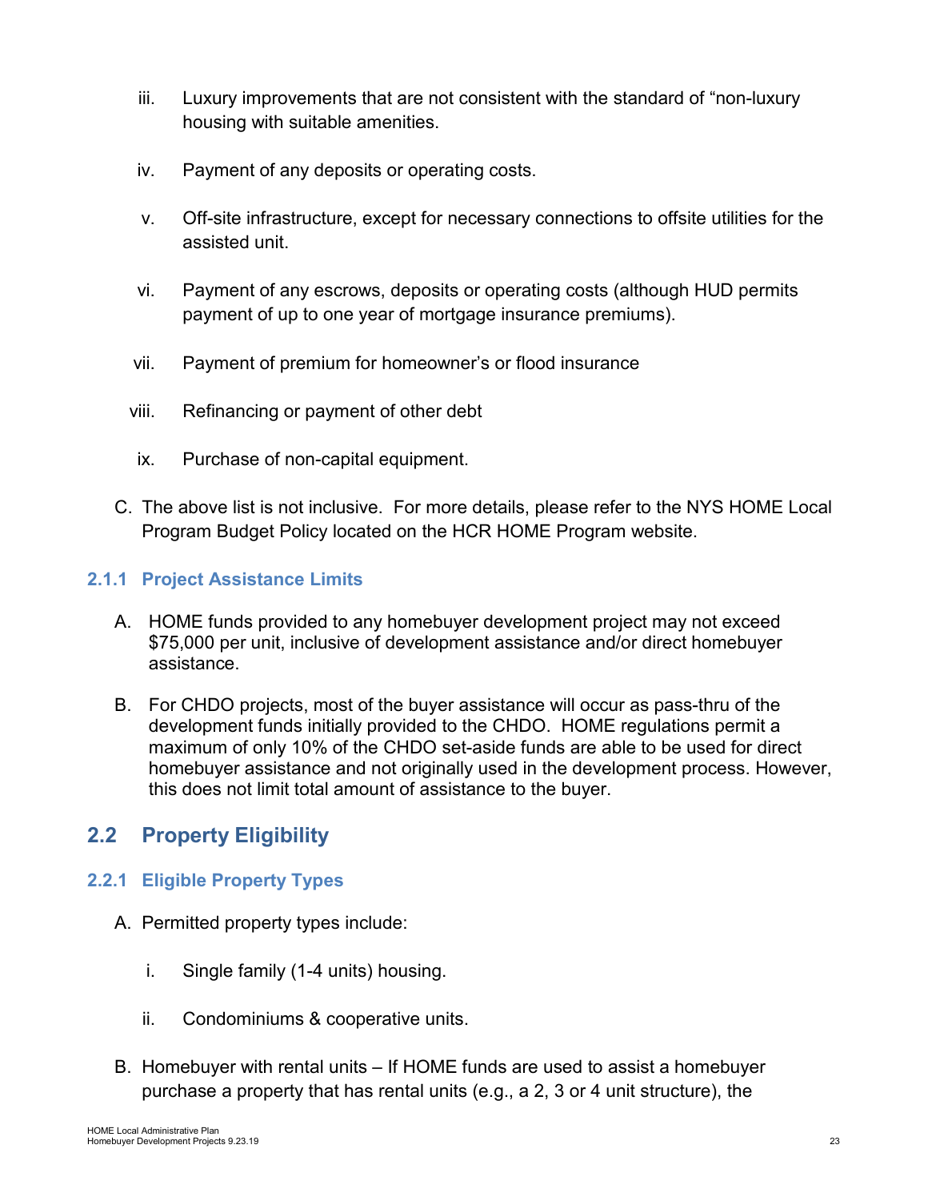iii. Luxury improvements that are not consistent with the standard of "non-luxury housing with suitable amenities.

iv. Payment of any deposits or operating costs.

v. Off-site infrastructure, except for necessary connections to offsite utilities for the assisted unit.

vi. Payment of any escrows, deposits or operating costs (although HUD permits payment of up to one year of mortgage insurance premiums).

vii. Payment of premium for homeowner's or flood insurance

viii. Refinancing or payment of other debt

ix. Purchase of non-capital equipment.

C. The above list is not inclusive. For more details, please refer to the NYS HOME Local Program Budget Policy located on the HCR HOME Program website.

### 2.1.1 Project Assistance Limits

A. HOME funds provided to any homebuyer development project may not exceed $75,000 per unit, inclusive of development assistance and/or direct homebuyer assistance.

B. For CHDO projects, most of the buyer assistance will occur as pass-thru of the development funds initially provided to the CHDO. HOME regulations permit a maximum of only 10% of the CHDO set-aside funds are able to be used for direct homebuyer assistance and not originally used in the development process. However, this does not limit total amount of assistance to the buyer.

## 2.2 Property Eligibility

### 2.2.1 Eligible Property Types

A. Permitted property types include:

i. Single family (1-4 units) housing.

ii. Condominiums & cooperative units.

B. Homebuyer with rental units – If HOME funds are used to assist a homebuyer purchase a property that has rental units (e.g., a 2, 3 or 4 unit structure), the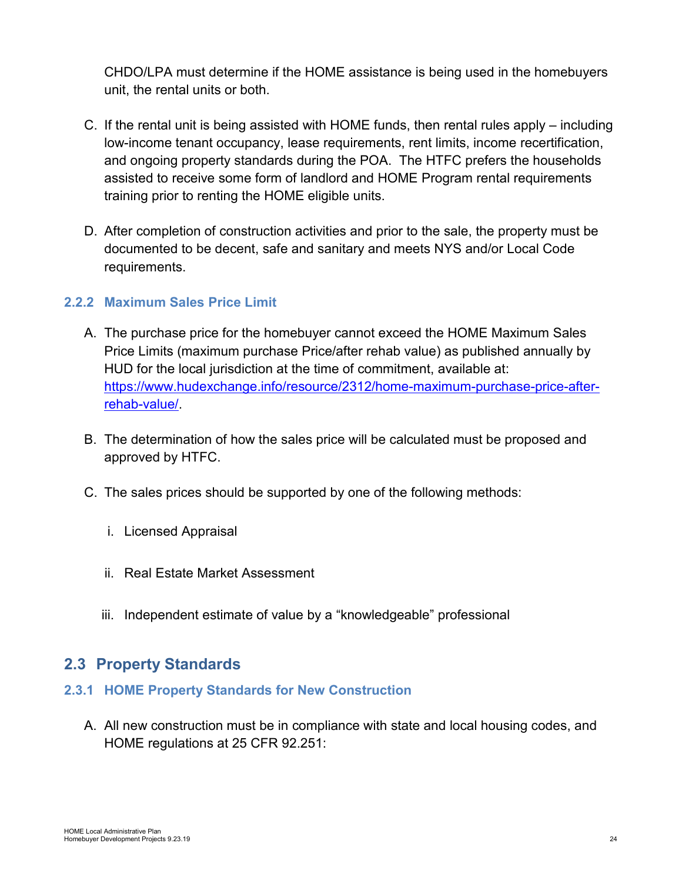CHDO/LPA must determine if the HOME assistance is being used in the homebuyers unit, the rental units or both.

C. If the rental unit is being assisted with HOME funds, then rental rules apply – including low-income tenant occupancy, lease requirements, rent limits, income recertification, and ongoing property standards during the POA. The HTFC prefers the households assisted to receive some form of landlord and HOME Program rental requirements training prior to renting the HOME eligible units.

D. After completion of construction activities and prior to the sale, the property must be documented to be decent, safe and sanitary and meets NYS and/or Local Code requirements.

### 2.2.2 Maximum Sales Price Limit

A. The purchase price for the homebuyer cannot exceed the HOME Maximum Sales Price Limits (maximum purchase Price/after rehab value) as published annually by HUD for the local jurisdiction at the time of commitment, available at: [https://www.hudexchange.info/resource/2312/home-maximum-purchase-price-after-rehab-value/](https://www.hudexchange.info/resource/2312/home-maximum-purchase-price-after-rehab-value/).

B. The determination of how the sales price will be calculated must be proposed and approved by HTFC.

C. The sales prices should be supported by one of the following methods:

   i. Licensed Appraisal

   ii. Real Estate Market Assessment

   iii. Independent estimate of value by a "knowledgeable" professional

## 2.3 Property Standards

### 2.3.1 HOME Property Standards for New Construction

A. All new construction must be in compliance with state and local housing codes, and HOME regulations at 25 CFR 92.251: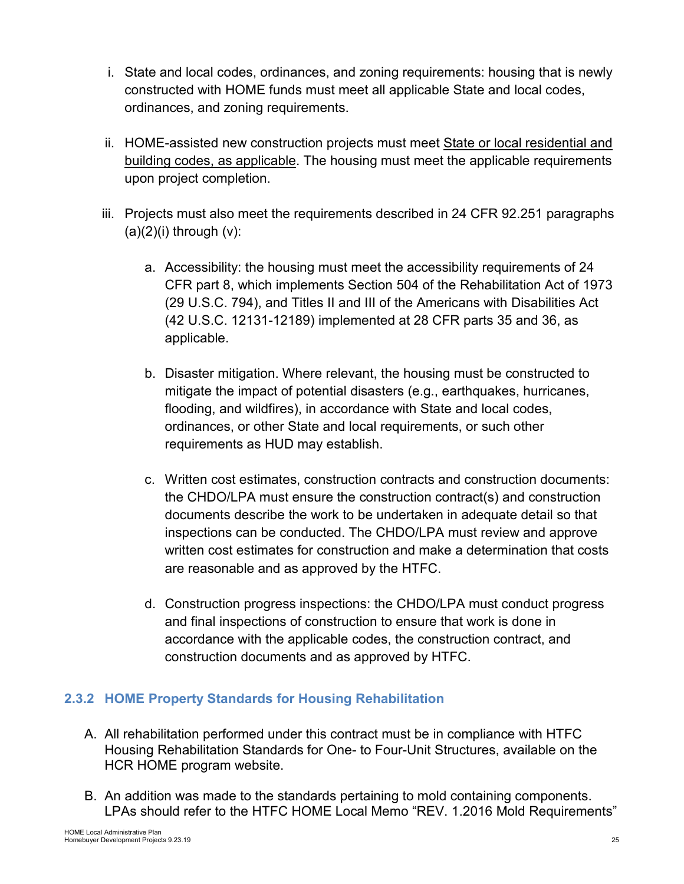i. State and local codes, ordinances, and zoning requirements: housing that is newly constructed with HOME funds must meet all applicable State and local codes, ordinances, and zoning requirements.

ii. HOME-assisted new construction projects must meet State or local residential and building codes, as applicable. The housing must meet the applicable requirements upon project completion.

iii. Projects must also meet the requirements described in 24 CFR 92.251 paragraphs (a)(2)(i) through (v):

   a. Accessibility: the housing must meet the accessibility requirements of 24 CFR part 8, which implements Section 504 of the Rehabilitation Act of 1973 (29 U.S.C. 794), and Titles II and III of the Americans with Disabilities Act (42 U.S.C. 12131-12189) implemented at 28 CFR parts 35 and 36, as applicable.

   b. Disaster mitigation. Where relevant, the housing must be constructed to mitigate the impact of potential disasters (e.g., earthquakes, hurricanes, flooding, and wildfires), in accordance with State and local codes, ordinances, or other State and local requirements, or such other requirements as HUD may establish.

   c. Written cost estimates, construction contracts and construction documents: the CHDO/LPA must ensure the construction contract(s) and construction documents describe the work to be undertaken in adequate detail so that inspections can be conducted. The CHDO/LPA must review and approve written cost estimates for construction and make a determination that costs are reasonable and as approved by the HTFC.

   d. Construction progress inspections: the CHDO/LPA must conduct progress and final inspections of construction to ensure that work is done in accordance with the applicable codes, the construction contract, and construction documents and as approved by HTFC.

### 2.3.2 HOME Property Standards for Housing Rehabilitation

A. All rehabilitation performed under this contract must be in compliance with HTFC Housing Rehabilitation Standards for One- to Four-Unit Structures, available on the HCR HOME program website.

B. An addition was made to the standards pertaining to mold containing components. LPAs should refer to the HTFC HOME Local Memo "REV. 1.2016 Mold Requirements"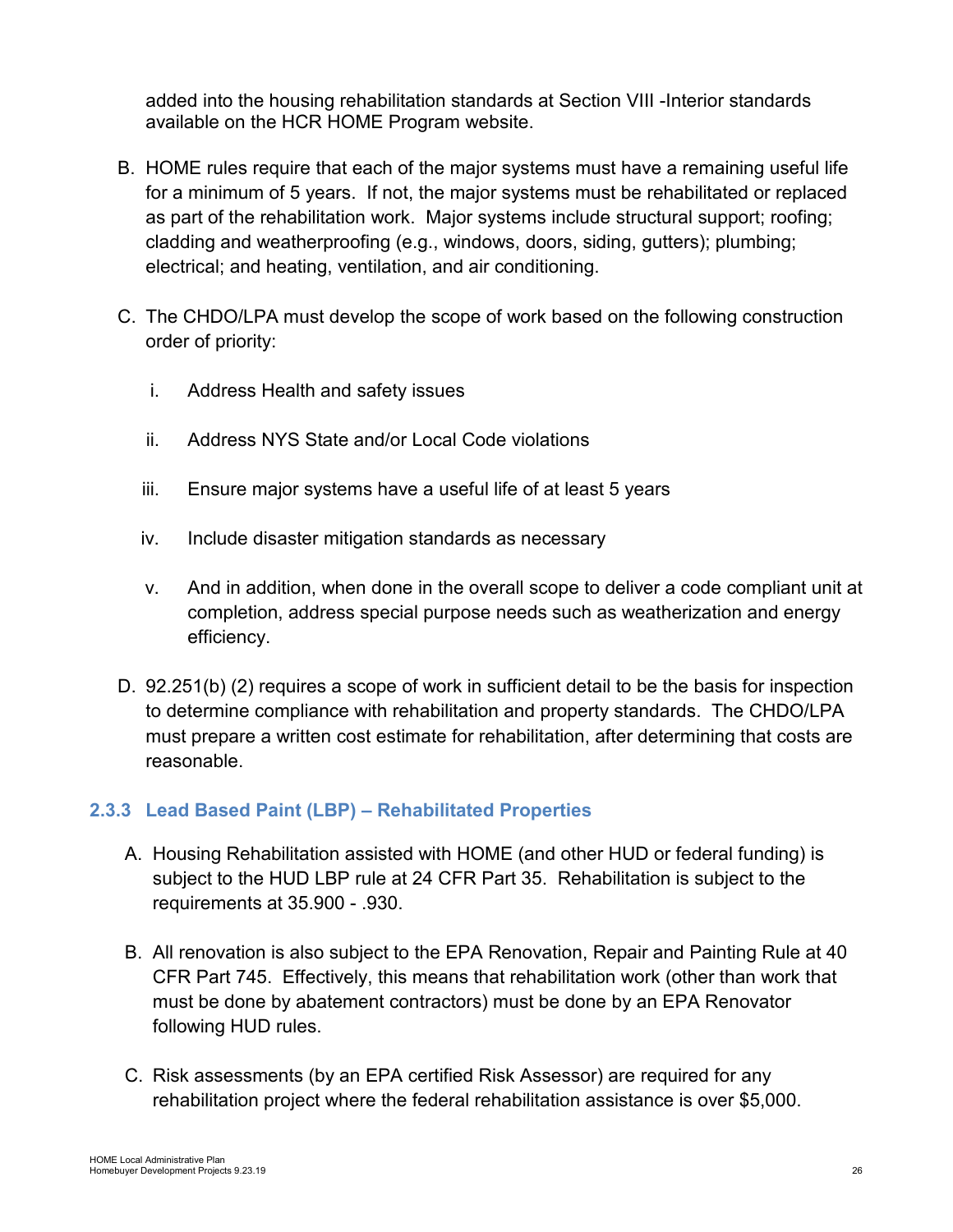added into the housing rehabilitation standards at Section VIII -Interior standards available on the HCR HOME Program website.

B. HOME rules require that each of the major systems must have a remaining useful life for a minimum of 5 years. If not, the major systems must be rehabilitated or replaced as part of the rehabilitation work. Major systems include structural support; roofing; cladding and weatherproofing (e.g., windows, doors, siding, gutters); plumbing; electrical; and heating, ventilation, and air conditioning.

C. The CHDO/LPA must develop the scope of work based on the following construction order of priority:

   i. Address Health and safety issues

   ii. Address NYS State and/or Local Code violations

   iii. Ensure major systems have a useful life of at least 5 years

   iv. Include disaster mitigation standards as necessary

   v. And in addition, when done in the overall scope to deliver a code compliant unit at completion, address special purpose needs such as weatherization and energy efficiency.

D. 92.251(b) (2) requires a scope of work in sufficient detail to be the basis for inspection to determine compliance with rehabilitation and property standards. The CHDO/LPA must prepare a written cost estimate for rehabilitation, after determining that costs are reasonable.

### 2.3.3 Lead Based Paint (LBP) – Rehabilitated Properties

A. Housing Rehabilitation assisted with HOME (and other HUD or federal funding) is subject to the HUD LBP rule at 24 CFR Part 35. Rehabilitation is subject to the requirements at 35.900 - .930.

B. All renovation is also subject to the EPA Renovation, Repair and Painting Rule at 40 CFR Part 745. Effectively, this means that rehabilitation work (other than work that must be done by abatement contractors) must be done by an EPA Renovator following HUD rules.

C. Risk assessments (by an EPA certified Risk Assessor) are required for any rehabilitation project where the federal rehabilitation assistance is over $5,000.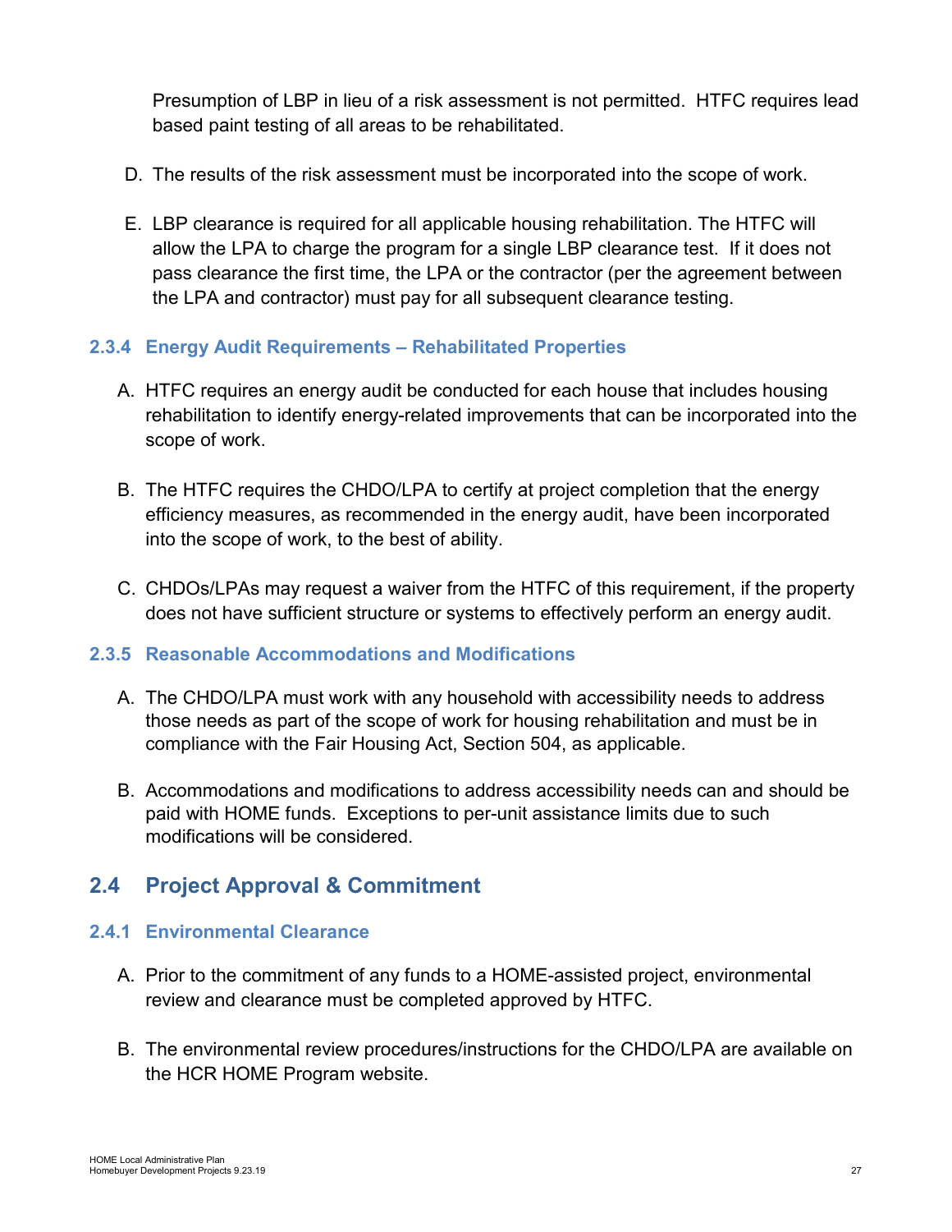Presumption of LBP in lieu of a risk assessment is not permitted. HTFC requires lead based paint testing of all areas to be rehabilitated.

D. The results of the risk assessment must be incorporated into the scope of work.

E. LBP clearance is required for all applicable housing rehabilitation. The HTFC will allow the LPA to charge the program for a single LBP clearance test. If it does not pass clearance the first time, the LPA or the contractor (per the agreement between the LPA and contractor) must pay for all subsequent clearance testing.

### 2.3.4 Energy Audit Requirements – Rehabilitated Properties

A. HTFC requires an energy audit be conducted for each house that includes housing rehabilitation to identify energy-related improvements that can be incorporated into the scope of work.

B. The HTFC requires the CHDO/LPA to certify at project completion that the energy efficiency measures, as recommended in the energy audit, have been incorporated into the scope of work, to the best of ability.

C. CHDOs/LPAs may request a waiver from the HTFC of this requirement, if the property does not have sufficient structure or systems to effectively perform an energy audit.

### 2.3.5 Reasonable Accommodations and Modifications

A. The CHDO/LPA must work with any household with accessibility needs to address those needs as part of the scope of work for housing rehabilitation and must be in compliance with the Fair Housing Act, Section 504, as applicable.

B. Accommodations and modifications to address accessibility needs can and should be paid with HOME funds. Exceptions to per-unit assistance limits due to such modifications will be considered.

## 2.4 Project Approval & Commitment

### 2.4.1 Environmental Clearance

A. Prior to the commitment of any funds to a HOME-assisted project, environmental review and clearance must be completed approved by HTFC.

B. The environmental review procedures/instructions for the CHDO/LPA are available on the HCR HOME Program website.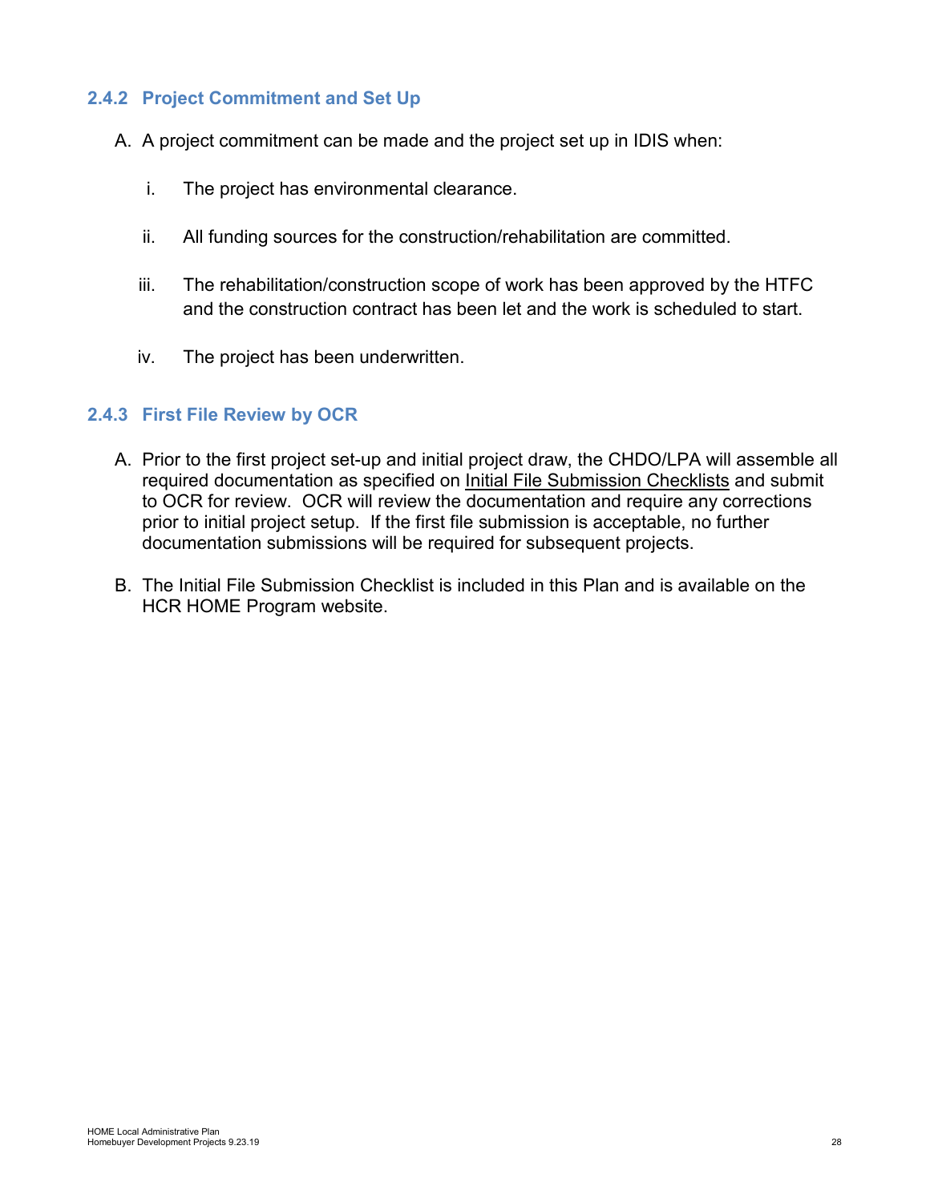### 2.4.2 Project Commitment and Set Up

A. A project commitment can be made and the project set up in IDIS when:

   i. The project has environmental clearance.

   ii. All funding sources for the construction/rehabilitation are committed.

   iii. The rehabilitation/construction scope of work has been approved by the HTFC and the construction contract has been let and the work is scheduled to start.

   iv. The project has been underwritten.

### 2.4.3 First File Review by OCR

A. Prior to the first project set-up and initial project draw, the CHDO/LPA will assemble all required documentation as specified on Initial File Submission Checklists and submit to OCR for review. OCR will review the documentation and require any corrections prior to initial project setup. If the first file submission is acceptable, no further documentation submissions will be required for subsequent projects.

B. The Initial File Submission Checklist is included in this Plan and is available on the HCR HOME Program website.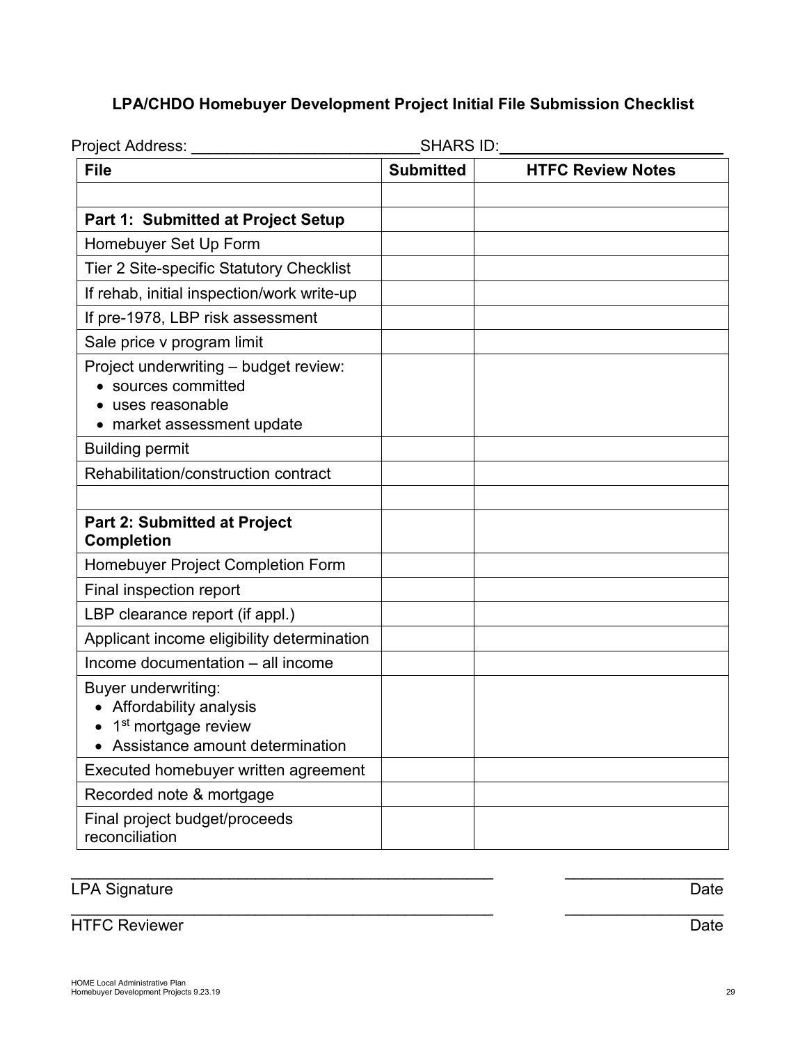### LPA/CHDO Homebuyer Development Project Initial File Submission Checklist

Project Address: ___________________________ SHARS ID: ___________________________

| File | Submitted | HTFC Review Notes |
|---|---|---|
| | | |
| **Part 1: Submitted at Project Setup** | | |
| Homebuyer Set Up Form | | |
| Tier 2 Site-specific Statutory Checklist | | |
| If rehab, initial inspection/work write-up | | |
| If pre-1978, LBP risk assessment | | |
| Sale price v program limit | | |
| Project underwriting – budget review:<br>• sources committed<br>• uses reasonable<br>• market assessment update | | |
| Building permit | | |
| Rehabilitation/construction contract | | |
| | | |
| **Part 2: Submitted at Project Completion** | | |
| Homebuyer Project Completion Form | | |
| Final inspection report | | |
| LBP clearance report (if appl.) | | |
| Applicant income eligibility determination | | |
| Income documentation – all income | | |
| Buyer underwriting:<br>• Affordability analysis<br>• 1st mortgage review<br>• Assistance amount determination | | |
| Executed homebuyer written agreement | | |
| Recorded note & mortgage | | |
| Final project budget/proceeds reconciliation | | |

___________________________________________ ______________

LPA Signature Date

___________________________________________ ______________

HTFC Reviewer Date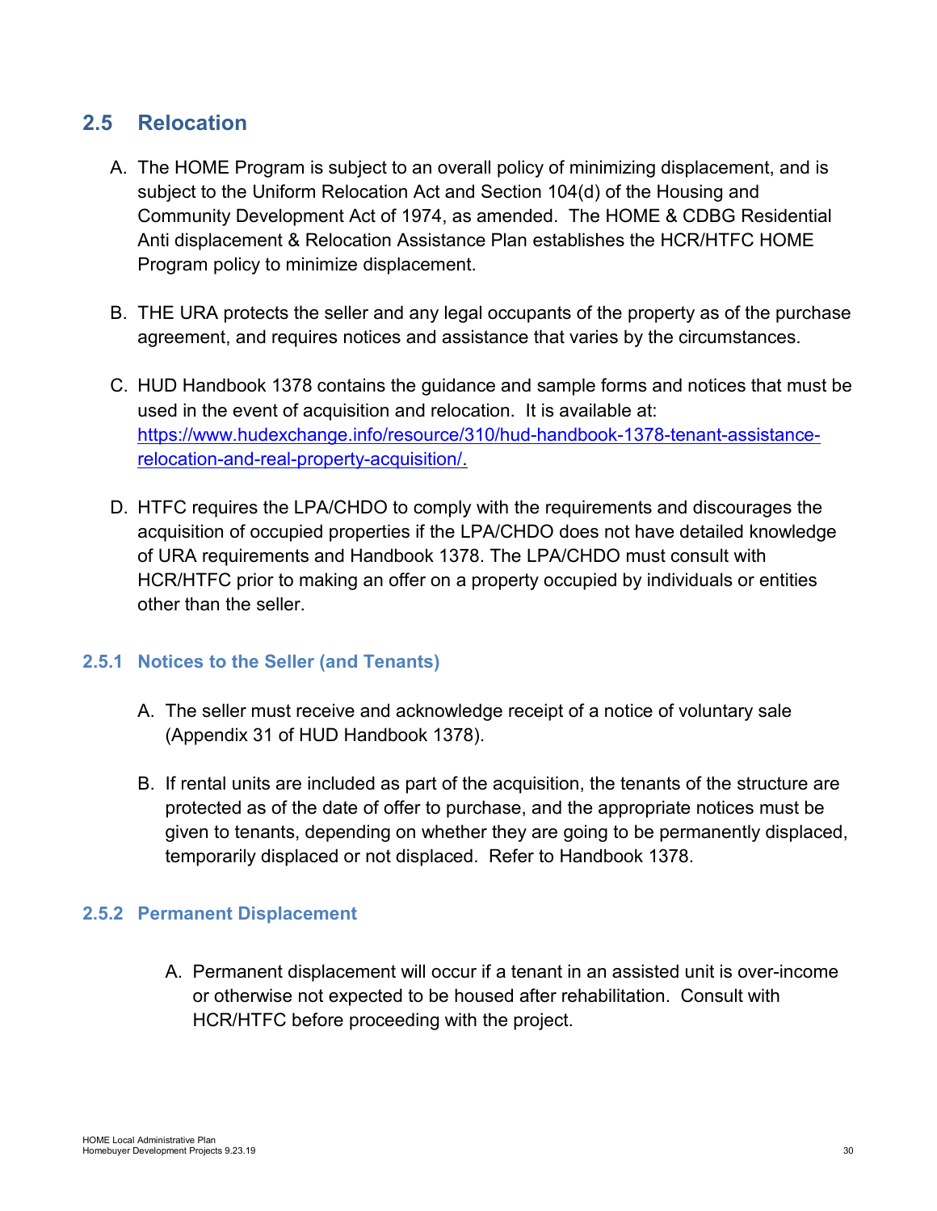## 2.5 Relocation

A. The HOME Program is subject to an overall policy of minimizing displacement, and is subject to the Uniform Relocation Act and Section 104(d) of the Housing and Community Development Act of 1974, as amended. The HOME & CDBG Residential Anti displacement & Relocation Assistance Plan establishes the HCR/HTFC HOME Program policy to minimize displacement.

B. THE URA protects the seller and any legal occupants of the property as of the purchase agreement, and requires notices and assistance that varies by the circumstances.

C. HUD Handbook 1378 contains the guidance and sample forms and notices that must be used in the event of acquisition and relocation. It is available at: https://www.hudexchange.info/resource/310/hud-handbook-1378-tenant-assistance-relocation-and-real-property-acquisition/.

D. HTFC requires the LPA/CHDO to comply with the requirements and discourages the acquisition of occupied properties if the LPA/CHDO does not have detailed knowledge of URA requirements and Handbook 1378. The LPA/CHDO must consult with HCR/HTFC prior to making an offer on a property occupied by individuals or entities other than the seller.

### 2.5.1 Notices to the Seller (and Tenants)

A. The seller must receive and acknowledge receipt of a notice of voluntary sale (Appendix 31 of HUD Handbook 1378).

B. If rental units are included as part of the acquisition, the tenants of the structure are protected as of the date of offer to purchase, and the appropriate notices must be given to tenants, depending on whether they are going to be permanently displaced, temporarily displaced or not displaced. Refer to Handbook 1378.

### 2.5.2 Permanent Displacement

A. Permanent displacement will occur if a tenant in an assisted unit is over-income or otherwise not expected to be housed after rehabilitation. Consult with HCR/HTFC before proceeding with the project.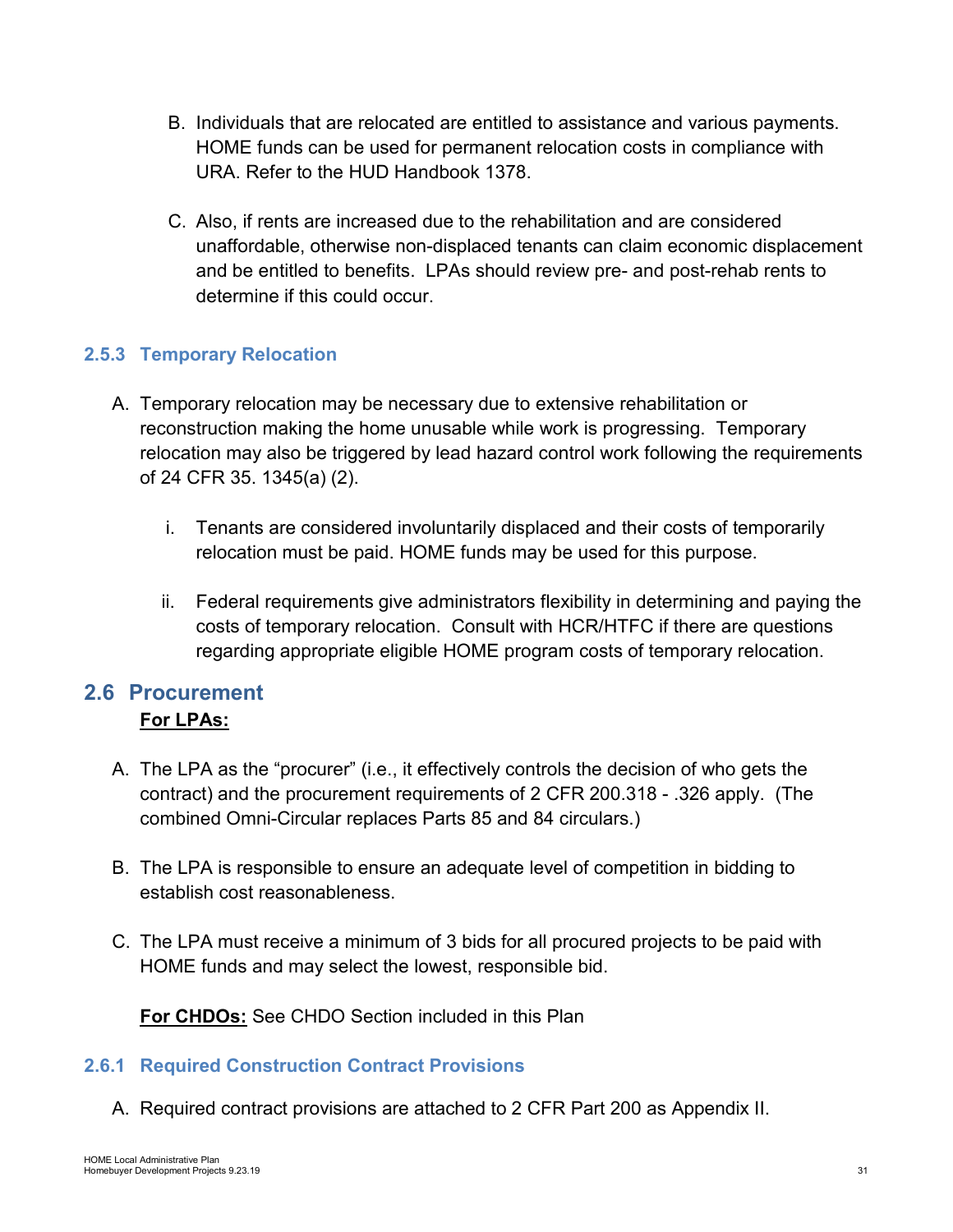B. Individuals that are relocated are entitled to assistance and various payments. HOME funds can be used for permanent relocation costs in compliance with URA. Refer to the HUD Handbook 1378.

C. Also, if rents are increased due to the rehabilitation and are considered unaffordable, otherwise non-displaced tenants can claim economic displacement and be entitled to benefits. LPAs should review pre- and post-rehab rents to determine if this could occur.

### 2.5.3 Temporary Relocation

A. Temporary relocation may be necessary due to extensive rehabilitation or reconstruction making the home unusable while work is progressing. Temporary relocation may also be triggered by lead hazard control work following the requirements of 24 CFR 35. 1345(a) (2).

   i. Tenants are considered involuntarily displaced and their costs of temporarily relocation must be paid. HOME funds may be used for this purpose.

   ii. Federal requirements give administrators flexibility in determining and paying the costs of temporary relocation. Consult with HCR/HTFC if there are questions regarding appropriate eligible HOME program costs of temporary relocation.

## 2.6 Procurement

**For LPAs:**

A. The LPA as the "procurer" (i.e., it effectively controls the decision of who gets the contract) and the procurement requirements of 2 CFR 200.318 - .326 apply. (The combined Omni-Circular replaces Parts 85 and 84 circulars.)

B. The LPA is responsible to ensure an adequate level of competition in bidding to establish cost reasonableness.

C. The LPA must receive a minimum of 3 bids for all procured projects to be paid with HOME funds and may select the lowest, responsible bid.

**For CHDOs:** See CHDO Section included in this Plan

### 2.6.1 Required Construction Contract Provisions

A. Required contract provisions are attached to 2 CFR Part 200 as Appendix II.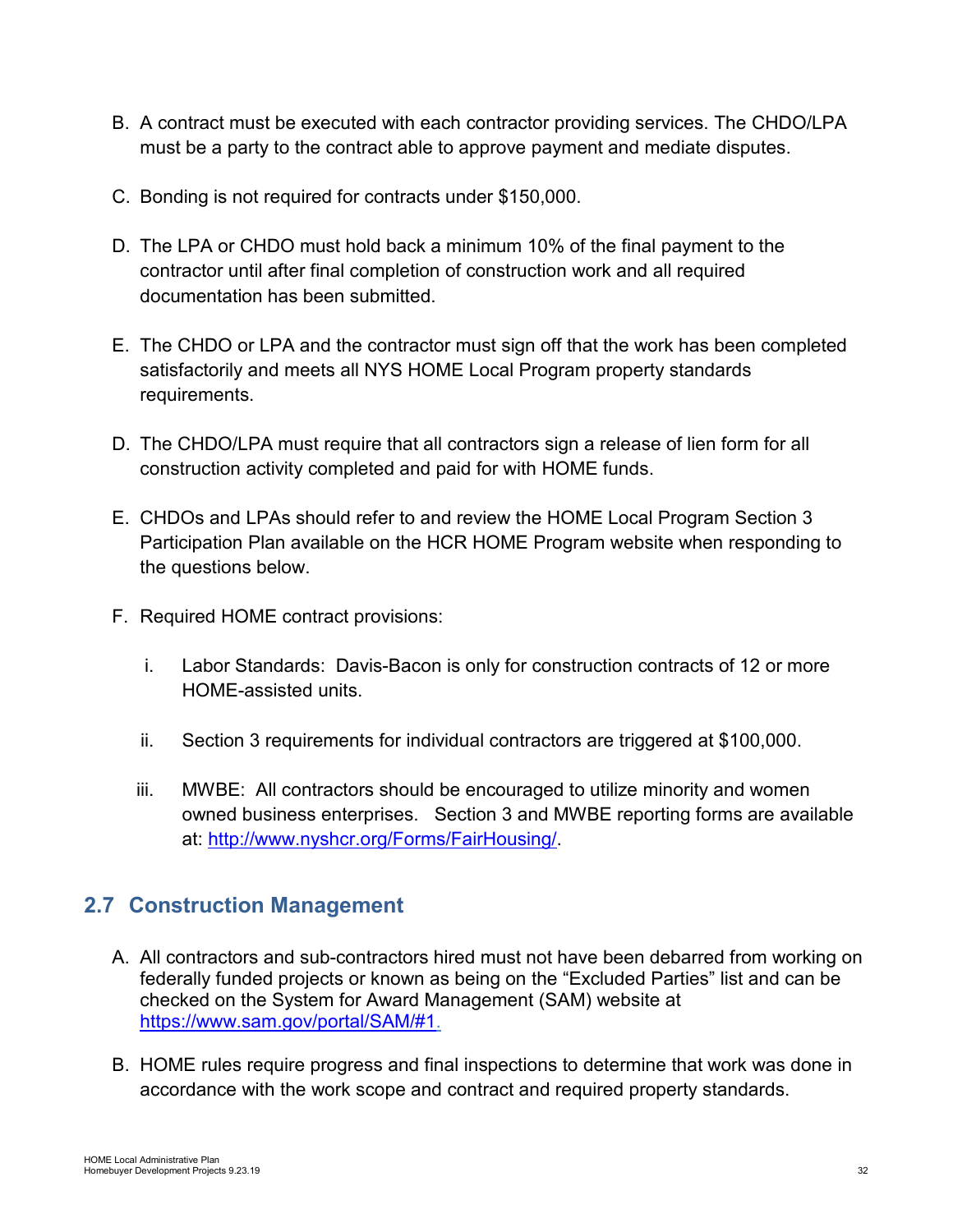B. A contract must be executed with each contractor providing services. The CHDO/LPA must be a party to the contract able to approve payment and mediate disputes.

C. Bonding is not required for contracts under $150,000.

D. The LPA or CHDO must hold back a minimum 10% of the final payment to the contractor until after final completion of construction work and all required documentation has been submitted.

E. The CHDO or LPA and the contractor must sign off that the work has been completed satisfactorily and meets all NYS HOME Local Program property standards requirements.

D. The CHDO/LPA must require that all contractors sign a release of lien form for all construction activity completed and paid for with HOME funds.

E. CHDOs and LPAs should refer to and review the HOME Local Program Section 3 Participation Plan available on the HCR HOME Program website when responding to the questions below.

F. Required HOME contract provisions:

   i. Labor Standards: Davis-Bacon is only for construction contracts of 12 or more HOME-assisted units.

   ii. Section 3 requirements for individual contractors are triggered at $100,000.

   iii. MWBE: All contractors should be encouraged to utilize minority and women owned business enterprises. Section 3 and MWBE reporting forms are available at: [http://www.nyshcr.org/Forms/FairHousing/](http://www.nyshcr.org/Forms/FairHousing/).

## 2.7 Construction Management

A. All contractors and sub-contractors hired must not have been debarred from working on federally funded projects or known as being on the "Excluded Parties" list and can be checked on the System for Award Management (SAM) website at [https://www.sam.gov/portal/SAM/#1](https://www.sam.gov/portal/SAM/#1).

B. HOME rules require progress and final inspections to determine that work was done in accordance with the work scope and contract and required property standards.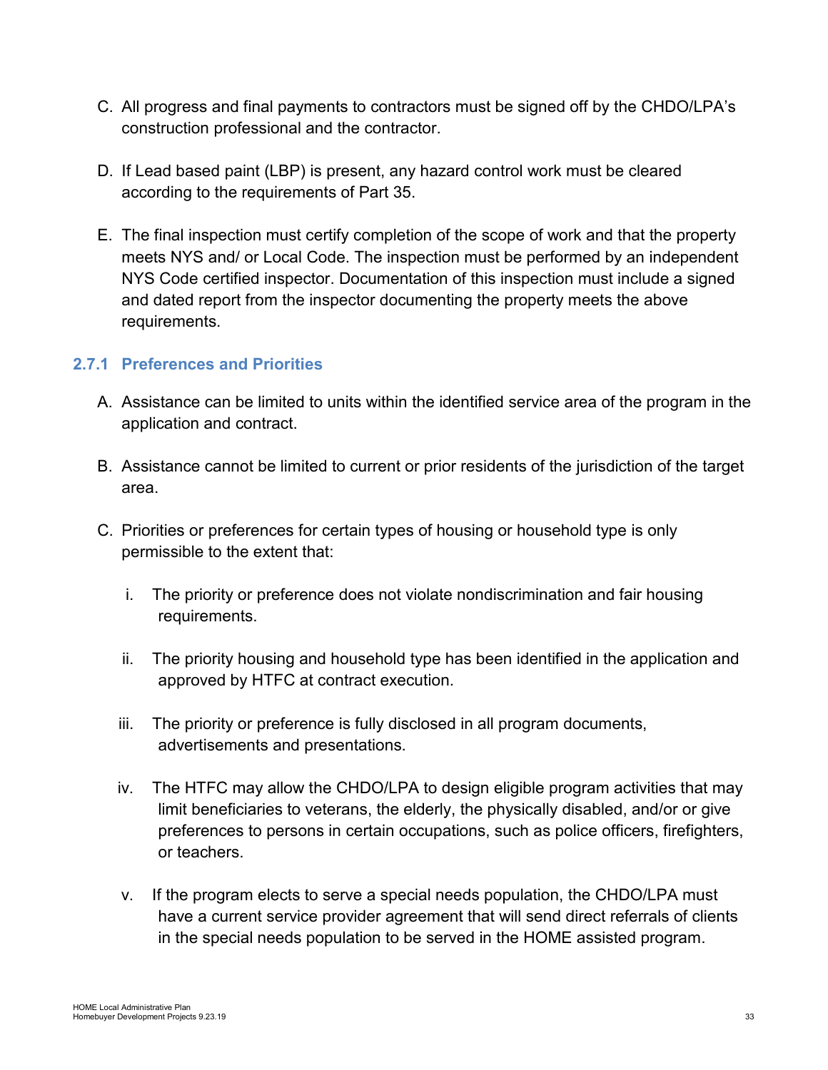C. All progress and final payments to contractors must be signed off by the CHDO/LPA's construction professional and the contractor.

D. If Lead based paint (LBP) is present, any hazard control work must be cleared according to the requirements of Part 35.

E. The final inspection must certify completion of the scope of work and that the property meets NYS and/ or Local Code. The inspection must be performed by an independent NYS Code certified inspector. Documentation of this inspection must include a signed and dated report from the inspector documenting the property meets the above requirements.

### 2.7.1 Preferences and Priorities

A. Assistance can be limited to units within the identified service area of the program in the application and contract.

B. Assistance cannot be limited to current or prior residents of the jurisdiction of the target area.

C. Priorities or preferences for certain types of housing or household type is only permissible to the extent that:

   i. The priority or preference does not violate nondiscrimination and fair housing requirements.

   ii. The priority housing and household type has been identified in the application and approved by HTFC at contract execution.

   iii. The priority or preference is fully disclosed in all program documents, advertisements and presentations.

   iv. The HTFC may allow the CHDO/LPA to design eligible program activities that may limit beneficiaries to veterans, the elderly, the physically disabled, and/or or give preferences to persons in certain occupations, such as police officers, firefighters, or teachers.

   v. If the program elects to serve a special needs population, the CHDO/LPA must have a current service provider agreement that will send direct referrals of clients in the special needs population to be served in the HOME assisted program.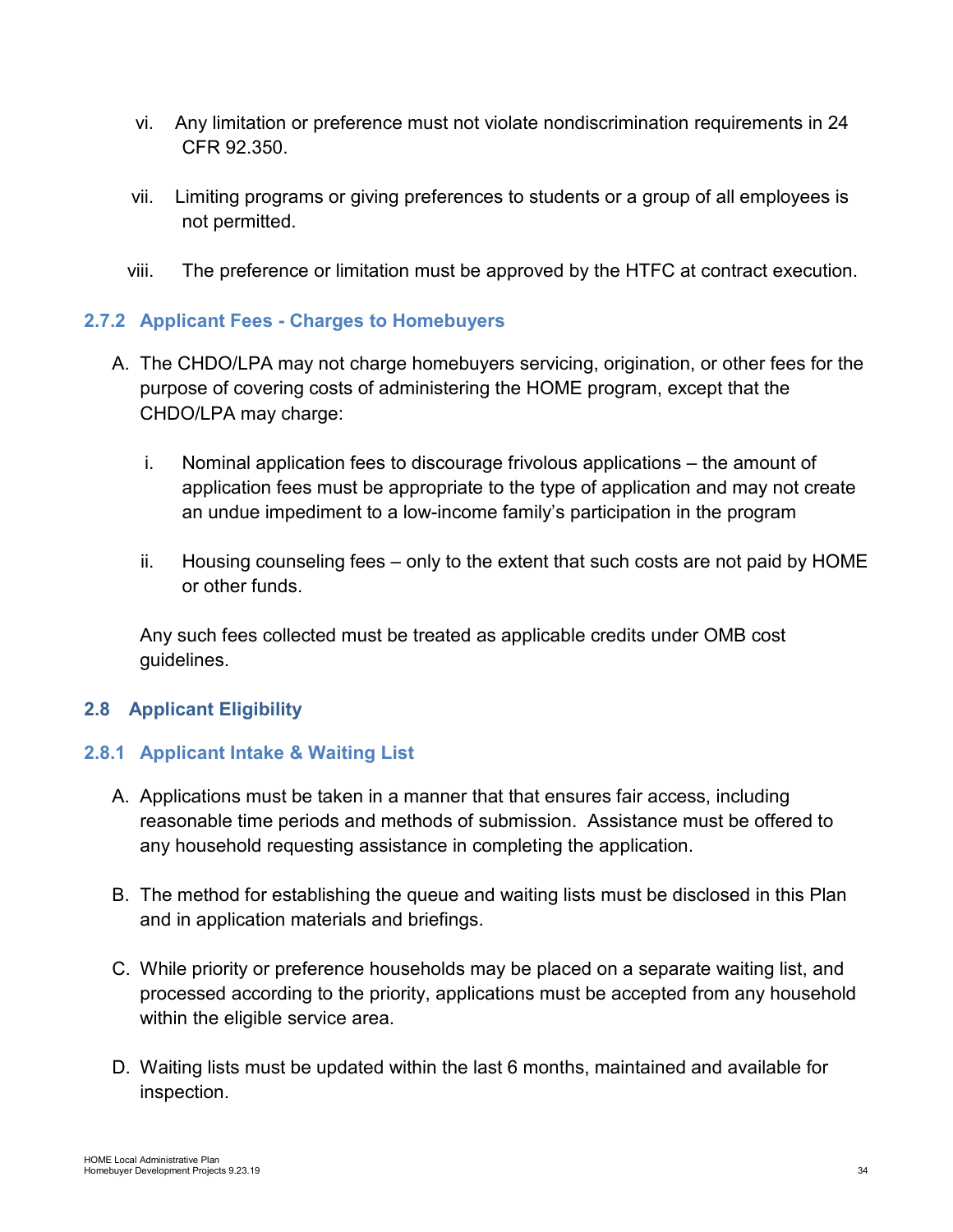vi. Any limitation or preference must not violate nondiscrimination requirements in 24 CFR 92.350.

vii. Limiting programs or giving preferences to students or a group of all employees is not permitted.

viii. The preference or limitation must be approved by the HTFC at contract execution.

### 2.7.2 Applicant Fees - Charges to Homebuyers

A. The CHDO/LPA may not charge homebuyers servicing, origination, or other fees for the purpose of covering costs of administering the HOME program, except that the CHDO/LPA may charge:

i. Nominal application fees to discourage frivolous applications – the amount of application fees must be appropriate to the type of application and may not create an undue impediment to a low-income family's participation in the program

ii. Housing counseling fees – only to the extent that such costs are not paid by HOME or other funds.

Any such fees collected must be treated as applicable credits under OMB cost guidelines.

## 2.8 Applicant Eligibility

### 2.8.1 Applicant Intake & Waiting List

A. Applications must be taken in a manner that that ensures fair access, including reasonable time periods and methods of submission. Assistance must be offered to any household requesting assistance in completing the application.

B. The method for establishing the queue and waiting lists must be disclosed in this Plan and in application materials and briefings.

C. While priority or preference households may be placed on a separate waiting list, and processed according to the priority, applications must be accepted from any household within the eligible service area.

D. Waiting lists must be updated within the last 6 months, maintained and available for inspection.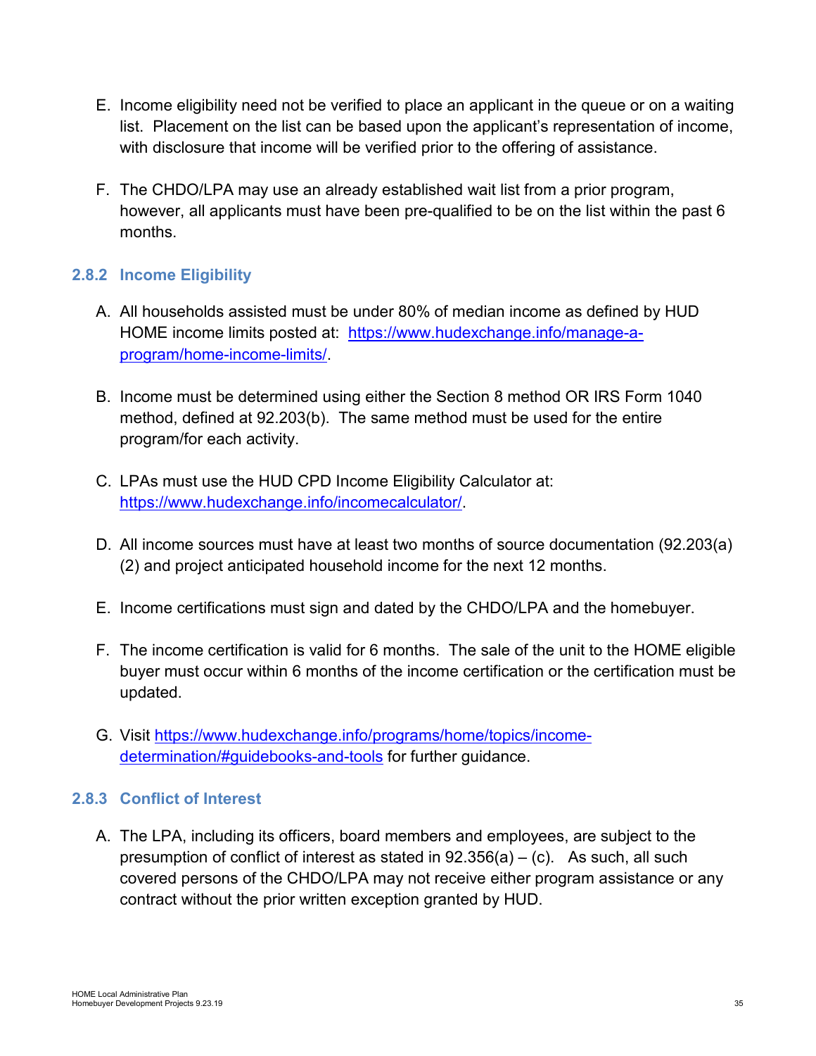E. Income eligibility need not be verified to place an applicant in the queue or on a waiting list. Placement on the list can be based upon the applicant's representation of income, with disclosure that income will be verified prior to the offering of assistance.

F. The CHDO/LPA may use an already established wait list from a prior program, however, all applicants must have been pre-qualified to be on the list within the past 6 months.

### 2.8.2 Income Eligibility

A. All households assisted must be under 80% of median income as defined by HUD HOME income limits posted at: [https://www.hudexchange.info/manage-a-program/home-income-limits/](https://www.hudexchange.info/manage-a-program/home-income-limits/).

B. Income must be determined using either the Section 8 method OR IRS Form 1040 method, defined at 92.203(b). The same method must be used for the entire program/for each activity.

C. LPAs must use the HUD CPD Income Eligibility Calculator at: [https://www.hudexchange.info/incomecalculator/](https://www.hudexchange.info/incomecalculator/).

D. All income sources must have at least two months of source documentation (92.203(a)(2) and project anticipated household income for the next 12 months.

E. Income certifications must sign and dated by the CHDO/LPA and the homebuyer.

F. The income certification is valid for 6 months. The sale of the unit to the HOME eligible buyer must occur within 6 months of the income certification or the certification must be updated.

G. Visit [https://www.hudexchange.info/programs/home/topics/income-determination/#guidebooks-and-tools](https://www.hudexchange.info/programs/home/topics/income-determination/#guidebooks-and-tools) for further guidance.

### 2.8.3 Conflict of Interest

A. The LPA, including its officers, board members and employees, are subject to the presumption of conflict of interest as stated in 92.356(a) – (c). As such, all such covered persons of the CHDO/LPA may not receive either program assistance or any contract without the prior written exception granted by HUD.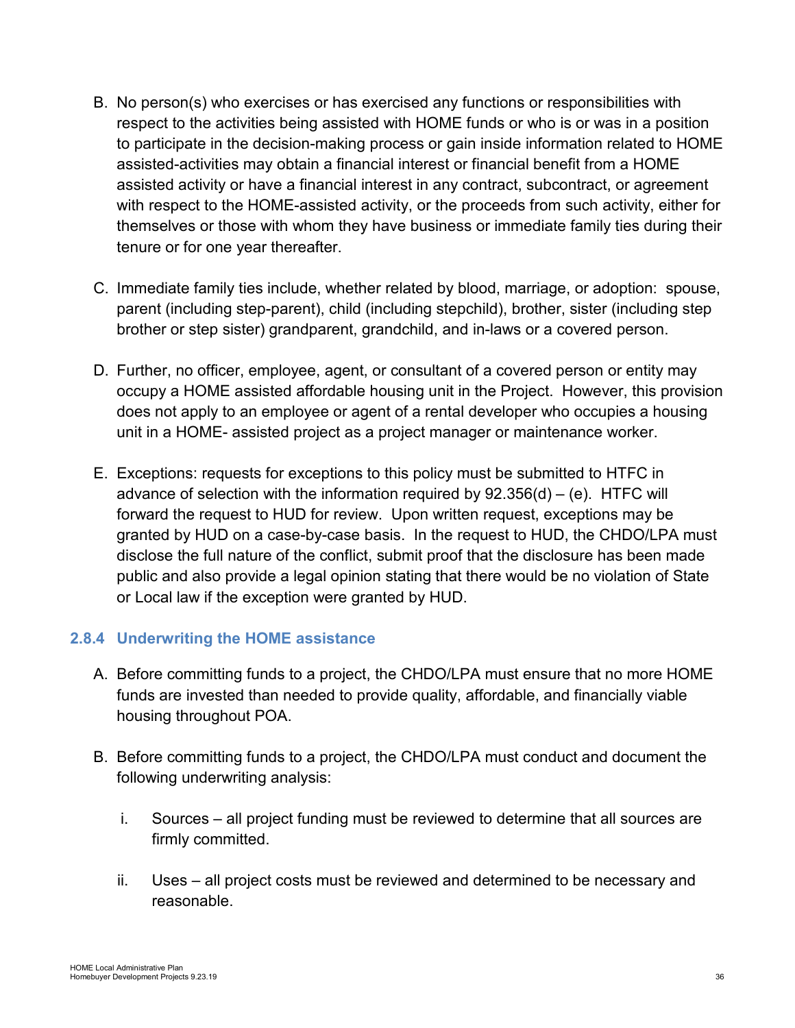B. No person(s) who exercises or has exercised any functions or responsibilities with respect to the activities being assisted with HOME funds or who is or was in a position to participate in the decision-making process or gain inside information related to HOME assisted-activities may obtain a financial interest or financial benefit from a HOME assisted activity or have a financial interest in any contract, subcontract, or agreement with respect to the HOME-assisted activity, or the proceeds from such activity, either for themselves or those with whom they have business or immediate family ties during their tenure or for one year thereafter.

C. Immediate family ties include, whether related by blood, marriage, or adoption: spouse, parent (including step-parent), child (including stepchild), brother, sister (including step brother or step sister) grandparent, grandchild, and in-laws or a covered person.

D. Further, no officer, employee, agent, or consultant of a covered person or entity may occupy a HOME assisted affordable housing unit in the Project. However, this provision does not apply to an employee or agent of a rental developer who occupies a housing unit in a HOME- assisted project as a project manager or maintenance worker.

E. Exceptions: requests for exceptions to this policy must be submitted to HTFC in advance of selection with the information required by 92.356(d) – (e). HTFC will forward the request to HUD for review. Upon written request, exceptions may be granted by HUD on a case-by-case basis. In the request to HUD, the CHDO/LPA must disclose the full nature of the conflict, submit proof that the disclosure has been made public and also provide a legal opinion stating that there would be no violation of State or Local law if the exception were granted by HUD.

### 2.8.4 Underwriting the HOME assistance

A. Before committing funds to a project, the CHDO/LPA must ensure that no more HOME funds are invested than needed to provide quality, affordable, and financially viable housing throughout POA.

B. Before committing funds to a project, the CHDO/LPA must conduct and document the following underwriting analysis:

   i. Sources – all project funding must be reviewed to determine that all sources are firmly committed.

   ii. Uses – all project costs must be reviewed and determined to be necessary and reasonable.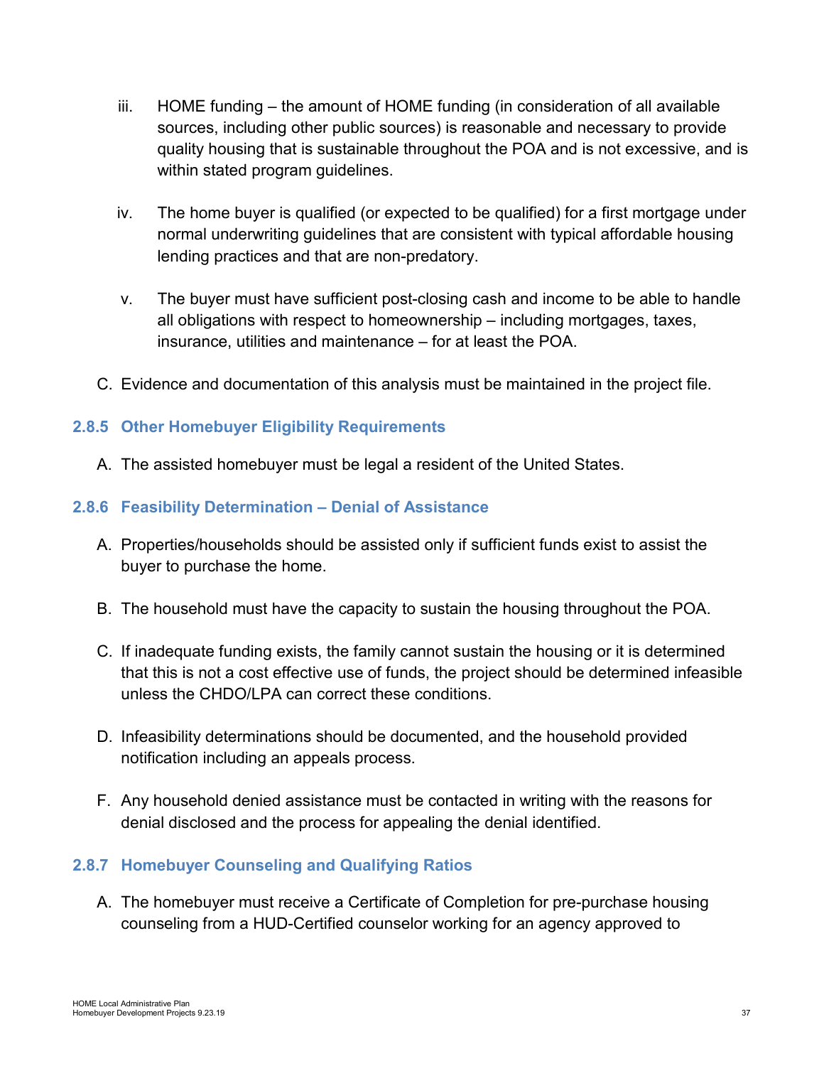iii. HOME funding – the amount of HOME funding (in consideration of all available sources, including other public sources) is reasonable and necessary to provide quality housing that is sustainable throughout the POA and is not excessive, and is within stated program guidelines.

iv. The home buyer is qualified (or expected to be qualified) for a first mortgage under normal underwriting guidelines that are consistent with typical affordable housing lending practices and that are non-predatory.

v. The buyer must have sufficient post-closing cash and income to be able to handle all obligations with respect to homeownership – including mortgages, taxes, insurance, utilities and maintenance – for at least the POA.

C. Evidence and documentation of this analysis must be maintained in the project file.

### 2.8.5 Other Homebuyer Eligibility Requirements

A. The assisted homebuyer must be legal a resident of the United States.

### 2.8.6 Feasibility Determination – Denial of Assistance

A. Properties/households should be assisted only if sufficient funds exist to assist the buyer to purchase the home.

B. The household must have the capacity to sustain the housing throughout the POA.

C. If inadequate funding exists, the family cannot sustain the housing or it is determined that this is not a cost effective use of funds, the project should be determined infeasible unless the CHDO/LPA can correct these conditions.

D. Infeasibility determinations should be documented, and the household provided notification including an appeals process.

F. Any household denied assistance must be contacted in writing with the reasons for denial disclosed and the process for appealing the denial identified.

### 2.8.7 Homebuyer Counseling and Qualifying Ratios

A. The homebuyer must receive a Certificate of Completion for pre-purchase housing counseling from a HUD-Certified counselor working for an agency approved to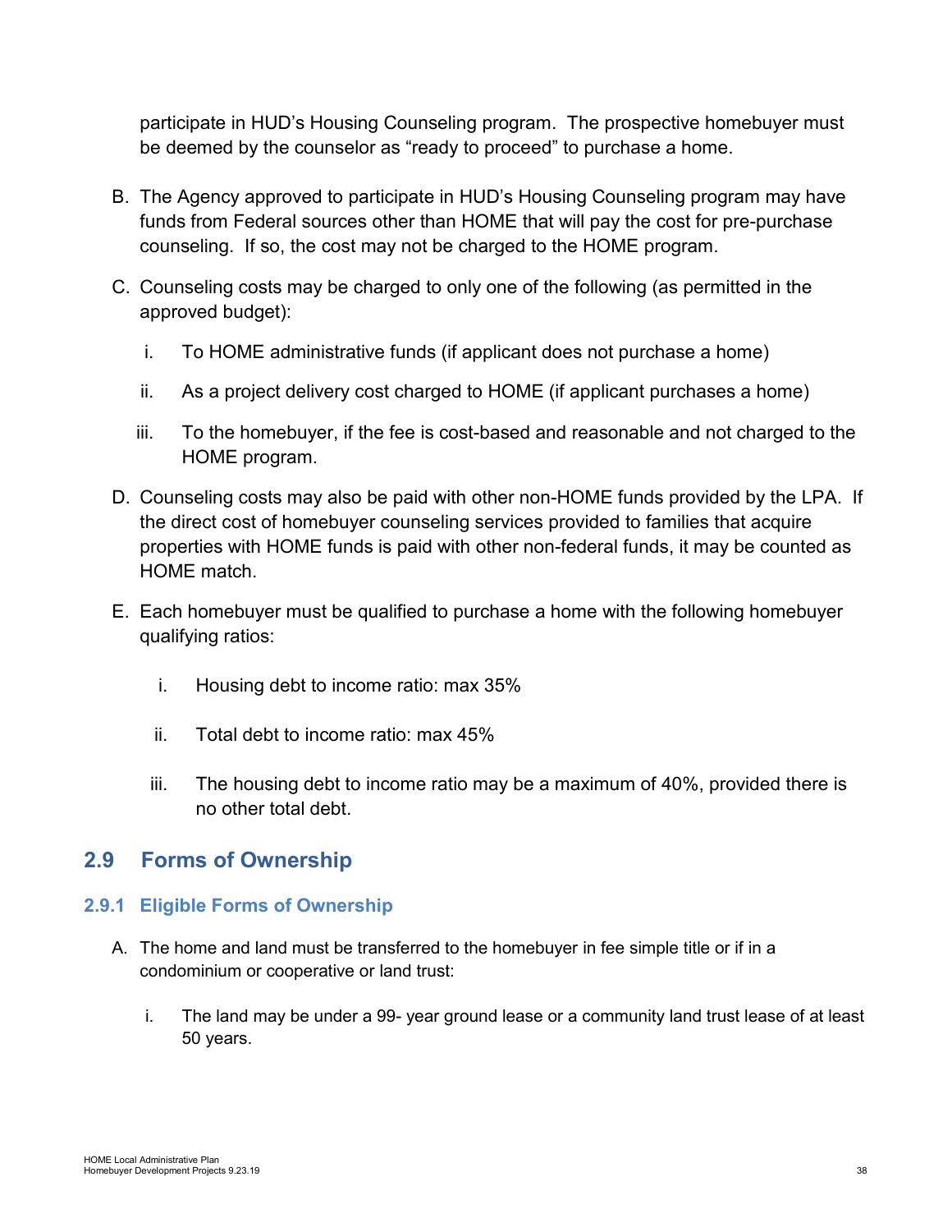participate in HUD's Housing Counseling program. The prospective homebuyer must be deemed by the counselor as "ready to proceed" to purchase a home.

B. The Agency approved to participate in HUD's Housing Counseling program may have funds from Federal sources other than HOME that will pay the cost for pre-purchase counseling. If so, the cost may not be charged to the HOME program.

C. Counseling costs may be charged to only one of the following (as permitted in the approved budget):

   i. To HOME administrative funds (if applicant does not purchase a home)

   ii. As a project delivery cost charged to HOME (if applicant purchases a home)

   iii. To the homebuyer, if the fee is cost-based and reasonable and not charged to the HOME program.

D. Counseling costs may also be paid with other non-HOME funds provided by the LPA. If the direct cost of homebuyer counseling services provided to families that acquire properties with HOME funds is paid with other non-federal funds, it may be counted as HOME match.

E. Each homebuyer must be qualified to purchase a home with the following homebuyer qualifying ratios:

   i. Housing debt to income ratio: max 35%

   ii. Total debt to income ratio: max 45%

   iii. The housing debt to income ratio may be a maximum of 40%, provided there is no other total debt.

## 2.9 Forms of Ownership

### 2.9.1 Eligible Forms of Ownership

A. The home and land must be transferred to the homebuyer in fee simple title or if in a condominium or cooperative or land trust:

   i. The land may be under a 99- year ground lease or a community land trust lease of at least 50 years.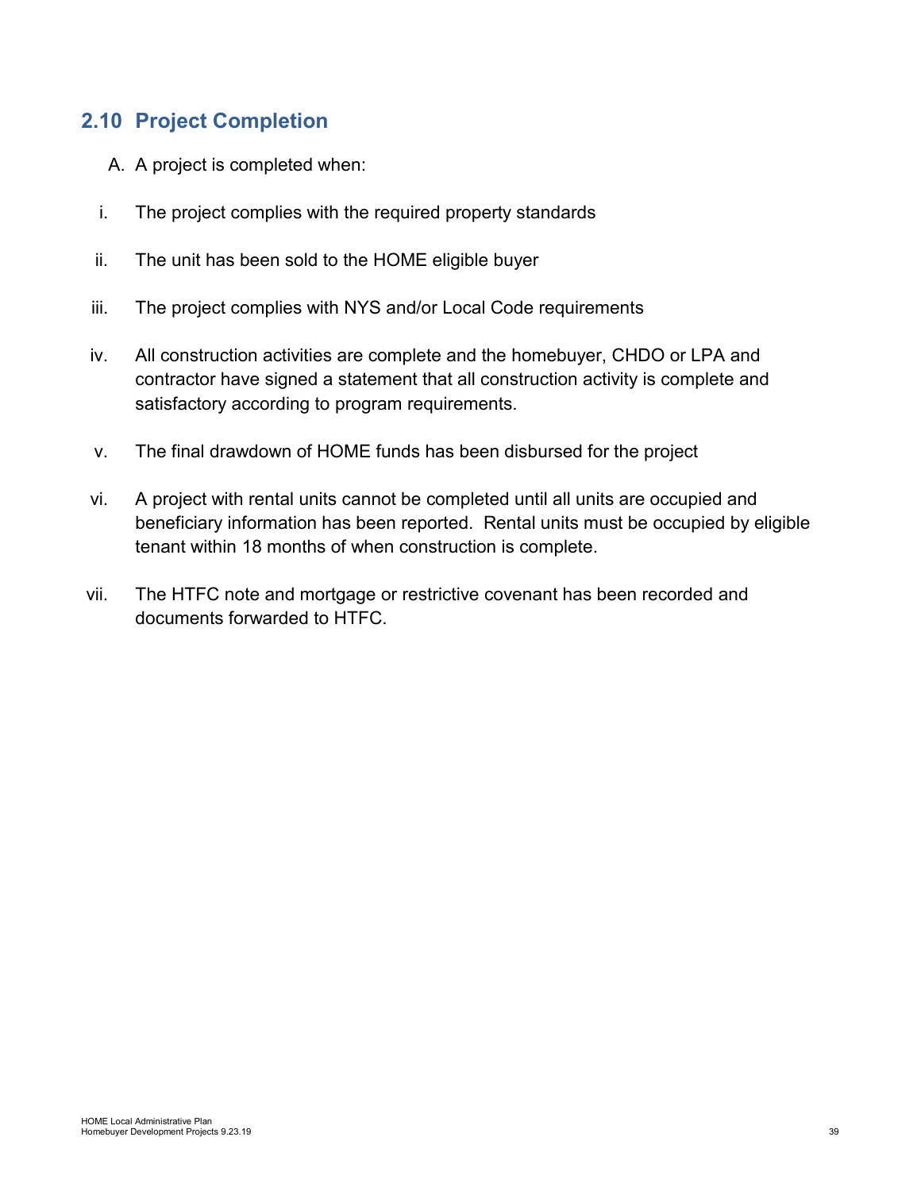## 2.10 Project Completion

A. A project is completed when:

i. The project complies with the required property standards

ii. The unit has been sold to the HOME eligible buyer

iii. The project complies with NYS and/or Local Code requirements

iv. All construction activities are complete and the homebuyer, CHDO or LPA and contractor have signed a statement that all construction activity is complete and satisfactory according to program requirements.

v. The final drawdown of HOME funds has been disbursed for the project

vi. A project with rental units cannot be completed until all units are occupied and beneficiary information has been reported. Rental units must be occupied by eligible tenant within 18 months of when construction is complete.

vii. The HTFC note and mortgage or restrictive covenant has been recorded and documents forwarded to HTFC.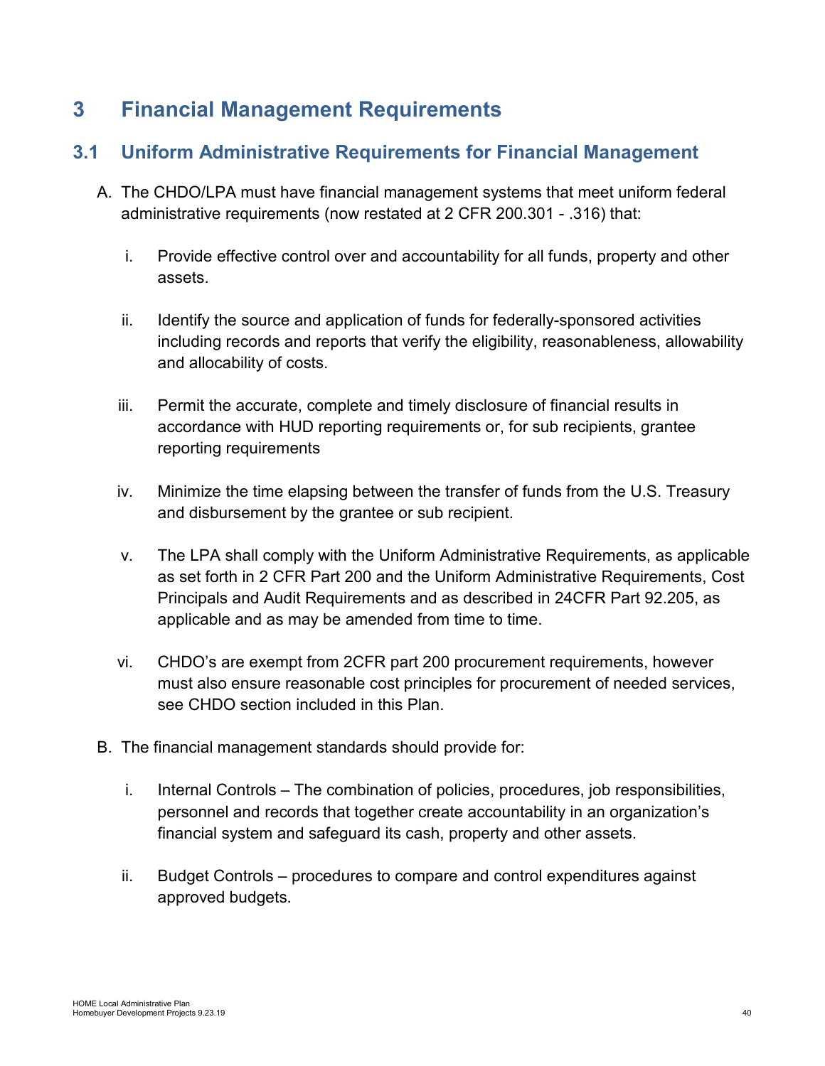# 3 Financial Management Requirements

## 3.1 Uniform Administrative Requirements for Financial Management

A. The CHDO/LPA must have financial management systems that meet uniform federal administrative requirements (now restated at 2 CFR 200.301 - .316) that:

   i. Provide effective control over and accountability for all funds, property and other assets.

   ii. Identify the source and application of funds for federally-sponsored activities including records and reports that verify the eligibility, reasonableness, allowability and allocability of costs.

   iii. Permit the accurate, complete and timely disclosure of financial results in accordance with HUD reporting requirements or, for sub recipients, grantee reporting requirements

   iv. Minimize the time elapsing between the transfer of funds from the U.S. Treasury and disbursement by the grantee or sub recipient.

   v. The LPA shall comply with the Uniform Administrative Requirements, as applicable as set forth in 2 CFR Part 200 and the Uniform Administrative Requirements, Cost Principals and Audit Requirements and as described in 24CFR Part 92.205, as applicable and as may be amended from time to time.

   vi. CHDO's are exempt from 2CFR part 200 procurement requirements, however must also ensure reasonable cost principles for procurement of needed services, see CHDO section included in this Plan.

B. The financial management standards should provide for:

   i. Internal Controls – The combination of policies, procedures, job responsibilities, personnel and records that together create accountability in an organization's financial system and safeguard its cash, property and other assets.

   ii. Budget Controls – procedures to compare and control expenditures against approved budgets.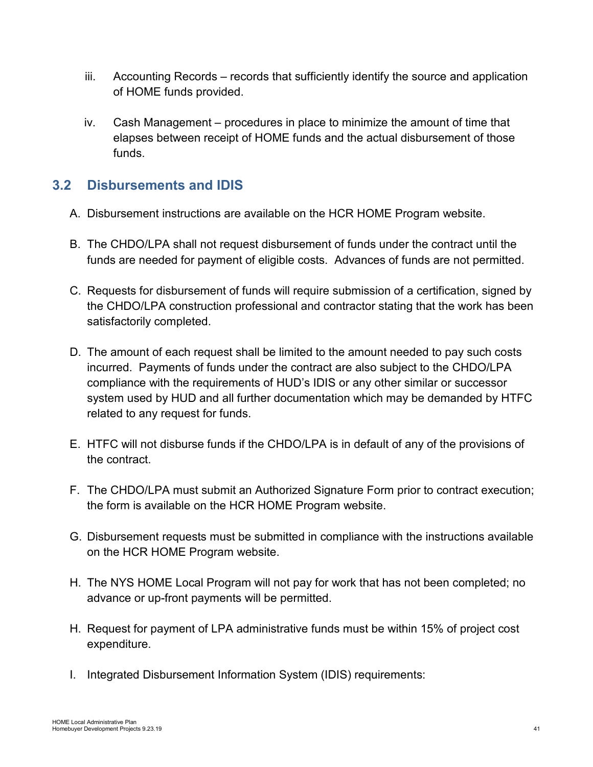iii. Accounting Records – records that sufficiently identify the source and application of HOME funds provided.

iv. Cash Management – procedures in place to minimize the amount of time that elapses between receipt of HOME funds and the actual disbursement of those funds.

## 3.2 Disbursements and IDIS

A. Disbursement instructions are available on the HCR HOME Program website.

B. The CHDO/LPA shall not request disbursement of funds under the contract until the funds are needed for payment of eligible costs. Advances of funds are not permitted.

C. Requests for disbursement of funds will require submission of a certification, signed by the CHDO/LPA construction professional and contractor stating that the work has been satisfactorily completed.

D. The amount of each request shall be limited to the amount needed to pay such costs incurred. Payments of funds under the contract are also subject to the CHDO/LPA compliance with the requirements of HUD's IDIS or any other similar or successor system used by HUD and all further documentation which may be demanded by HTFC related to any request for funds.

E. HTFC will not disburse funds if the CHDO/LPA is in default of any of the provisions of the contract.

F. The CHDO/LPA must submit an Authorized Signature Form prior to contract execution; the form is available on the HCR HOME Program website.

G. Disbursement requests must be submitted in compliance with the instructions available on the HCR HOME Program website.

H. The NYS HOME Local Program will not pay for work that has not been completed; no advance or up-front payments will be permitted.

H. Request for payment of LPA administrative funds must be within 15% of project cost expenditure.

I. Integrated Disbursement Information System (IDIS) requirements: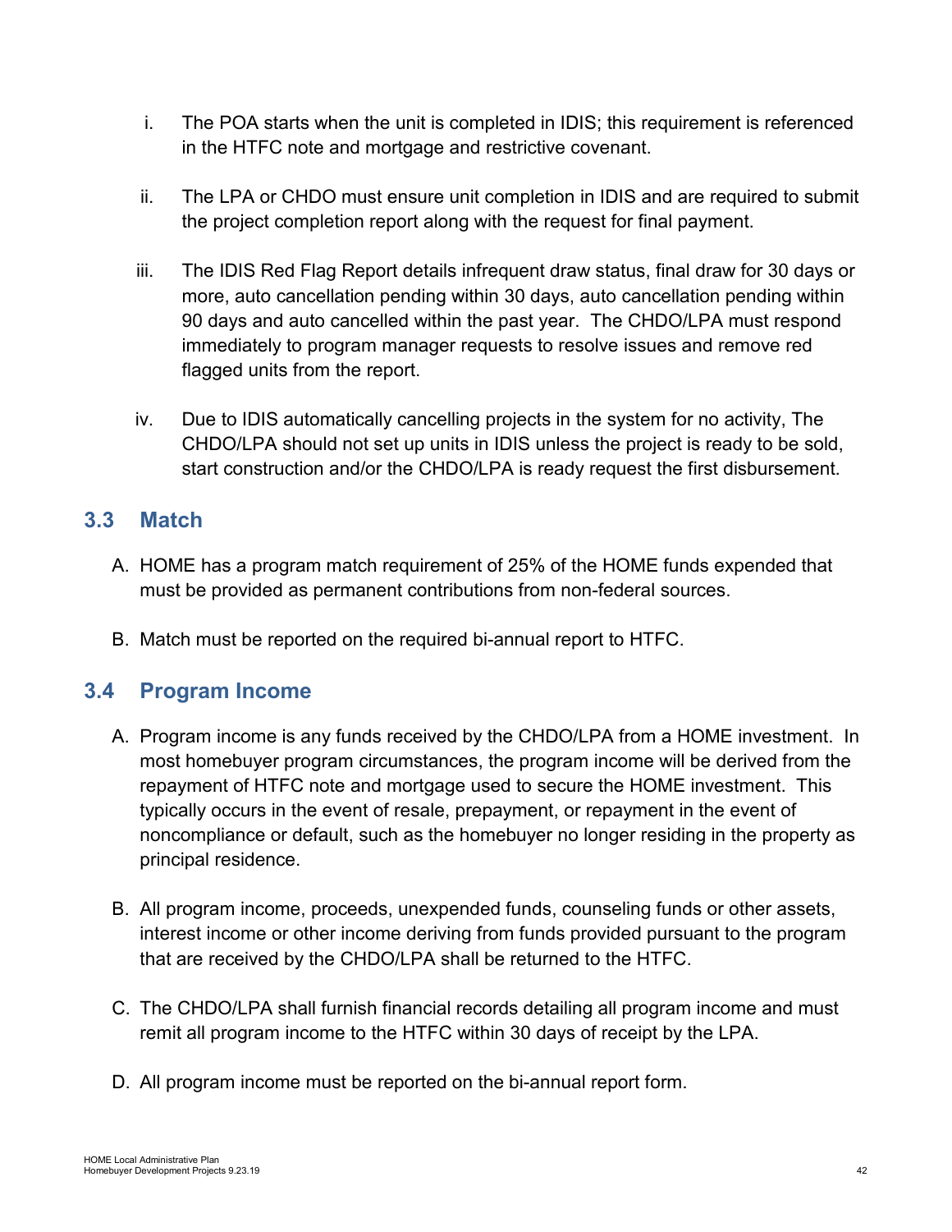i. The POA starts when the unit is completed in IDIS; this requirement is referenced in the HTFC note and mortgage and restrictive covenant.

ii. The LPA or CHDO must ensure unit completion in IDIS and are required to submit the project completion report along with the request for final payment.

iii. The IDIS Red Flag Report details infrequent draw status, final draw for 30 days or more, auto cancellation pending within 30 days, auto cancellation pending within 90 days and auto cancelled within the past year. The CHDO/LPA must respond immediately to program manager requests to resolve issues and remove red flagged units from the report.

iv. Due to IDIS automatically cancelling projects in the system for no activity, The CHDO/LPA should not set up units in IDIS unless the project is ready to be sold, start construction and/or the CHDO/LPA is ready request the first disbursement.

## 3.3 Match

A. HOME has a program match requirement of 25% of the HOME funds expended that must be provided as permanent contributions from non-federal sources.

B. Match must be reported on the required bi-annual report to HTFC.

## 3.4 Program Income

A. Program income is any funds received by the CHDO/LPA from a HOME investment. In most homebuyer program circumstances, the program income will be derived from the repayment of HTFC note and mortgage used to secure the HOME investment. This typically occurs in the event of resale, prepayment, or repayment in the event of noncompliance or default, such as the homebuyer no longer residing in the property as principal residence.

B. All program income, proceeds, unexpended funds, counseling funds or other assets, interest income or other income deriving from funds provided pursuant to the program that are received by the CHDO/LPA shall be returned to the HTFC.

C. The CHDO/LPA shall furnish financial records detailing all program income and must remit all program income to the HTFC within 30 days of receipt by the LPA.

D. All program income must be reported on the bi-annual report form.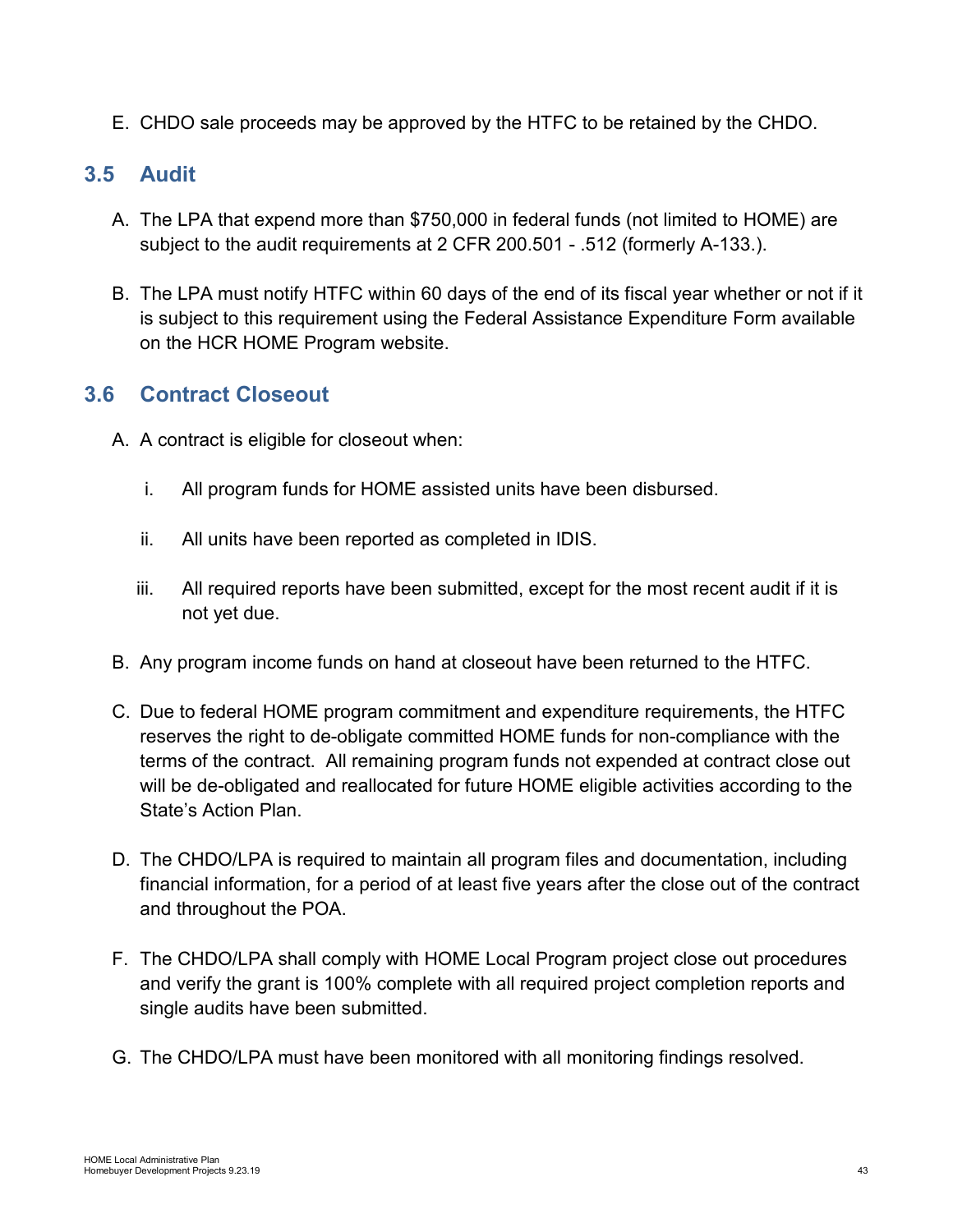E. CHDO sale proceeds may be approved by the HTFC to be retained by the CHDO.

## 3.5 Audit

A. The LPA that expend more than $750,000 in federal funds (not limited to HOME) are subject to the audit requirements at 2 CFR 200.501 - .512 (formerly A-133.).

B. The LPA must notify HTFC within 60 days of the end of its fiscal year whether or not if it is subject to this requirement using the Federal Assistance Expenditure Form available on the HCR HOME Program website.

## 3.6 Contract Closeout

A. A contract is eligible for closeout when:

   i. All program funds for HOME assisted units have been disbursed.

   ii. All units have been reported as completed in IDIS.

   iii. All required reports have been submitted, except for the most recent audit if it is not yet due.

B. Any program income funds on hand at closeout have been returned to the HTFC.

C. Due to federal HOME program commitment and expenditure requirements, the HTFC reserves the right to de-obligate committed HOME funds for non-compliance with the terms of the contract. All remaining program funds not expended at contract close out will be de-obligated and reallocated for future HOME eligible activities according to the State's Action Plan.

D. The CHDO/LPA is required to maintain all program files and documentation, including financial information, for a period of at least five years after the close out of the contract and throughout the POA.

F. The CHDO/LPA shall comply with HOME Local Program project close out procedures and verify the grant is 100% complete with all required project completion reports and single audits have been submitted.

G. The CHDO/LPA must have been monitored with all monitoring findings resolved.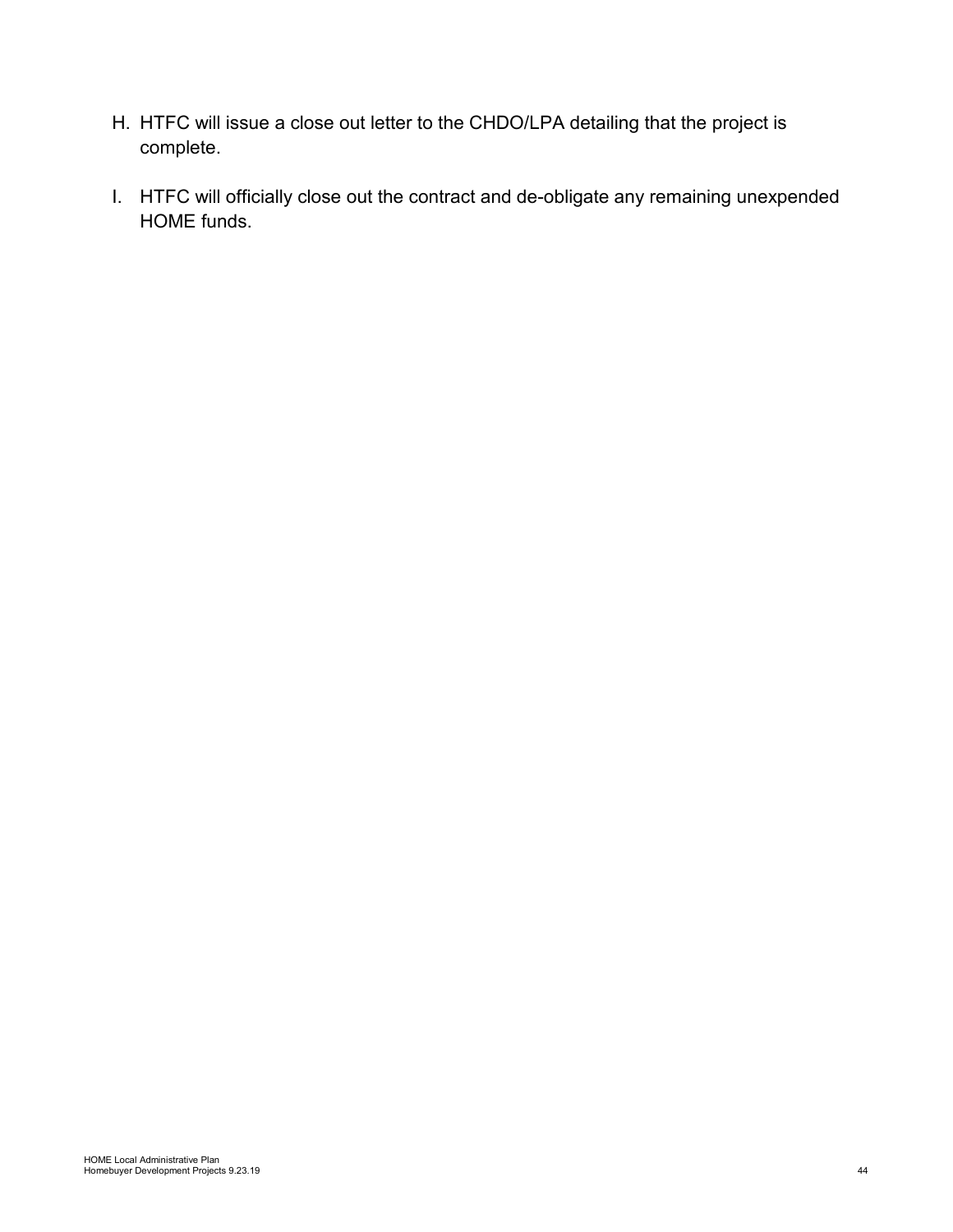H. HTFC will issue a close out letter to the CHDO/LPA detailing that the project is complete.

I. HTFC will officially close out the contract and de-obligate any remaining unexpended HOME funds.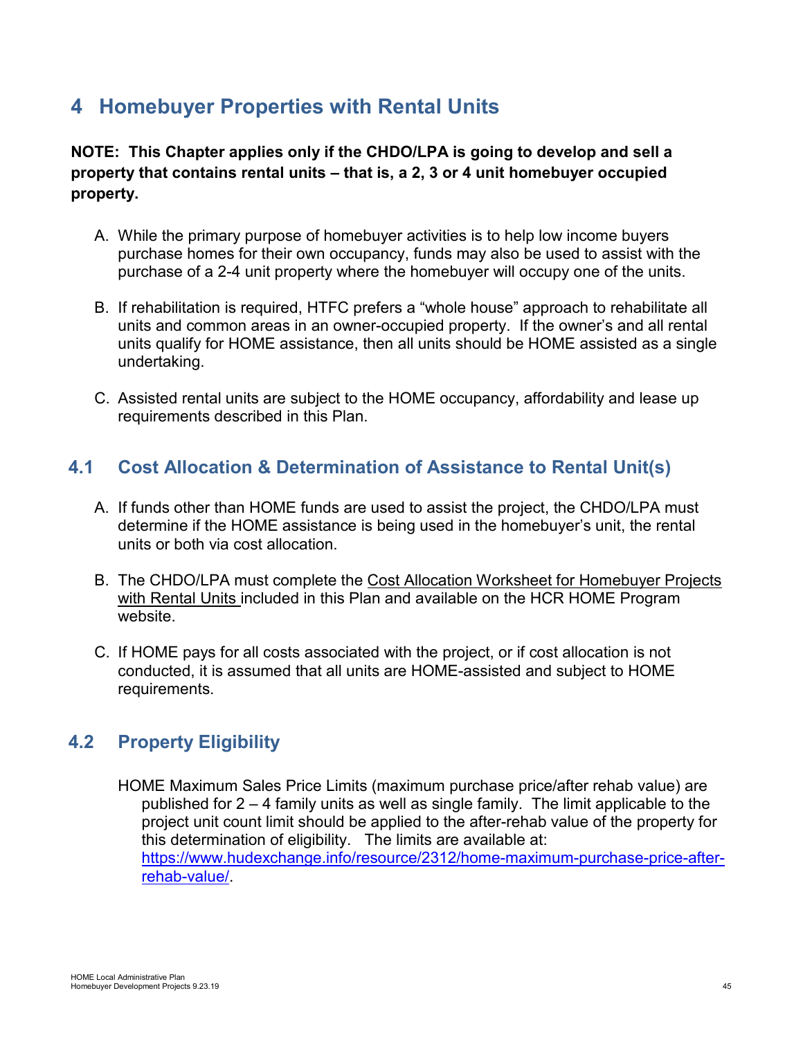# 4 Homebuyer Properties with Rental Units

**NOTE: This Chapter applies only if the CHDO/LPA is going to develop and sell a property that contains rental units – that is, a 2, 3 or 4 unit homebuyer occupied property.**

A. While the primary purpose of homebuyer activities is to help low income buyers purchase homes for their own occupancy, funds may also be used to assist with the purchase of a 2-4 unit property where the homebuyer will occupy one of the units.

B. If rehabilitation is required, HTFC prefers a "whole house" approach to rehabilitate all units and common areas in an owner-occupied property. If the owner's and all rental units qualify for HOME assistance, then all units should be HOME assisted as a single undertaking.

C. Assisted rental units are subject to the HOME occupancy, affordability and lease up requirements described in this Plan.

## 4.1 Cost Allocation & Determination of Assistance to Rental Unit(s)

A. If funds other than HOME funds are used to assist the project, the CHDO/LPA must determine if the HOME assistance is being used in the homebuyer's unit, the rental units or both via cost allocation.

B. The CHDO/LPA must complete the Cost Allocation Worksheet for Homebuyer Projects with Rental Units included in this Plan and available on the HCR HOME Program website.

C. If HOME pays for all costs associated with the project, or if cost allocation is not conducted, it is assumed that all units are HOME-assisted and subject to HOME requirements.

## 4.2 Property Eligibility

HOME Maximum Sales Price Limits (maximum purchase price/after rehab value) are published for 2 – 4 family units as well as single family. The limit applicable to the project unit count limit should be applied to the after-rehab value of the property for this determination of eligibility. The limits are available at: https://www.hudexchange.info/resource/2312/home-maximum-purchase-price-after-rehab-value/.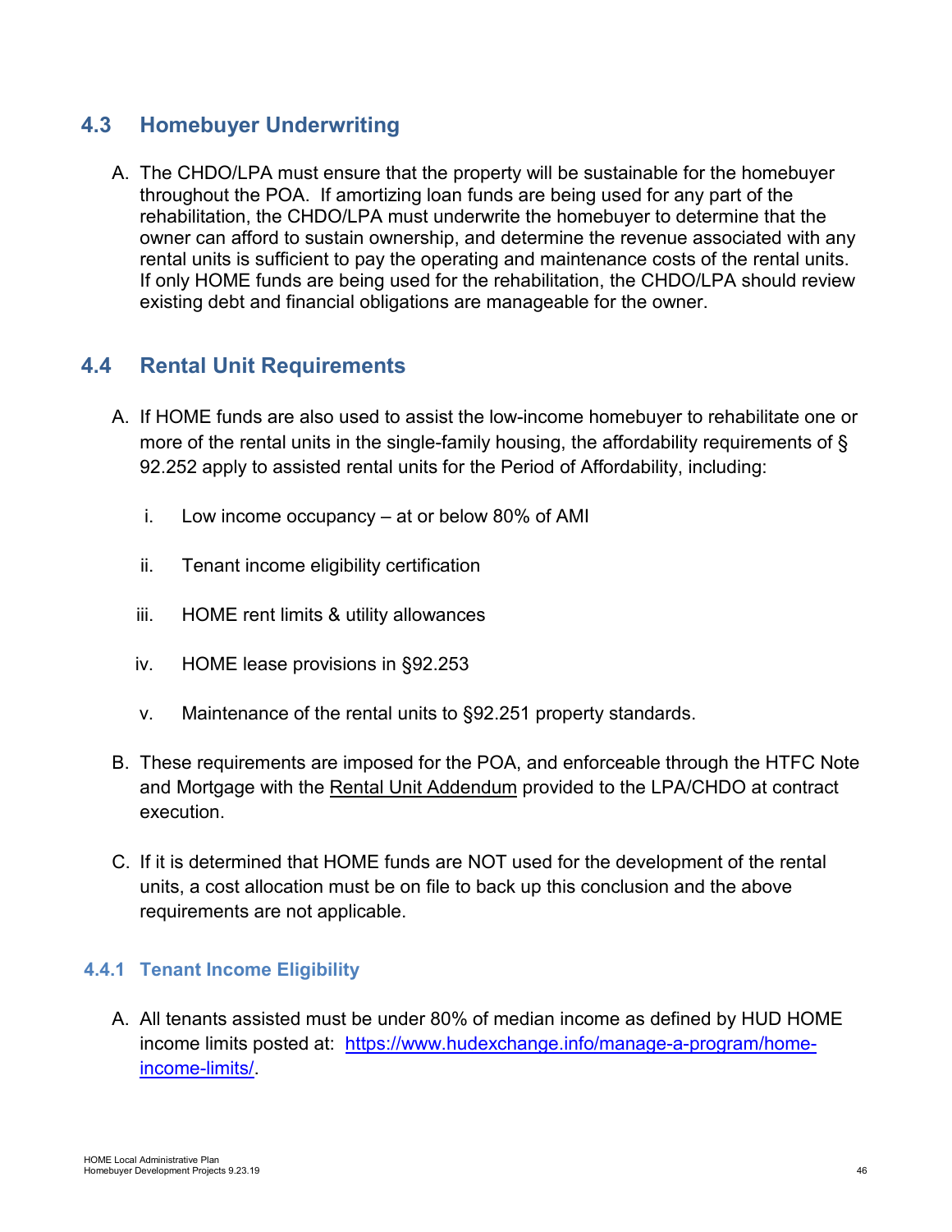## 4.3 Homebuyer Underwriting

A. The CHDO/LPA must ensure that the property will be sustainable for the homebuyer throughout the POA. If amortizing loan funds are being used for any part of the rehabilitation, the CHDO/LPA must underwrite the homebuyer to determine that the owner can afford to sustain ownership, and determine the revenue associated with any rental units is sufficient to pay the operating and maintenance costs of the rental units. If only HOME funds are being used for the rehabilitation, the CHDO/LPA should review existing debt and financial obligations are manageable for the owner.

## 4.4 Rental Unit Requirements

A. If HOME funds are also used to assist the low-income homebuyer to rehabilitate one or more of the rental units in the single-family housing, the affordability requirements of § 92.252 apply to assisted rental units for the Period of Affordability, including:

   i. Low income occupancy – at or below 80% of AMI

   ii. Tenant income eligibility certification

   iii. HOME rent limits & utility allowances

   iv. HOME lease provisions in §92.253

   v. Maintenance of the rental units to §92.251 property standards.

B. These requirements are imposed for the POA, and enforceable through the HTFC Note and Mortgage with the Rental Unit Addendum provided to the LPA/CHDO at contract execution.

C. If it is determined that HOME funds are NOT used for the development of the rental units, a cost allocation must be on file to back up this conclusion and the above requirements are not applicable.

### 4.4.1 Tenant Income Eligibility

A. All tenants assisted must be under 80% of median income as defined by HUD HOME income limits posted at: [https://www.hudexchange.info/manage-a-program/home-income-limits/](https://www.hudexchange.info/manage-a-program/home-income-limits/).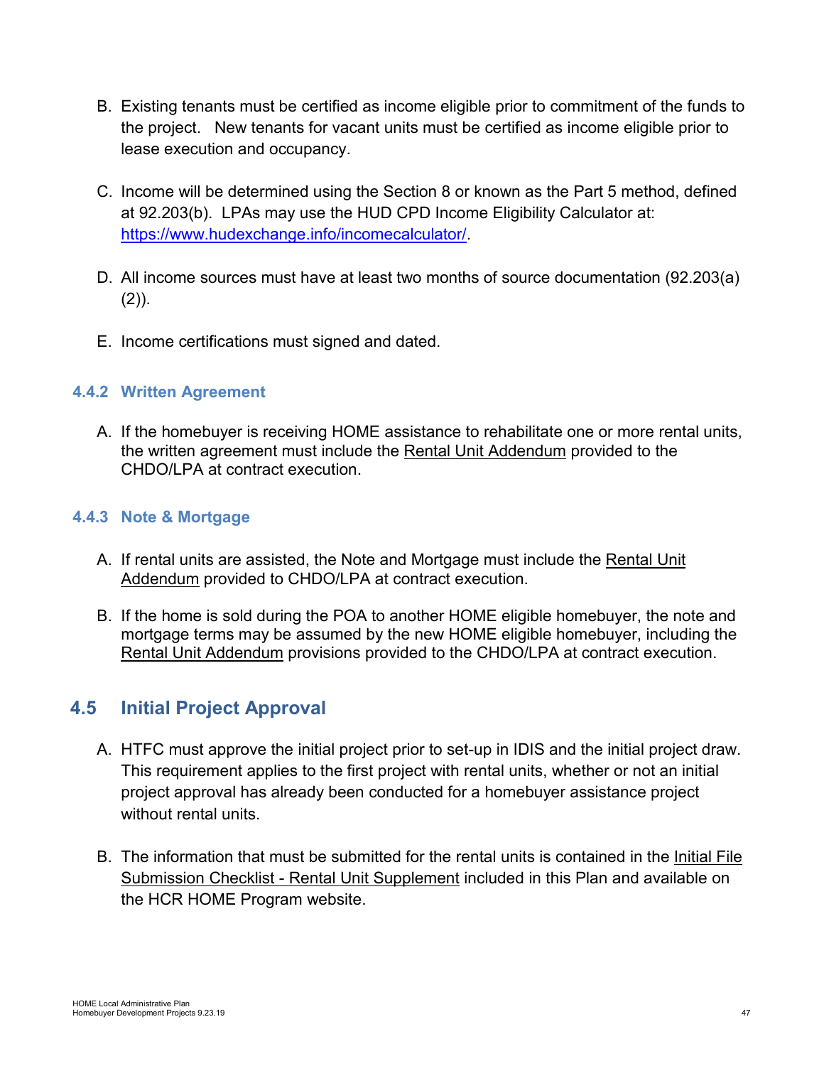B. Existing tenants must be certified as income eligible prior to commitment of the funds to the project. New tenants for vacant units must be certified as income eligible prior to lease execution and occupancy.

C. Income will be determined using the Section 8 or known as the Part 5 method, defined at 92.203(b). LPAs may use the HUD CPD Income Eligibility Calculator at: https://www.hudexchange.info/incomecalculator/.

D. All income sources must have at least two months of source documentation (92.203(a)(2)).

E. Income certifications must signed and dated.

### 4.4.2 Written Agreement

A. If the homebuyer is receiving HOME assistance to rehabilitate one or more rental units, the written agreement must include the Rental Unit Addendum provided to the CHDO/LPA at contract execution.

### 4.4.3 Note & Mortgage

A. If rental units are assisted, the Note and Mortgage must include the Rental Unit Addendum provided to CHDO/LPA at contract execution.

B. If the home is sold during the POA to another HOME eligible homebuyer, the note and mortgage terms may be assumed by the new HOME eligible homebuyer, including the Rental Unit Addendum provisions provided to the CHDO/LPA at contract execution.

## 4.5 Initial Project Approval

A. HTFC must approve the initial project prior to set-up in IDIS and the initial project draw. This requirement applies to the first project with rental units, whether or not an initial project approval has already been conducted for a homebuyer assistance project without rental units.

B. The information that must be submitted for the rental units is contained in the Initial File Submission Checklist - Rental Unit Supplement included in this Plan and available on the HCR HOME Program website.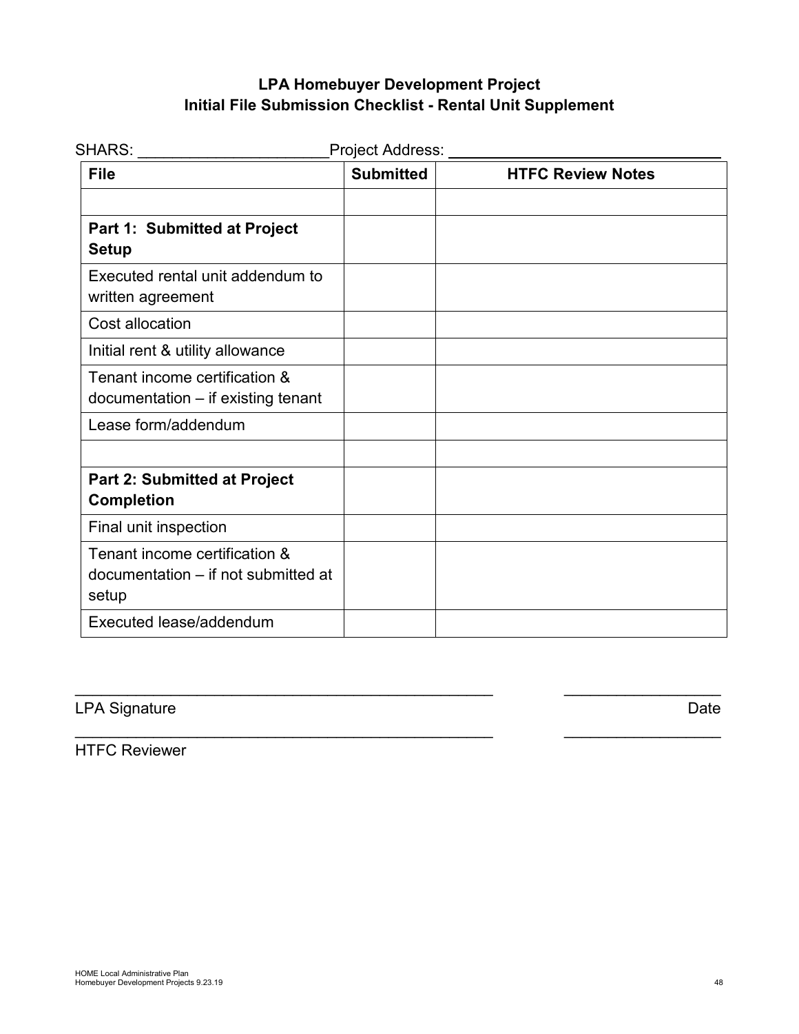# LPA Homebuyer Development Project
## Initial File Submission Checklist - Rental Unit Supplement

SHARS: ______________________ Project Address: ________________________________

| File | Submitted | HTFC Review Notes |
|---|---|---|
| | | |
| **Part 1: Submitted at Project Setup** | | |
| Executed rental unit addendum to written agreement | | |
| Cost allocation | | |
| Initial rent & utility allowance | | |
| Tenant income certification & documentation – if existing tenant | | |
| Lease form/addendum | | |
| | | |
| **Part 2: Submitted at Project Completion** | | |
| Final unit inspection | | |
| Tenant income certification & documentation – if not submitted at setup | | |
| Executed lease/addendum | | |

_________________________________________________ __________________

LPA Signature Date

_________________________________________________ __________________

HTFC Reviewer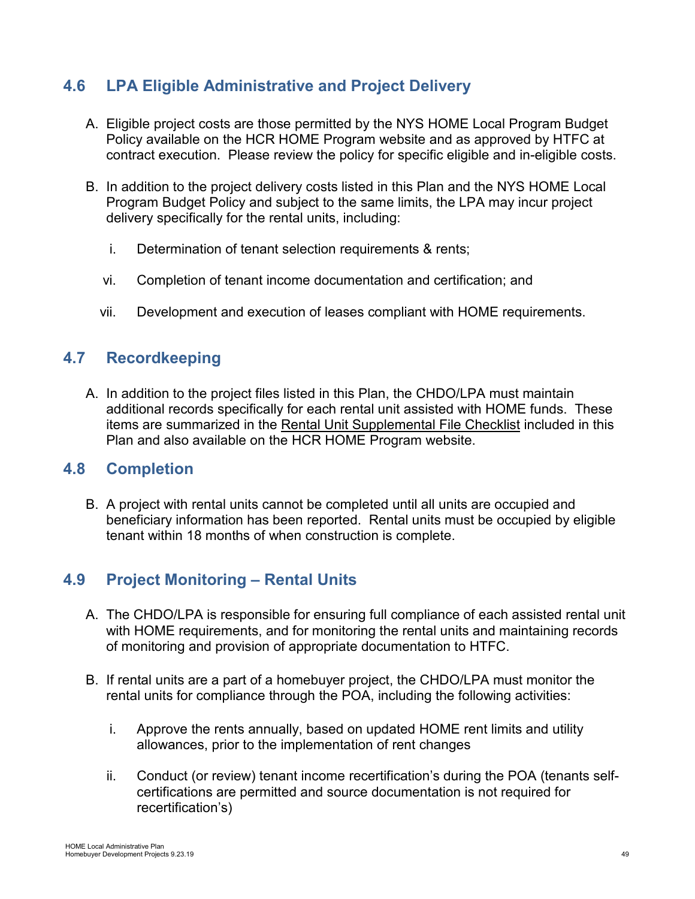## 4.6 LPA Eligible Administrative and Project Delivery

A. Eligible project costs are those permitted by the NYS HOME Local Program Budget Policy available on the HCR HOME Program website and as approved by HTFC at contract execution. Please review the policy for specific eligible and in-eligible costs.

B. In addition to the project delivery costs listed in this Plan and the NYS HOME Local Program Budget Policy and subject to the same limits, the LPA may incur project delivery specifically for the rental units, including:

   i. Determination of tenant selection requirements & rents;

   vi. Completion of tenant income documentation and certification; and

   vii. Development and execution of leases compliant with HOME requirements.

## 4.7 Recordkeeping

A. In addition to the project files listed in this Plan, the CHDO/LPA must maintain additional records specifically for each rental unit assisted with HOME funds. These items are summarized in the Rental Unit Supplemental File Checklist included in this Plan and also available on the HCR HOME Program website.

## 4.8 Completion

B. A project with rental units cannot be completed until all units are occupied and beneficiary information has been reported. Rental units must be occupied by eligible tenant within 18 months of when construction is complete.

## 4.9 Project Monitoring – Rental Units

A. The CHDO/LPA is responsible for ensuring full compliance of each assisted rental unit with HOME requirements, and for monitoring the rental units and maintaining records of monitoring and provision of appropriate documentation to HTFC.

B. If rental units are a part of a homebuyer project, the CHDO/LPA must monitor the rental units for compliance through the POA, including the following activities:

   i. Approve the rents annually, based on updated HOME rent limits and utility allowances, prior to the implementation of rent changes

   ii. Conduct (or review) tenant income recertification's during the POA (tenants self-certifications are permitted and source documentation is not required for recertification's)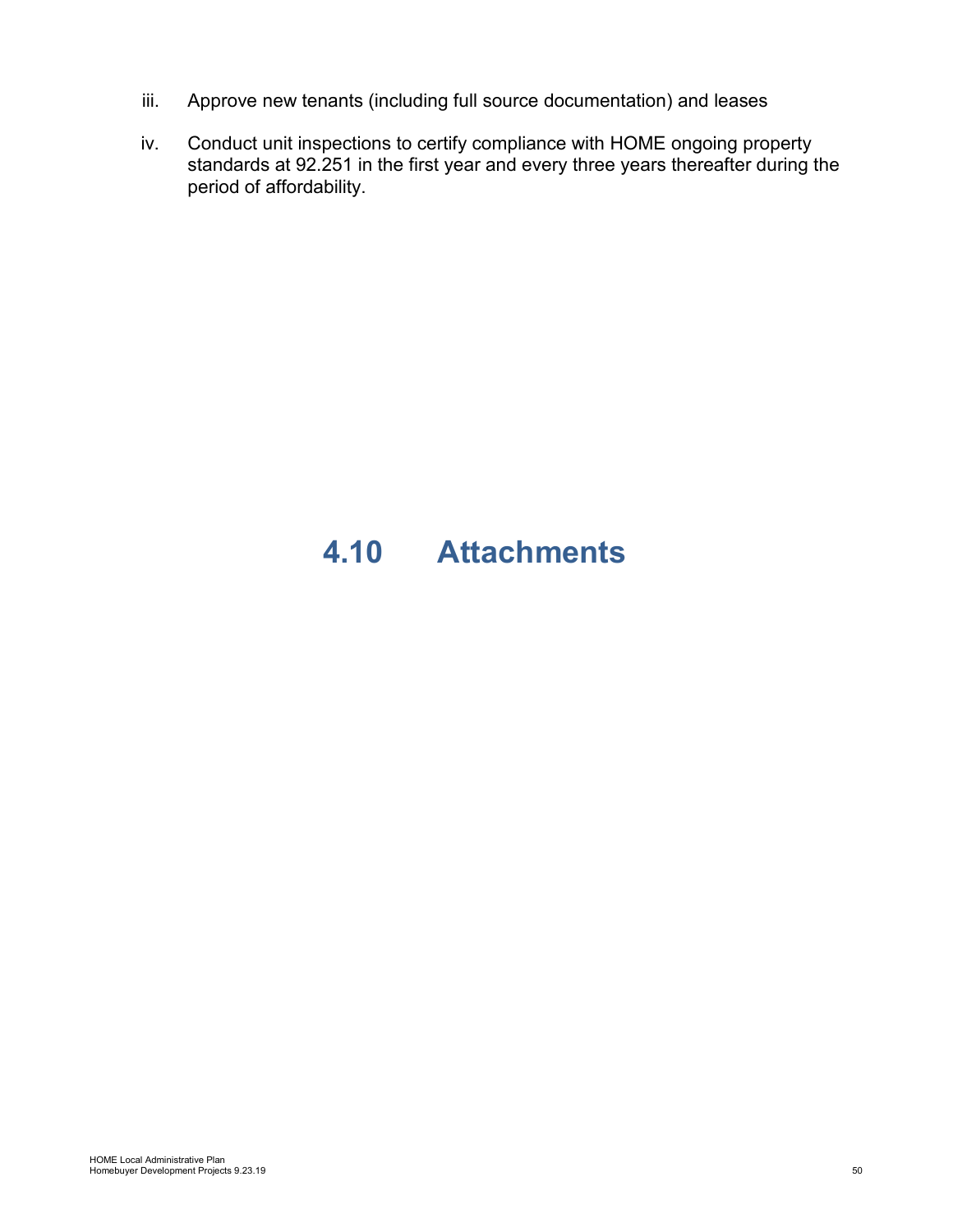iii. Approve new tenants (including full source documentation) and leases

iv. Conduct unit inspections to certify compliance with HOME ongoing property standards at 92.251 in the first year and every three years thereafter during the period of affordability.

# 4.10 Attachments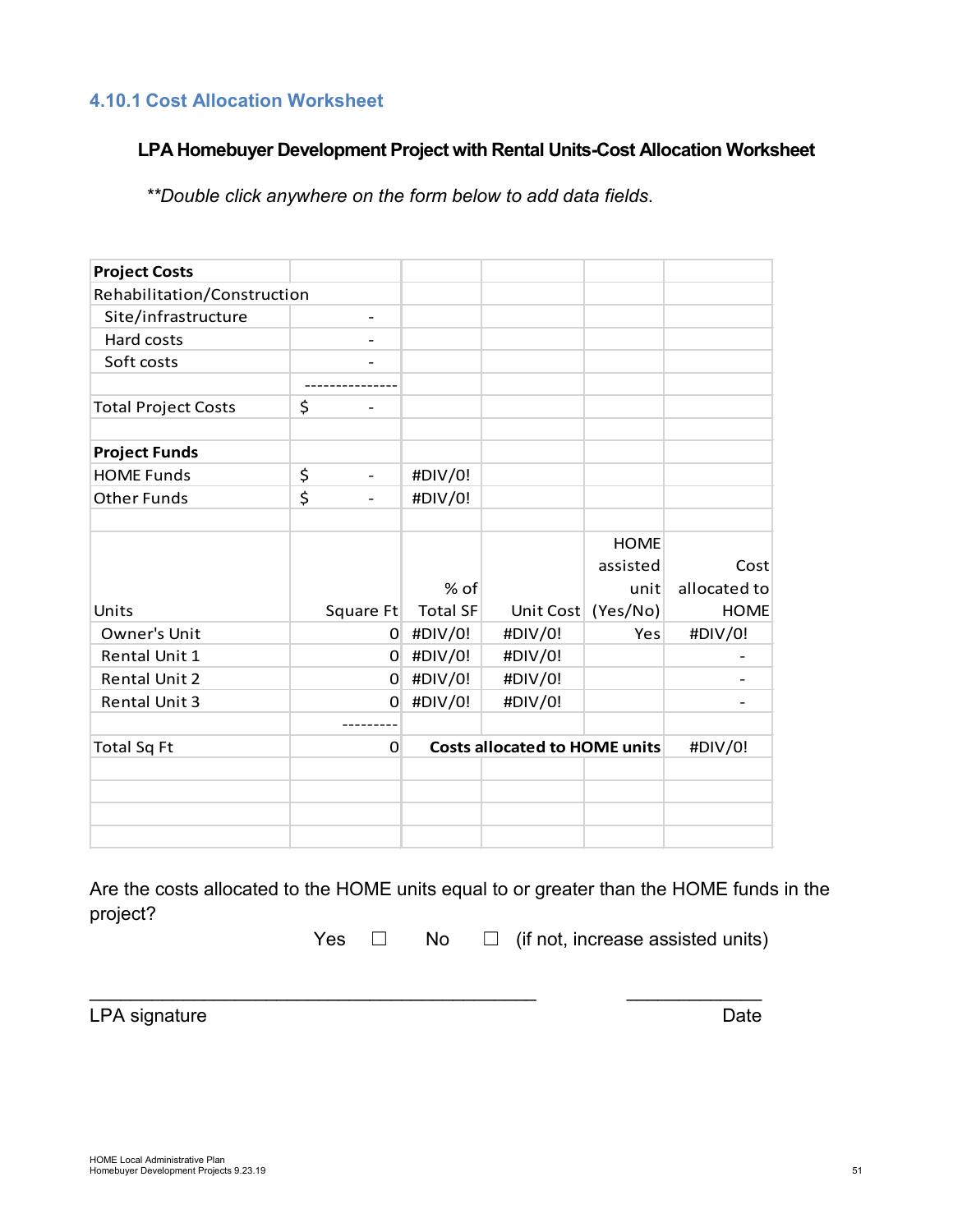### 4.10.1 Cost Allocation Worksheet

**LPA Homebuyer Development Project with Rental Units-Cost Allocation Worksheet**

*\*\*Double click anywhere on the form below to add data fields.*

| **Project Costs** | | | | | |
|---|---|---|---|---|---|
| Rehabilitation/Construction | | | | | |
| Site/infrastructure | - | | | | |
| Hard costs | - | | | | |
| Soft costs | - | | | | |
| | --------------- | | | | |
| Total Project Costs | $ - | | | | |
| | | | | | |
| **Project Funds** | | | | | |
| HOME Funds | $ - | #DIV/0! | | | |
| Other Funds | $ - | #DIV/0! | | | |
| | | | | | |
| Units | Square Ft | % of Total SF | Unit Cost | HOME assisted unit (Yes/No) | Cost allocated to HOME |
| Owner's Unit | 0 | #DIV/0! | #DIV/0! | Yes | #DIV/0! |
| Rental Unit 1 | 0 | #DIV/0! | #DIV/0! | | - |
| Rental Unit 2 | 0 | #DIV/0! | #DIV/0! | | - |
| Rental Unit 3 | 0 | #DIV/0! | #DIV/0! | | - |
| | --------- | | | | |
| Total Sq Ft | 0 | **Costs allocated to HOME units** | | | #DIV/0! |

Are the costs allocated to the HOME units equal to or greater than the HOME funds in the project?

Yes ☐ No ☐ (if not, increase assisted units)

\_\_\_\_\_\_\_\_\_\_\_\_\_\_\_\_\_\_\_\_\_\_\_\_\_\_\_\_\_\_\_\_\_\_\_\_\_\_\_\_ \_\_\_\_\_\_\_\_\_\_\_\_

LPA signature Date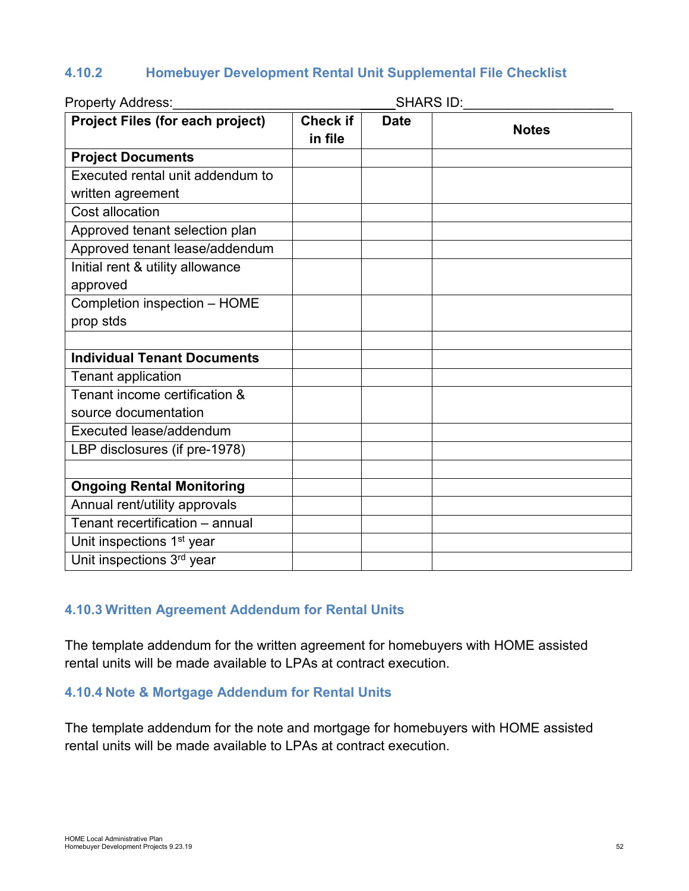### 4.10.2 Homebuyer Development Rental Unit Supplemental File Checklist

Property Address:_________________________________SHARS ID:____________________

| Project Files (for each project) | Check if in file | Date | Notes |
|---|---|---|---|
| **Project Documents** | | | |
| Executed rental unit addendum to written agreement | | | |
| Cost allocation | | | |
| Approved tenant selection plan | | | |
| Approved tenant lease/addendum | | | |
| Initial rent & utility allowance approved | | | |
| Completion inspection – HOME prop stds | | | |
| | | | |
| **Individual Tenant Documents** | | | |
| Tenant application | | | |
| Tenant income certification & source documentation | | | |
| Executed lease/addendum | | | |
| LBP disclosures (if pre-1978) | | | |
| | | | |
| **Ongoing Rental Monitoring** | | | |
| Annual rent/utility approvals | | | |
| Tenant recertification – annual | | | |
| Unit inspections 1st year | | | |
| Unit inspections 3rd year | | | |

### 4.10.3 Written Agreement Addendum for Rental Units

The template addendum for the written agreement for homebuyers with HOME assisted rental units will be made available to LPAs at contract execution.

### 4.10.4 Note & Mortgage Addendum for Rental Units

The template addendum for the note and mortgage for homebuyers with HOME assisted rental units will be made available to LPAs at contract execution.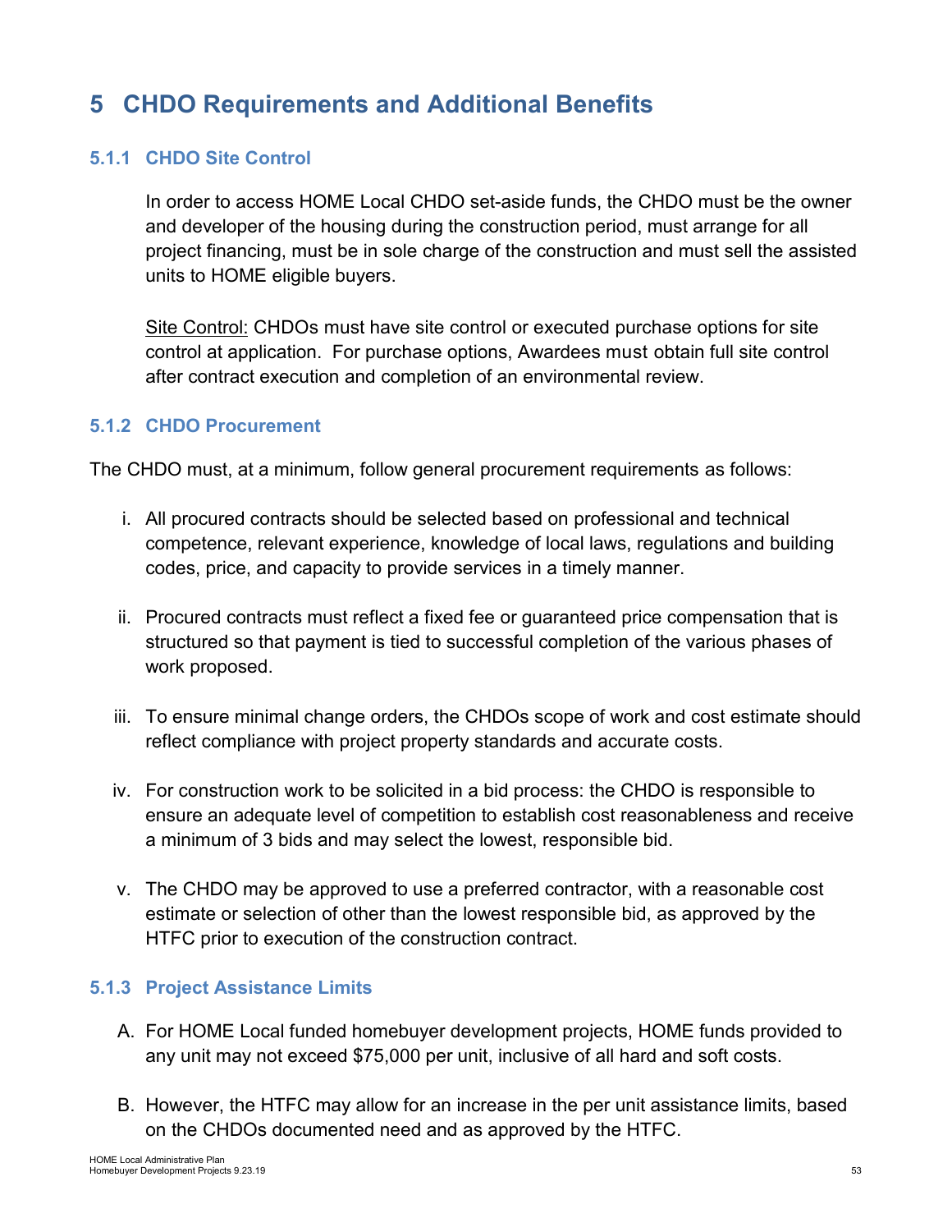# 5 CHDO Requirements and Additional Benefits

### 5.1.1 CHDO Site Control

In order to access HOME Local CHDO set-aside funds, the CHDO must be the owner and developer of the housing during the construction period, must arrange for all project financing, must be in sole charge of the construction and must sell the assisted units to HOME eligible buyers.

Site Control: CHDOs must have site control or executed purchase options for site control at application. For purchase options, Awardees must obtain full site control after contract execution and completion of an environmental review.

### 5.1.2 CHDO Procurement

The CHDO must, at a minimum, follow general procurement requirements as follows:

i. All procured contracts should be selected based on professional and technical competence, relevant experience, knowledge of local laws, regulations and building codes, price, and capacity to provide services in a timely manner.

ii. Procured contracts must reflect a fixed fee or guaranteed price compensation that is structured so that payment is tied to successful completion of the various phases of work proposed.

iii. To ensure minimal change orders, the CHDOs scope of work and cost estimate should reflect compliance with project property standards and accurate costs.

iv. For construction work to be solicited in a bid process: the CHDO is responsible to ensure an adequate level of competition to establish cost reasonableness and receive a minimum of 3 bids and may select the lowest, responsible bid.

v. The CHDO may be approved to use a preferred contractor, with a reasonable cost estimate or selection of other than the lowest responsible bid, as approved by the HTFC prior to execution of the construction contract.

### 5.1.3 Project Assistance Limits

A. For HOME Local funded homebuyer development projects, HOME funds provided to any unit may not exceed $75,000 per unit, inclusive of all hard and soft costs.

B. However, the HTFC may allow for an increase in the per unit assistance limits, based on the CHDOs documented need and as approved by the HTFC.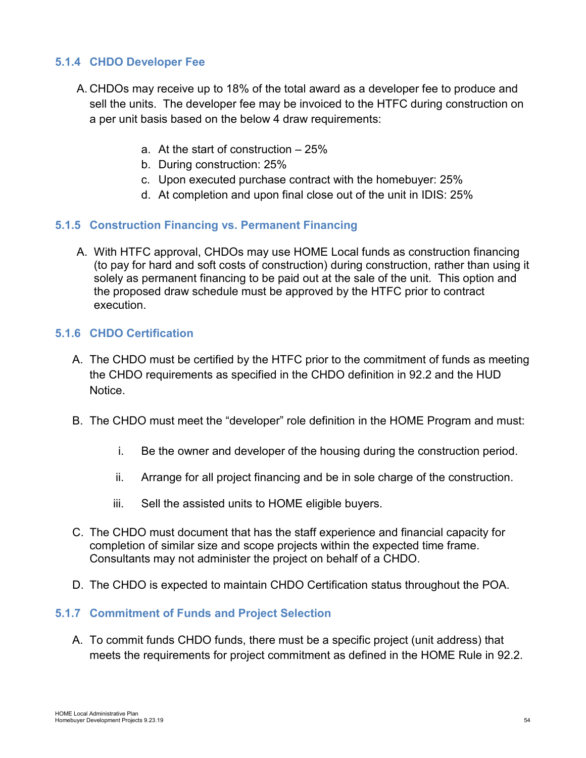### 5.1.4 CHDO Developer Fee

A. CHDOs may receive up to 18% of the total award as a developer fee to produce and sell the units. The developer fee may be invoiced to the HTFC during construction on a per unit basis based on the below 4 draw requirements:

   a. At the start of construction – 25%
   b. During construction: 25%
   c. Upon executed purchase contract with the homebuyer: 25%
   d. At completion and upon final close out of the unit in IDIS: 25%

### 5.1.5 Construction Financing vs. Permanent Financing

A. With HTFC approval, CHDOs may use HOME Local funds as construction financing (to pay for hard and soft costs of construction) during construction, rather than using it solely as permanent financing to be paid out at the sale of the unit. This option and the proposed draw schedule must be approved by the HTFC prior to contract execution.

### 5.1.6 CHDO Certification

A. The CHDO must be certified by the HTFC prior to the commitment of funds as meeting the CHDO requirements as specified in the CHDO definition in 92.2 and the HUD Notice.

B. The CHDO must meet the "developer" role definition in the HOME Program and must:

   i. Be the owner and developer of the housing during the construction period.

   ii. Arrange for all project financing and be in sole charge of the construction.

   iii. Sell the assisted units to HOME eligible buyers.

C. The CHDO must document that has the staff experience and financial capacity for completion of similar size and scope projects within the expected time frame. Consultants may not administer the project on behalf of a CHDO.

D. The CHDO is expected to maintain CHDO Certification status throughout the POA.

### 5.1.7 Commitment of Funds and Project Selection

A. To commit funds CHDO funds, there must be a specific project (unit address) that meets the requirements for project commitment as defined in the HOME Rule in 92.2.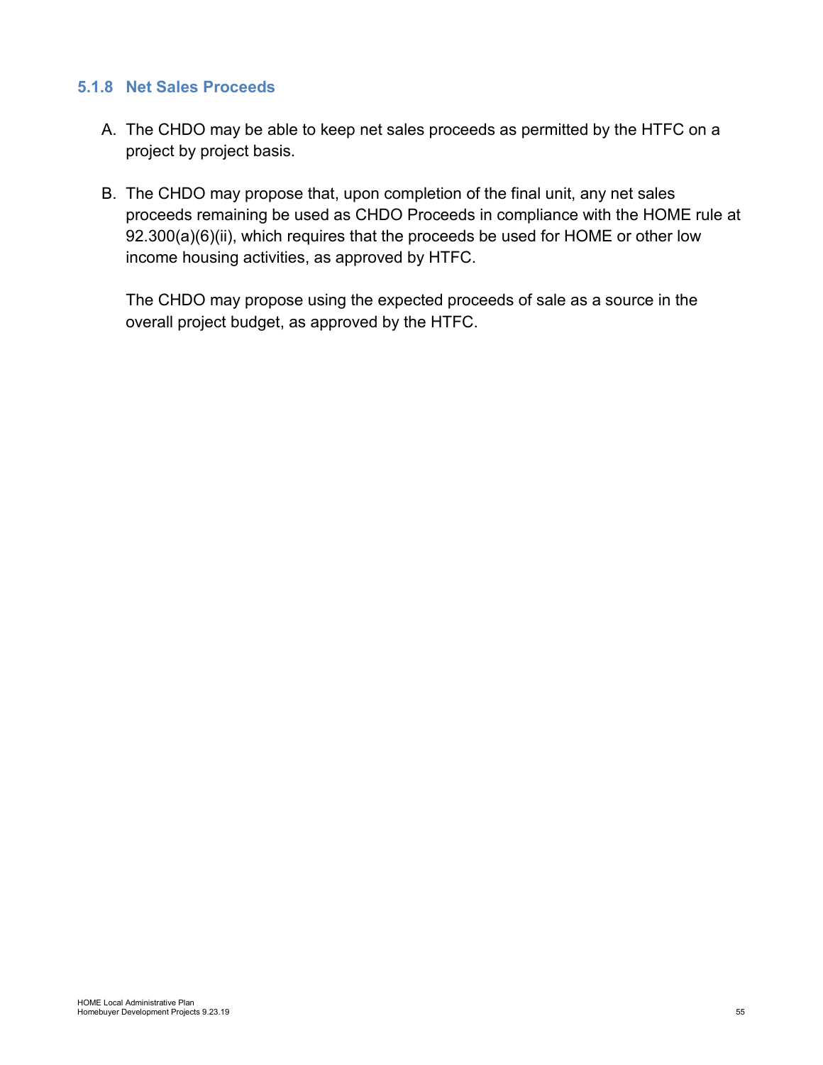### 5.1.8 Net Sales Proceeds

A. The CHDO may be able to keep net sales proceeds as permitted by the HTFC on a project by project basis.

B. The CHDO may propose that, upon completion of the final unit, any net sales proceeds remaining be used as CHDO Proceeds in compliance with the HOME rule at 92.300(a)(6)(ii), which requires that the proceeds be used for HOME or other low income housing activities, as approved by HTFC.

   The CHDO may propose using the expected proceeds of sale as a source in the overall project budget, as approved by the HTFC.